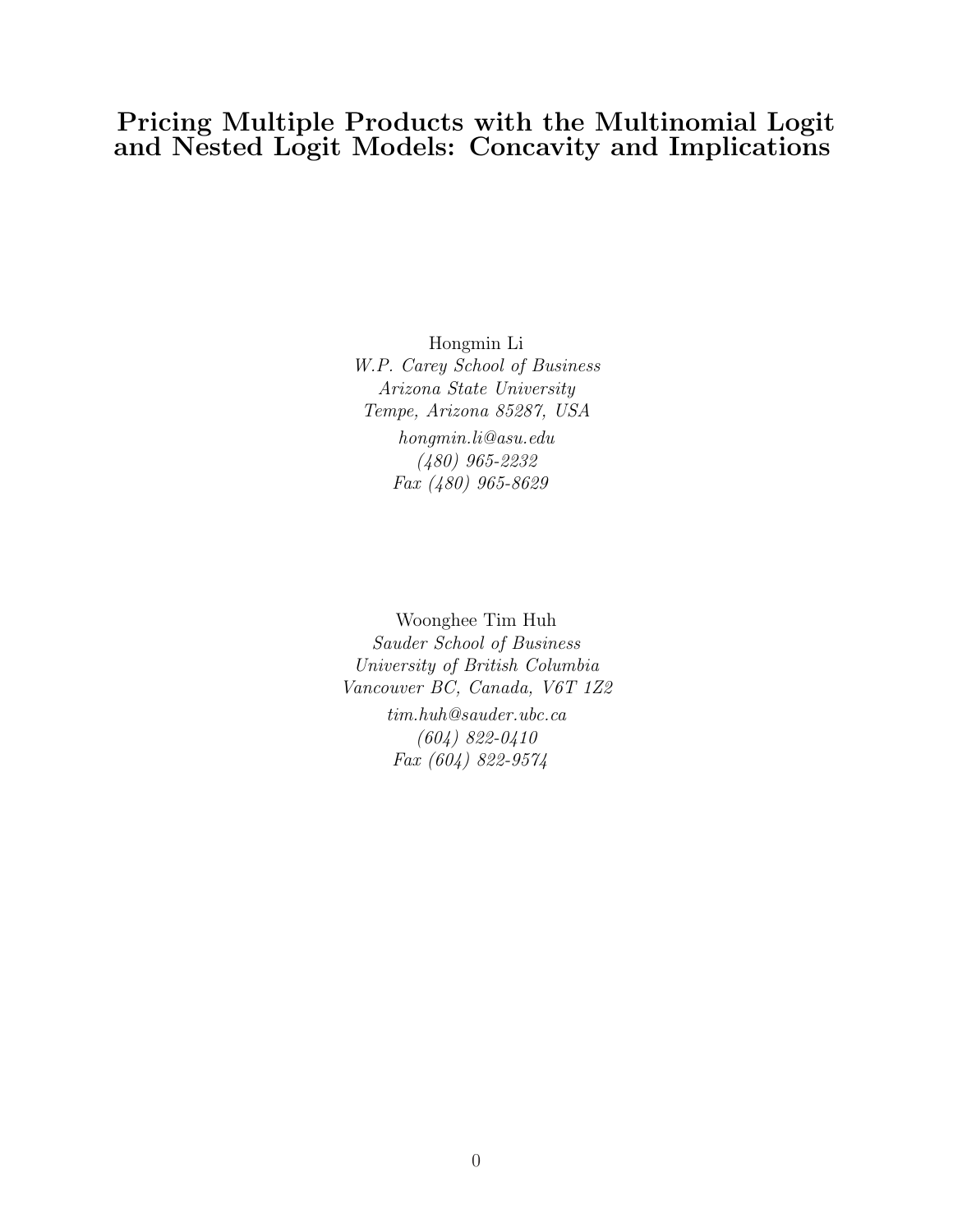# Pricing Multiple Products with the Multinomial Logit and Nested Logit Models: Concavity and Implications

Hongmin Li
*W.P. Carey School of Business*
*Arizona State University*
*Tempe, Arizona 85287, USA*
*hongmin.li@asu.edu*
*(480) 965-2232*
*Fax (480) 965-8629*

Woonghee Tim Huh
*Sauder School of Business*
*University of British Columbia*
*Vancouver BC, Canada, V6T 1Z2*
*tim.huh@sauder.ubc.ca*
*(604) 822-0410*
*Fax (604) 822-9574*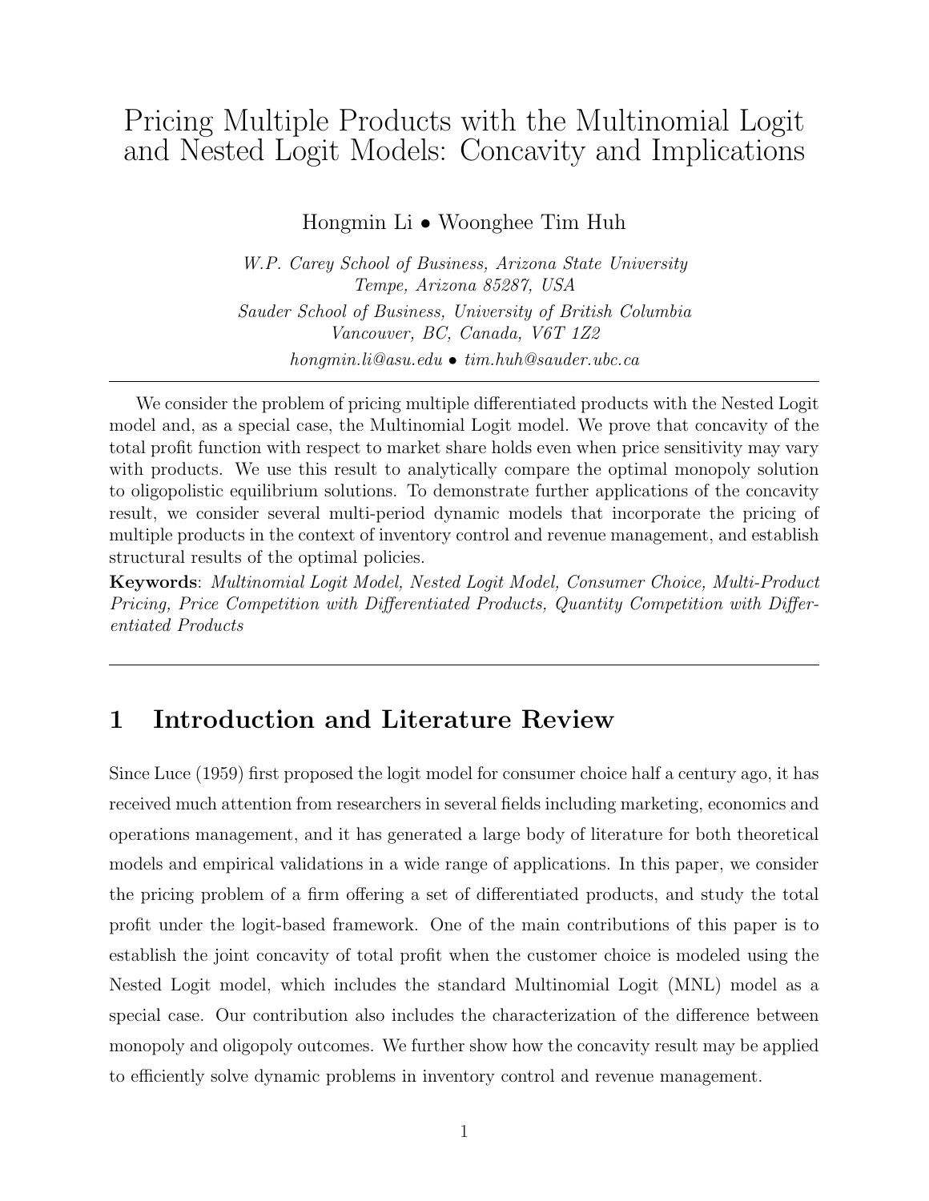# Pricing Multiple Products with the Multinomial Logit and Nested Logit Models: Concavity and Implications

Hongmin Li • Woonghee Tim Huh

*W.P. Carey School of Business, Arizona State University*
*Tempe, Arizona 85287, USA*
*Sauder School of Business, University of British Columbia*
*Vancouver, BC, Canada, V6T 1Z2*
*hongmin.li@asu.edu • tim.huh@sauder.ubc.ca*

---

We consider the problem of pricing multiple differentiated products with the Nested Logit model and, as a special case, the Multinomial Logit model. We prove that concavity of the total profit function with respect to market share holds even when price sensitivity may vary with products. We use this result to analytically compare the optimal monopoly solution to oligopolistic equilibrium solutions. To demonstrate further applications of the concavity result, we consider several multi-period dynamic models that incorporate the pricing of multiple products in the context of inventory control and revenue management, and establish structural results of the optimal policies.

**Keywords**: *Multinomial Logit Model, Nested Logit Model, Consumer Choice, Multi-Product Pricing, Price Competition with Differentiated Products, Quantity Competition with Differentiated Products*

---

## 1 Introduction and Literature Review

Since Luce (1959) first proposed the logit model for consumer choice half a century ago, it has received much attention from researchers in several fields including marketing, economics and operations management, and it has generated a large body of literature for both theoretical models and empirical validations in a wide range of applications. In this paper, we consider the pricing problem of a firm offering a set of differentiated products, and study the total profit under the logit-based framework. One of the main contributions of this paper is to establish the joint concavity of total profit when the customer choice is modeled using the Nested Logit model, which includes the standard Multinomial Logit (MNL) model as a special case. Our contribution also includes the characterization of the difference between monopoly and oligopoly outcomes. We further show how the concavity result may be applied to efficiently solve dynamic problems in inventory control and revenue management.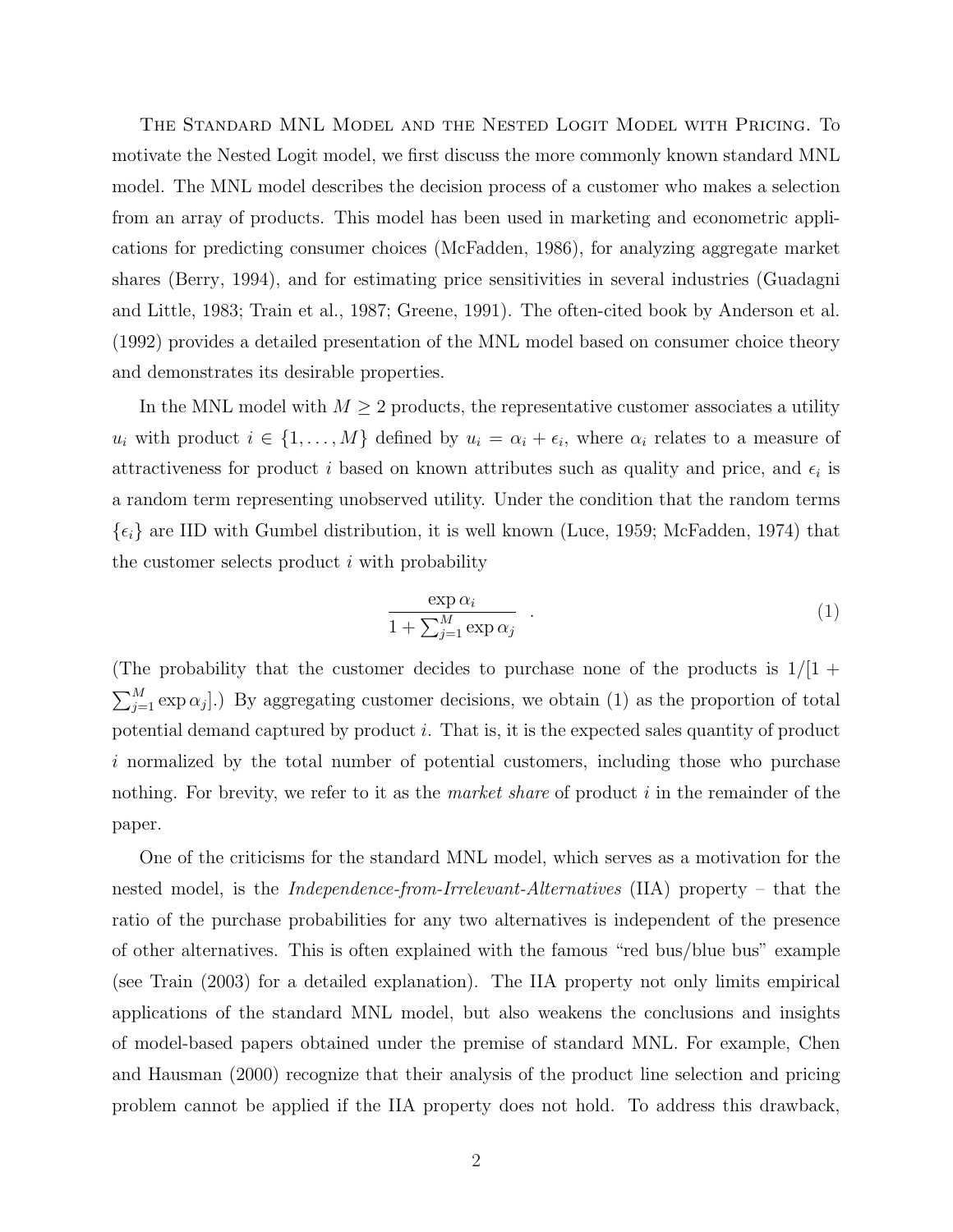The Standard MNL Model and the Nested Logit Model with Pricing. To motivate the Nested Logit model, we first discuss the more commonly known standard MNL model. The MNL model describes the decision process of a customer who makes a selection from an array of products. This model has been used in marketing and econometric applications for predicting consumer choices (McFadden, 1986), for analyzing aggregate market shares (Berry, 1994), and for estimating price sensitivities in several industries (Guadagni and Little, 1983; Train et al., 1987; Greene, 1991). The often-cited book by Anderson et al. (1992) provides a detailed presentation of the MNL model based on consumer choice theory and demonstrates its desirable properties.

In the MNL model with $M \geq 2$ products, the representative customer associates a utility $u_i$ with product $i \in \{1, \ldots, M\}$ defined by $u_i = \alpha_i + \epsilon_i$, where $\alpha_i$ relates to a measure of attractiveness for product $i$ based on known attributes such as quality and price, and $\epsilon_i$ is a random term representing unobserved utility. Under the condition that the random terms $\{\epsilon_i\}$ are IID with Gumbel distribution, it is well known (Luce, 1959; McFadden, 1974) that the customer selects product $i$ with probability

$$\frac{\exp \alpha_i}{1 + \sum_{j=1}^{M} \exp \alpha_j} \quad . \tag{1}$$

(The probability that the customer decides to purchase none of the products is $1/[1 + \sum_{j=1}^{M} \exp \alpha_j]$.) By aggregating customer decisions, we obtain (1) as the proportion of total potential demand captured by product $i$. That is, it is the expected sales quantity of product $i$ normalized by the total number of potential customers, including those who purchase nothing. For brevity, we refer to it as the *market share* of product $i$ in the remainder of the paper.

One of the criticisms for the standard MNL model, which serves as a motivation for the nested model, is the *Independence-from-Irrelevant-Alternatives* (IIA) property – that the ratio of the purchase probabilities for any two alternatives is independent of the presence of other alternatives. This is often explained with the famous "red bus/blue bus" example (see Train (2003) for a detailed explanation). The IIA property not only limits empirical applications of the standard MNL model, but also weakens the conclusions and insights of model-based papers obtained under the premise of standard MNL. For example, Chen and Hausman (2000) recognize that their analysis of the product line selection and pricing problem cannot be applied if the IIA property does not hold. To address this drawback,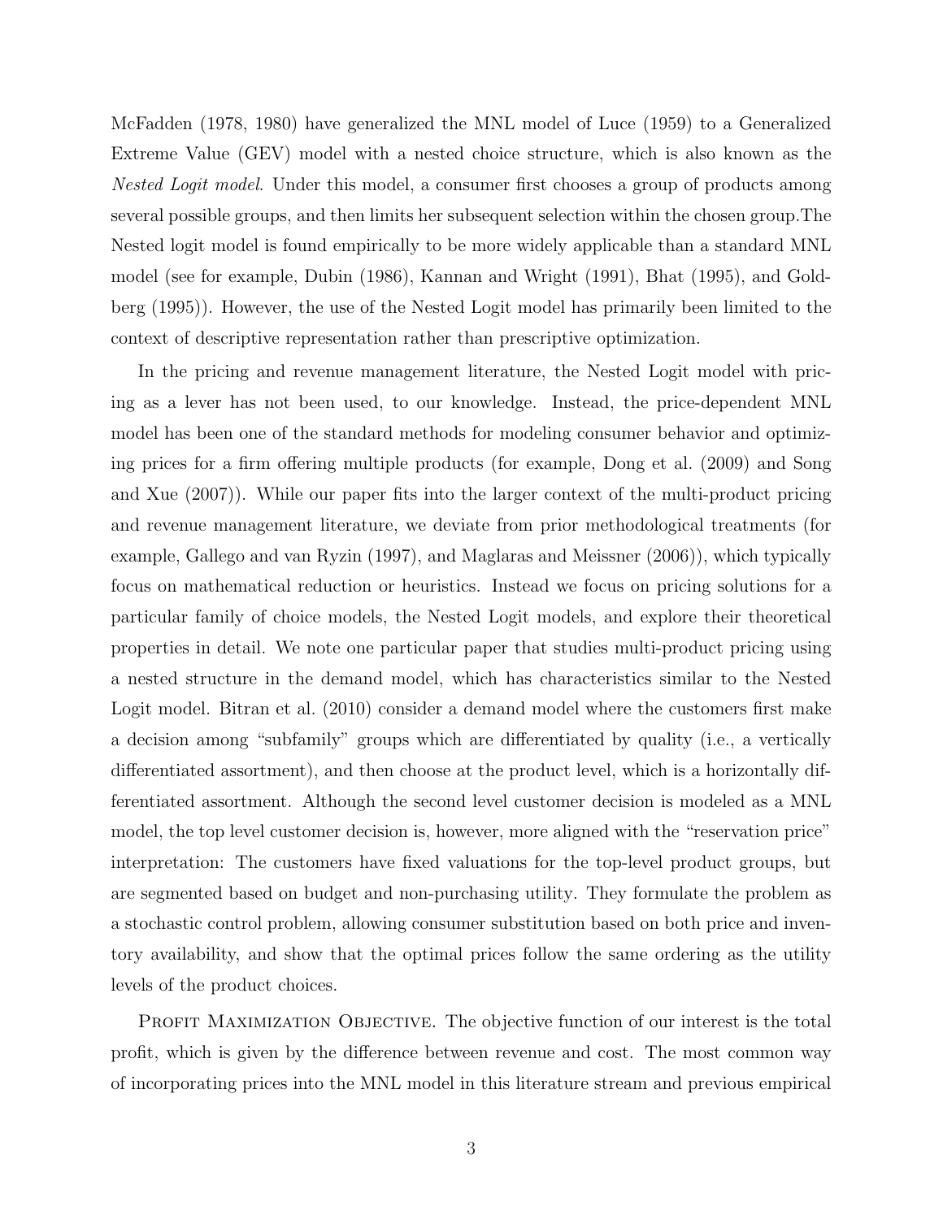McFadden (1978, 1980) have generalized the MNL model of Luce (1959) to a Generalized Extreme Value (GEV) model with a nested choice structure, which is also known as the *Nested Logit model*. Under this model, a consumer first chooses a group of products among several possible groups, and then limits her subsequent selection within the chosen group.The Nested logit model is found empirically to be more widely applicable than a standard MNL model (see for example, Dubin (1986), Kannan and Wright (1991), Bhat (1995), and Goldberg (1995)). However, the use of the Nested Logit model has primarily been limited to the context of descriptive representation rather than prescriptive optimization.

In the pricing and revenue management literature, the Nested Logit model with pricing as a lever has not been used, to our knowledge. Instead, the price-dependent MNL model has been one of the standard methods for modeling consumer behavior and optimizing prices for a firm offering multiple products (for example, Dong et al. (2009) and Song and Xue (2007)). While our paper fits into the larger context of the multi-product pricing and revenue management literature, we deviate from prior methodological treatments (for example, Gallego and van Ryzin (1997), and Maglaras and Meissner (2006)), which typically focus on mathematical reduction or heuristics. Instead we focus on pricing solutions for a particular family of choice models, the Nested Logit models, and explore their theoretical properties in detail. We note one particular paper that studies multi-product pricing using a nested structure in the demand model, which has characteristics similar to the Nested Logit model. Bitran et al. (2010) consider a demand model where the customers first make a decision among "subfamily" groups which are differentiated by quality (i.e., a vertically differentiated assortment), and then choose at the product level, which is a horizontally differentiated assortment. Although the second level customer decision is modeled as a MNL model, the top level customer decision is, however, more aligned with the "reservation price" interpretation: The customers have fixed valuations for the top-level product groups, but are segmented based on budget and non-purchasing utility. They formulate the problem as a stochastic control problem, allowing consumer substitution based on both price and inventory availability, and show that the optimal prices follow the same ordering as the utility levels of the product choices.

Profit Maximization Objective. The objective function of our interest is the total profit, which is given by the difference between revenue and cost. The most common way of incorporating prices into the MNL model in this literature stream and previous empirical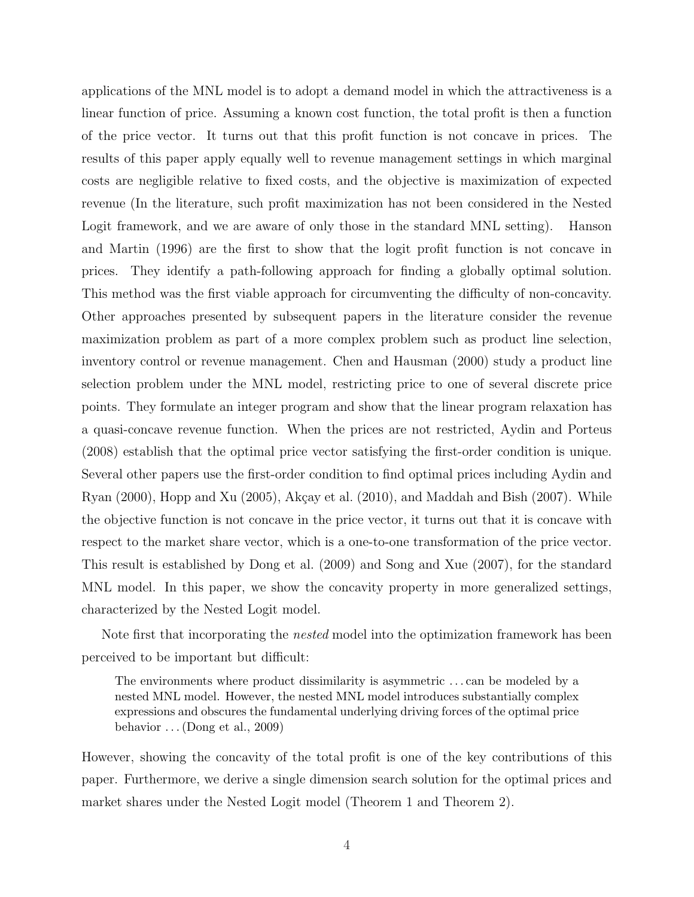applications of the MNL model is to adopt a demand model in which the attractiveness is a linear function of price. Assuming a known cost function, the total profit is then a function of the price vector. It turns out that this profit function is not concave in prices. The results of this paper apply equally well to revenue management settings in which marginal costs are negligible relative to fixed costs, and the objective is maximization of expected revenue (In the literature, such profit maximization has not been considered in the Nested Logit framework, and we are aware of only those in the standard MNL setting). Hanson and Martin (1996) are the first to show that the logit profit function is not concave in prices. They identify a path-following approach for finding a globally optimal solution. This method was the first viable approach for circumventing the difficulty of non-concavity. Other approaches presented by subsequent papers in the literature consider the revenue maximization problem as part of a more complex problem such as product line selection, inventory control or revenue management. Chen and Hausman (2000) study a product line selection problem under the MNL model, restricting price to one of several discrete price points. They formulate an integer program and show that the linear program relaxation has a quasi-concave revenue function. When the prices are not restricted, Aydin and Porteus (2008) establish that the optimal price vector satisfying the first-order condition is unique. Several other papers use the first-order condition to find optimal prices including Aydin and Ryan (2000), Hopp and Xu (2005), Akçay et al. (2010), and Maddah and Bish (2007). While the objective function is not concave in the price vector, it turns out that it is concave with respect to the market share vector, which is a one-to-one transformation of the price vector. This result is established by Dong et al. (2009) and Song and Xue (2007), for the standard MNL model. In this paper, we show the concavity property in more generalized settings, characterized by the Nested Logit model.

Note first that incorporating the *nested* model into the optimization framework has been perceived to be important but difficult:

> The environments where product dissimilarity is asymmetric ... can be modeled by a nested MNL model. However, the nested MNL model introduces substantially complex expressions and obscures the fundamental underlying driving forces of the optimal price behavior ... (Dong et al., 2009)

However, showing the concavity of the total profit is one of the key contributions of this paper. Furthermore, we derive a single dimension search solution for the optimal prices and market shares under the Nested Logit model (Theorem 1 and Theorem 2).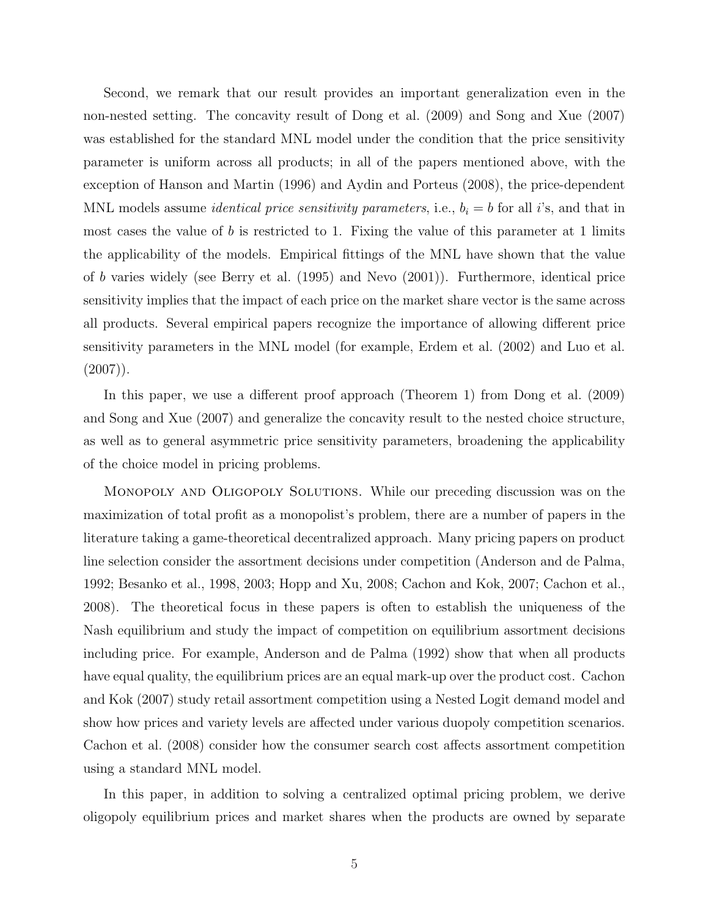Second, we remark that our result provides an important generalization even in the non-nested setting. The concavity result of Dong et al. (2009) and Song and Xue (2007) was established for the standard MNL model under the condition that the price sensitivity parameter is uniform across all products; in all of the papers mentioned above, with the exception of Hanson and Martin (1996) and Aydin and Porteus (2008), the price-dependent MNL models assume *identical price sensitivity parameters*, i.e., $b_i = b$ for all $i$'s, and that in most cases the value of $b$ is restricted to 1. Fixing the value of this parameter at 1 limits the applicability of the models. Empirical fittings of the MNL have shown that the value of $b$ varies widely (see Berry et al. (1995) and Nevo (2001)). Furthermore, identical price sensitivity implies that the impact of each price on the market share vector is the same across all products. Several empirical papers recognize the importance of allowing different price sensitivity parameters in the MNL model (for example, Erdem et al. (2002) and Luo et al. (2007)).

In this paper, we use a different proof approach (Theorem 1) from Dong et al. (2009) and Song and Xue (2007) and generalize the concavity result to the nested choice structure, as well as to general asymmetric price sensitivity parameters, broadening the applicability of the choice model in pricing problems.

Monopoly and Oligopoly Solutions. While our preceding discussion was on the maximization of total profit as a monopolist's problem, there are a number of papers in the literature taking a game-theoretical decentralized approach. Many pricing papers on product line selection consider the assortment decisions under competition (Anderson and de Palma, 1992; Besanko et al., 1998, 2003; Hopp and Xu, 2008; Cachon and Kok, 2007; Cachon et al., 2008). The theoretical focus in these papers is often to establish the uniqueness of the Nash equilibrium and study the impact of competition on equilibrium assortment decisions including price. For example, Anderson and de Palma (1992) show that when all products have equal quality, the equilibrium prices are an equal mark-up over the product cost. Cachon and Kok (2007) study retail assortment competition using a Nested Logit demand model and show how prices and variety levels are affected under various duopoly competition scenarios. Cachon et al. (2008) consider how the consumer search cost affects assortment competition using a standard MNL model.

In this paper, in addition to solving a centralized optimal pricing problem, we derive oligopoly equilibrium prices and market shares when the products are owned by separate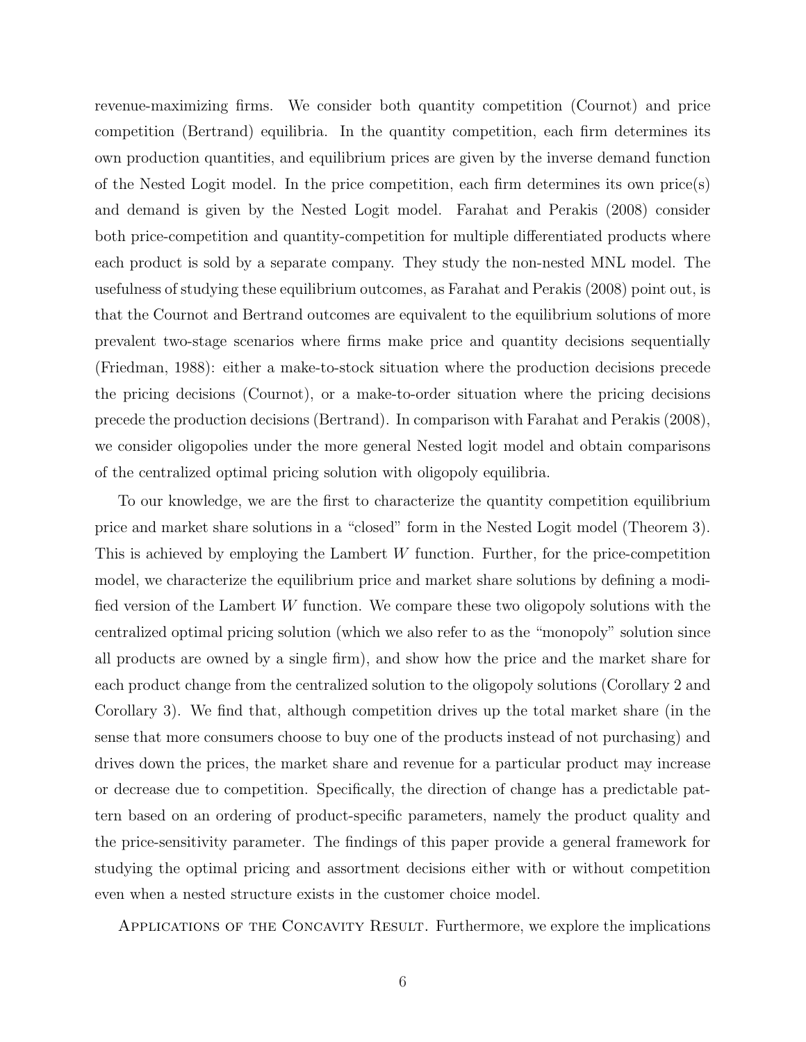revenue-maximizing firms. We consider both quantity competition (Cournot) and price competition (Bertrand) equilibria. In the quantity competition, each firm determines its own production quantities, and equilibrium prices are given by the inverse demand function of the Nested Logit model. In the price competition, each firm determines its own price(s) and demand is given by the Nested Logit model. Farahat and Perakis (2008) consider both price-competition and quantity-competition for multiple differentiated products where each product is sold by a separate company. They study the non-nested MNL model. The usefulness of studying these equilibrium outcomes, as Farahat and Perakis (2008) point out, is that the Cournot and Bertrand outcomes are equivalent to the equilibrium solutions of more prevalent two-stage scenarios where firms make price and quantity decisions sequentially (Friedman, 1988): either a make-to-stock situation where the production decisions precede the pricing decisions (Cournot), or a make-to-order situation where the pricing decisions precede the production decisions (Bertrand). In comparison with Farahat and Perakis (2008), we consider oligopolies under the more general Nested logit model and obtain comparisons of the centralized optimal pricing solution with oligopoly equilibria.

To our knowledge, we are the first to characterize the quantity competition equilibrium price and market share solutions in a "closed" form in the Nested Logit model (Theorem 3). This is achieved by employing the Lambert $W$ function. Further, for the price-competition model, we characterize the equilibrium price and market share solutions by defining a modified version of the Lambert $W$ function. We compare these two oligopoly solutions with the centralized optimal pricing solution (which we also refer to as the "monopoly" solution since all products are owned by a single firm), and show how the price and the market share for each product change from the centralized solution to the oligopoly solutions (Corollary 2 and Corollary 3). We find that, although competition drives up the total market share (in the sense that more consumers choose to buy one of the products instead of not purchasing) and drives down the prices, the market share and revenue for a particular product may increase or decrease due to competition. Specifically, the direction of change has a predictable pattern based on an ordering of product-specific parameters, namely the product quality and the price-sensitivity parameter. The findings of this paper provide a general framework for studying the optimal pricing and assortment decisions either with or without competition even when a nested structure exists in the customer choice model.

Applications of the Concavity Result. Furthermore, we explore the implications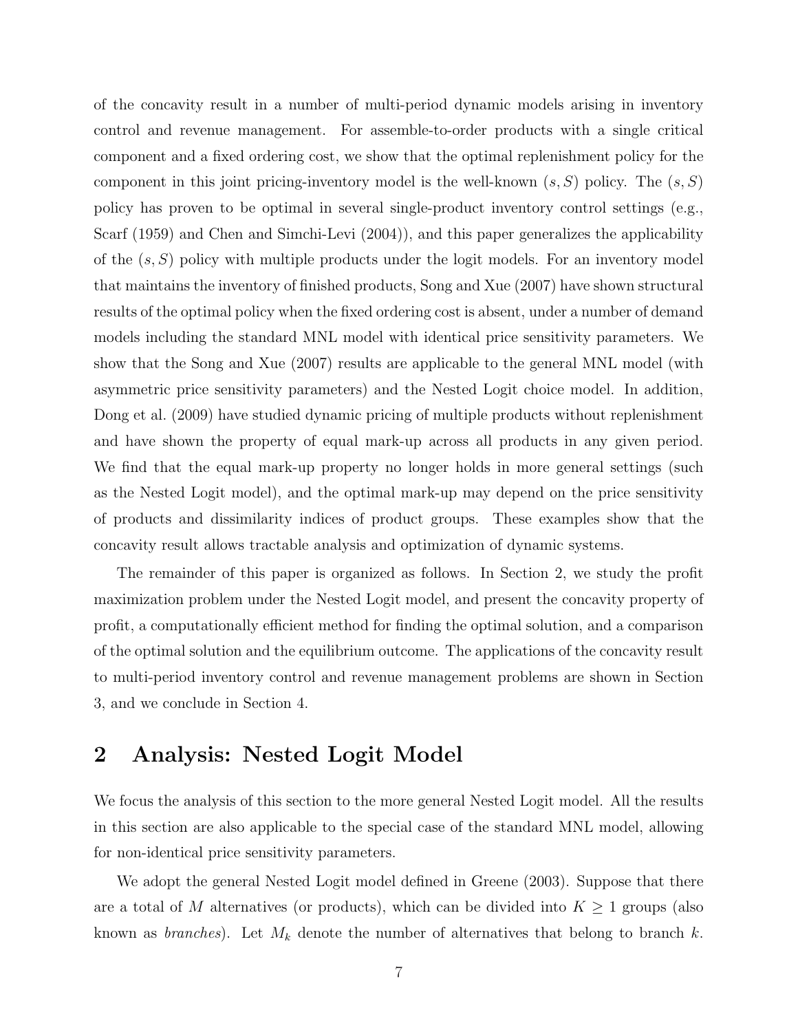of the concavity result in a number of multi-period dynamic models arising in inventory control and revenue management. For assemble-to-order products with a single critical component and a fixed ordering cost, we show that the optimal replenishment policy for the component in this joint pricing-inventory model is the well-known $(s, S)$ policy. The $(s, S)$ policy has proven to be optimal in several single-product inventory control settings (e.g., Scarf (1959) and Chen and Simchi-Levi (2004)), and this paper generalizes the applicability of the $(s, S)$ policy with multiple products under the logit models. For an inventory model that maintains the inventory of finished products, Song and Xue (2007) have shown structural results of the optimal policy when the fixed ordering cost is absent, under a number of demand models including the standard MNL model with identical price sensitivity parameters. We show that the Song and Xue (2007) results are applicable to the general MNL model (with asymmetric price sensitivity parameters) and the Nested Logit choice model. In addition, Dong et al. (2009) have studied dynamic pricing of multiple products without replenishment and have shown the property of equal mark-up across all products in any given period. We find that the equal mark-up property no longer holds in more general settings (such as the Nested Logit model), and the optimal mark-up may depend on the price sensitivity of products and dissimilarity indices of product groups. These examples show that the concavity result allows tractable analysis and optimization of dynamic systems.

The remainder of this paper is organized as follows. In Section 2, we study the profit maximization problem under the Nested Logit model, and present the concavity property of profit, a computationally efficient method for finding the optimal solution, and a comparison of the optimal solution and the equilibrium outcome. The applications of the concavity result to multi-period inventory control and revenue management problems are shown in Section 3, and we conclude in Section 4.

## 2 Analysis: Nested Logit Model

We focus the analysis of this section to the more general Nested Logit model. All the results in this section are also applicable to the special case of the standard MNL model, allowing for non-identical price sensitivity parameters.

We adopt the general Nested Logit model defined in Greene (2003). Suppose that there are a total of $M$ alternatives (or products), which can be divided into $K \geq 1$ groups (also known as *branches*). Let $M_k$ denote the number of alternatives that belong to branch $k$.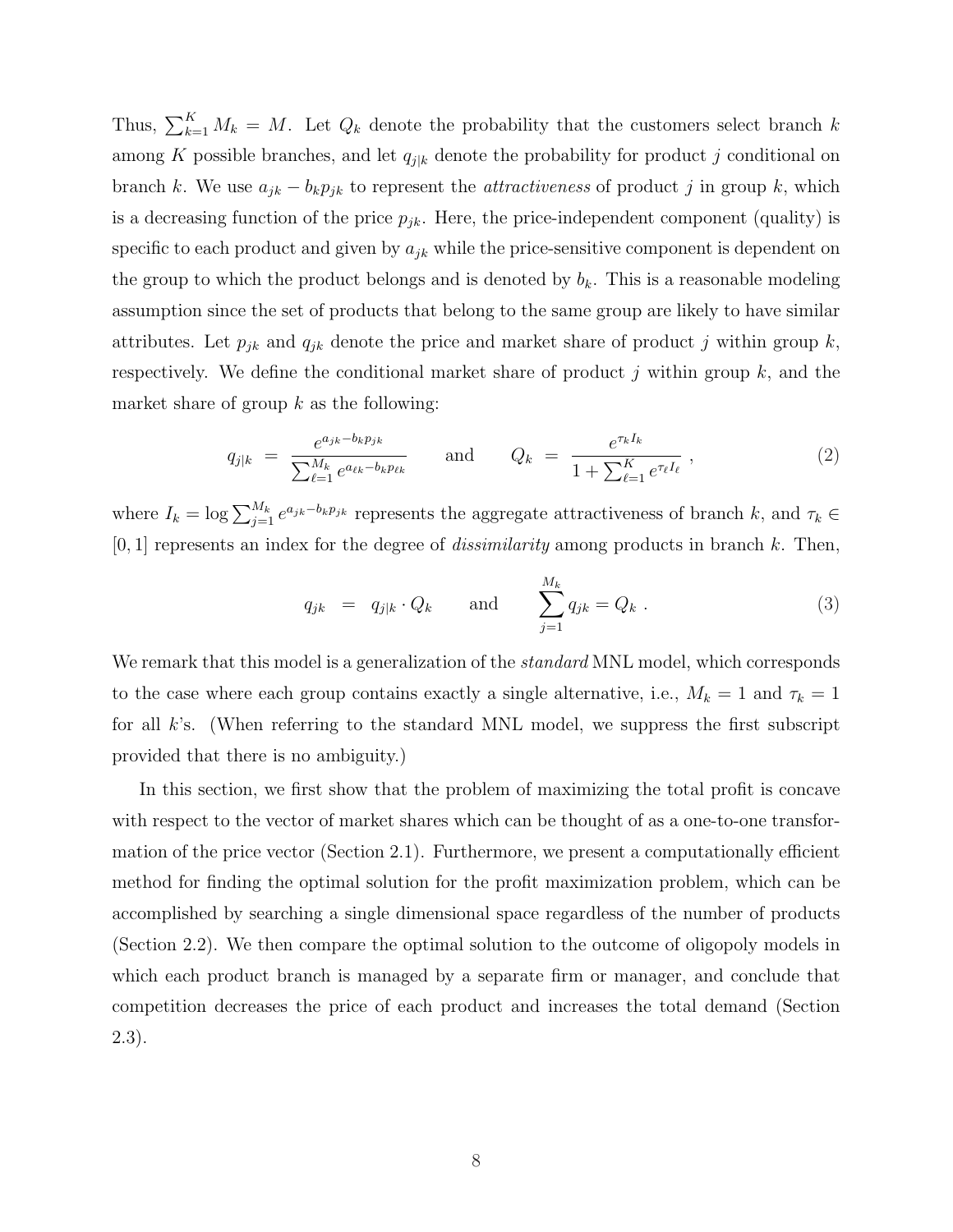Thus, $\sum_{k=1}^{K} M_k = M$. Let $Q_k$ denote the probability that the customers select branch $k$ among $K$ possible branches, and let $q_{j|k}$ denote the probability for product $j$ conditional on branch $k$. We use $a_{jk} - b_k p_{jk}$ to represent the *attractiveness* of product $j$ in group $k$, which is a decreasing function of the price $p_{jk}$. Here, the price-independent component (quality) is specific to each product and given by $a_{jk}$ while the price-sensitive component is dependent on the group to which the product belongs and is denoted by $b_k$. This is a reasonable modeling assumption since the set of products that belong to the same group are likely to have similar attributes. Let $p_{jk}$ and $q_{jk}$ denote the price and market share of product $j$ within group $k$, respectively. We define the conditional market share of product $j$ within group $k$, and the market share of group $k$ as the following:

$$q_{j|k} \;=\; \frac{e^{a_{jk}-b_k p_{jk}}}{\sum_{\ell=1}^{M_k} e^{a_{\ell k}-b_k p_{\ell k}}} \qquad \text{and} \qquad Q_k \;=\; \frac{e^{\tau_k I_k}}{1+\sum_{\ell=1}^{K} e^{\tau_\ell I_\ell}} \;, \tag{2}$$

where $I_k = \log \sum_{j=1}^{M_k} e^{a_{jk}-b_k p_{jk}}$ represents the aggregate attractiveness of branch $k$, and $\tau_k \in [0,1]$ represents an index for the degree of *dissimilarity* among products in branch $k$. Then,

$$q_{jk} \;=\; q_{j|k} \cdot Q_k \qquad \text{and} \qquad \sum_{j=1}^{M_k} q_{jk} = Q_k \;. \tag{3}$$

We remark that this model is a generalization of the *standard* MNL model, which corresponds to the case where each group contains exactly a single alternative, i.e., $M_k = 1$ and $\tau_k = 1$ for all $k$'s. (When referring to the standard MNL model, we suppress the first subscript provided that there is no ambiguity.)

In this section, we first show that the problem of maximizing the total profit is concave with respect to the vector of market shares which can be thought of as a one-to-one transformation of the price vector (Section 2.1). Furthermore, we present a computationally efficient method for finding the optimal solution for the profit maximization problem, which can be accomplished by searching a single dimensional space regardless of the number of products (Section 2.2). We then compare the optimal solution to the outcome of oligopoly models in which each product branch is managed by a separate firm or manager, and conclude that competition decreases the price of each product and increases the total demand (Section 2.3).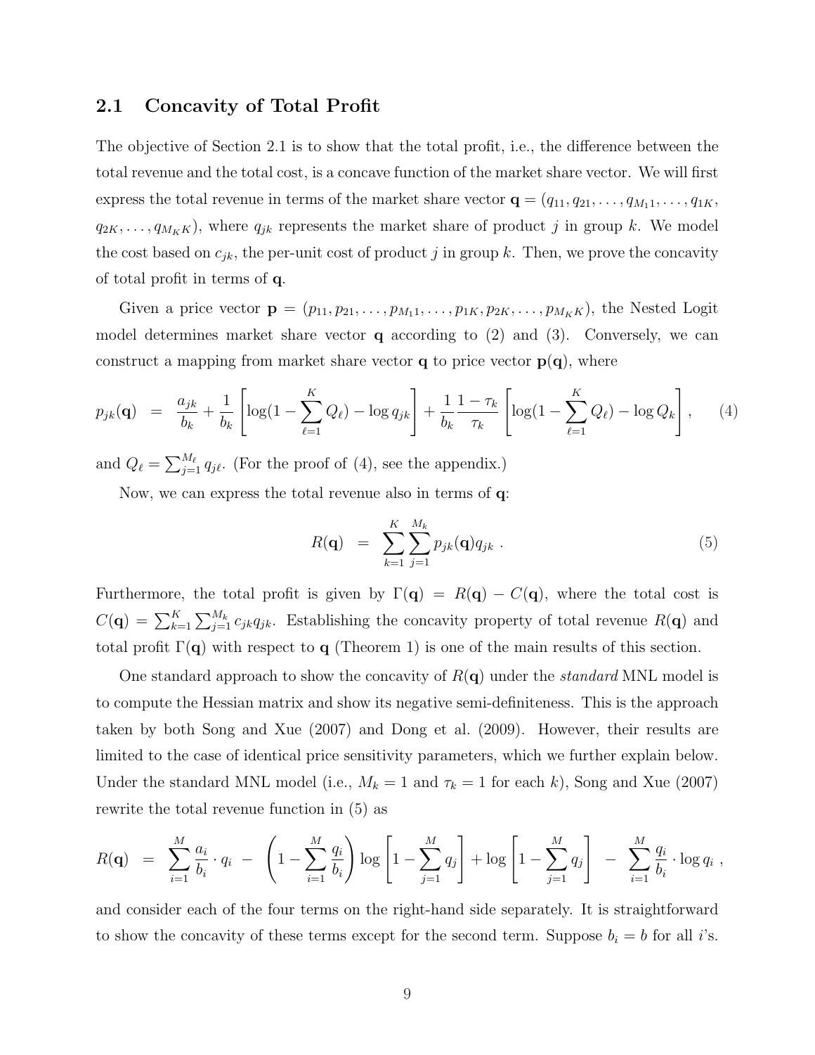## 2.1 Concavity of Total Profit

The objective of Section 2.1 is to show that the total profit, i.e., the difference between the total revenue and the total cost, is a concave function of the market share vector. We will first express the total revenue in terms of the market share vector $\mathbf{q} = (q_{11}, q_{21}, \ldots, q_{M_1 1}, \ldots, q_{1K}, q_{2K}, \ldots, q_{M_K K})$, where $q_{jk}$ represents the market share of product $j$ in group $k$. We model the cost based on $c_{jk}$, the per-unit cost of product $j$ in group $k$. Then, we prove the concavity of total profit in terms of $\mathbf{q}$.

Given a price vector $\mathbf{p} = (p_{11}, p_{21}, \ldots, p_{M_1 1}, \ldots, p_{1K}, p_{2K}, \ldots, p_{M_K K})$, the Nested Logit model determines market share vector $\mathbf{q}$ according to (2) and (3). Conversely, we can construct a mapping from market share vector $\mathbf{q}$ to price vector $\mathbf{p}(\mathbf{q})$, where

$$p_{jk}(\mathbf{q}) \;=\; \frac{a_{jk}}{b_k} + \frac{1}{b_k}\left[\log(1 - \sum_{\ell=1}^{K} Q_\ell) - \log q_{jk}\right] + \frac{1}{b_k}\frac{1-\tau_k}{\tau_k}\left[\log(1 - \sum_{\ell=1}^{K} Q_\ell) - \log Q_k\right], \tag{4}$$

and $Q_\ell = \sum_{j=1}^{M_\ell} q_{j\ell}$. (For the proof of (4), see the appendix.)

Now, we can express the total revenue also in terms of $\mathbf{q}$:

$$R(\mathbf{q}) \;=\; \sum_{k=1}^{K}\sum_{j=1}^{M_k} p_{jk}(\mathbf{q}) q_{jk} \,. \tag{5}$$

Furthermore, the total profit is given by $\Gamma(\mathbf{q}) = R(\mathbf{q}) - C(\mathbf{q})$, where the total cost is $C(\mathbf{q}) = \sum_{k=1}^{K}\sum_{j=1}^{M_k} c_{jk} q_{jk}$. Establishing the concavity property of total revenue $R(\mathbf{q})$ and total profit $\Gamma(\mathbf{q})$ with respect to $\mathbf{q}$ (Theorem 1) is one of the main results of this section.

One standard approach to show the concavity of $R(\mathbf{q})$ under the *standard* MNL model is to compute the Hessian matrix and show its negative semi-definiteness. This is the approach taken by both Song and Xue (2007) and Dong et al. (2009). However, their results are limited to the case of identical price sensitivity parameters, which we further explain below. Under the standard MNL model (i.e., $M_k = 1$ and $\tau_k = 1$ for each $k$), Song and Xue (2007) rewrite the total revenue function in (5) as

$$R(\mathbf{q}) \;=\; \sum_{i=1}^{M} \frac{a_i}{b_i} \cdot q_i \;-\; \left(1 - \sum_{i=1}^{M} \frac{q_i}{b_i}\right) \log\left[1 - \sum_{j=1}^{M} q_j\right] + \log\left[1 - \sum_{j=1}^{M} q_j\right] \;-\; \sum_{i=1}^{M} \frac{q_i}{b_i} \cdot \log q_i \,,$$

and consider each of the four terms on the right-hand side separately. It is straightforward to show the concavity of these terms except for the second term. Suppose $b_i = b$ for all $i$'s.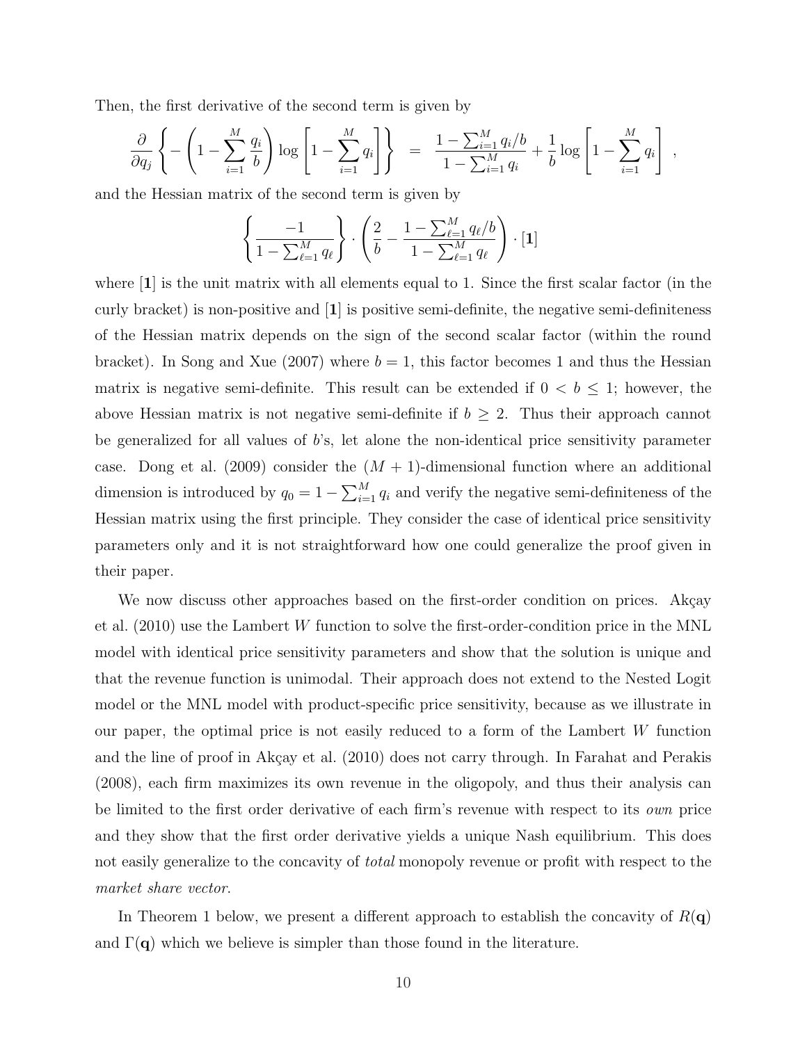Then, the first derivative of the second term is given by

$$\frac{\partial}{\partial q_j}\left\{-\left(1-\sum_{i=1}^{M}\frac{q_i}{b}\right)\log\left[1-\sum_{i=1}^{M}q_i\right]\right\} \;=\; \frac{1-\sum_{i=1}^{M}q_i/b}{1-\sum_{i=1}^{M}q_i}+\frac{1}{b}\log\left[1-\sum_{i=1}^{M}q_i\right] ,$$

and the Hessian matrix of the second term is given by

$$\left\{\frac{-1}{1-\sum_{\ell=1}^{M}q_\ell}\right\}\cdot\left(\frac{2}{b}-\frac{1-\sum_{\ell=1}^{M}q_\ell/b}{1-\sum_{\ell=1}^{M}q_\ell}\right)\cdot[\mathbf{1}]$$

where $[\mathbf{1}]$ is the unit matrix with all elements equal to 1. Since the first scalar factor (in the curly bracket) is non-positive and $[\mathbf{1}]$ is positive semi-definite, the negative semi-definiteness of the Hessian matrix depends on the sign of the second scalar factor (within the round bracket). In Song and Xue (2007) where $b = 1$, this factor becomes 1 and thus the Hessian matrix is negative semi-definite. This result can be extended if $0 < b \leq 1$; however, the above Hessian matrix is not negative semi-definite if $b \geq 2$. Thus their approach cannot be generalized for all values of $b$'s, let alone the non-identical price sensitivity parameter case. Dong et al. (2009) consider the $(M+1)$-dimensional function where an additional dimension is introduced by $q_0 = 1 - \sum_{i=1}^{M} q_i$ and verify the negative semi-definiteness of the Hessian matrix using the first principle. They consider the case of identical price sensitivity parameters only and it is not straightforward how one could generalize the proof given in their paper.

We now discuss other approaches based on the first-order condition on prices. Akçay et al. (2010) use the Lambert $W$ function to solve the first-order-condition price in the MNL model with identical price sensitivity parameters and show that the solution is unique and that the revenue function is unimodal. Their approach does not extend to the Nested Logit model or the MNL model with product-specific price sensitivity, because as we illustrate in our paper, the optimal price is not easily reduced to a form of the Lambert $W$ function and the line of proof in Akçay et al. (2010) does not carry through. In Farahat and Perakis (2008), each firm maximizes its own revenue in the oligopoly, and thus their analysis can be limited to the first order derivative of each firm's revenue with respect to its *own* price and they show that the first order derivative yields a unique Nash equilibrium. This does not easily generalize to the concavity of *total* monopoly revenue or profit with respect to the *market share vector*.

In Theorem 1 below, we present a different approach to establish the concavity of $R(\mathbf{q})$ and $\Gamma(\mathbf{q})$ which we believe is simpler than those found in the literature.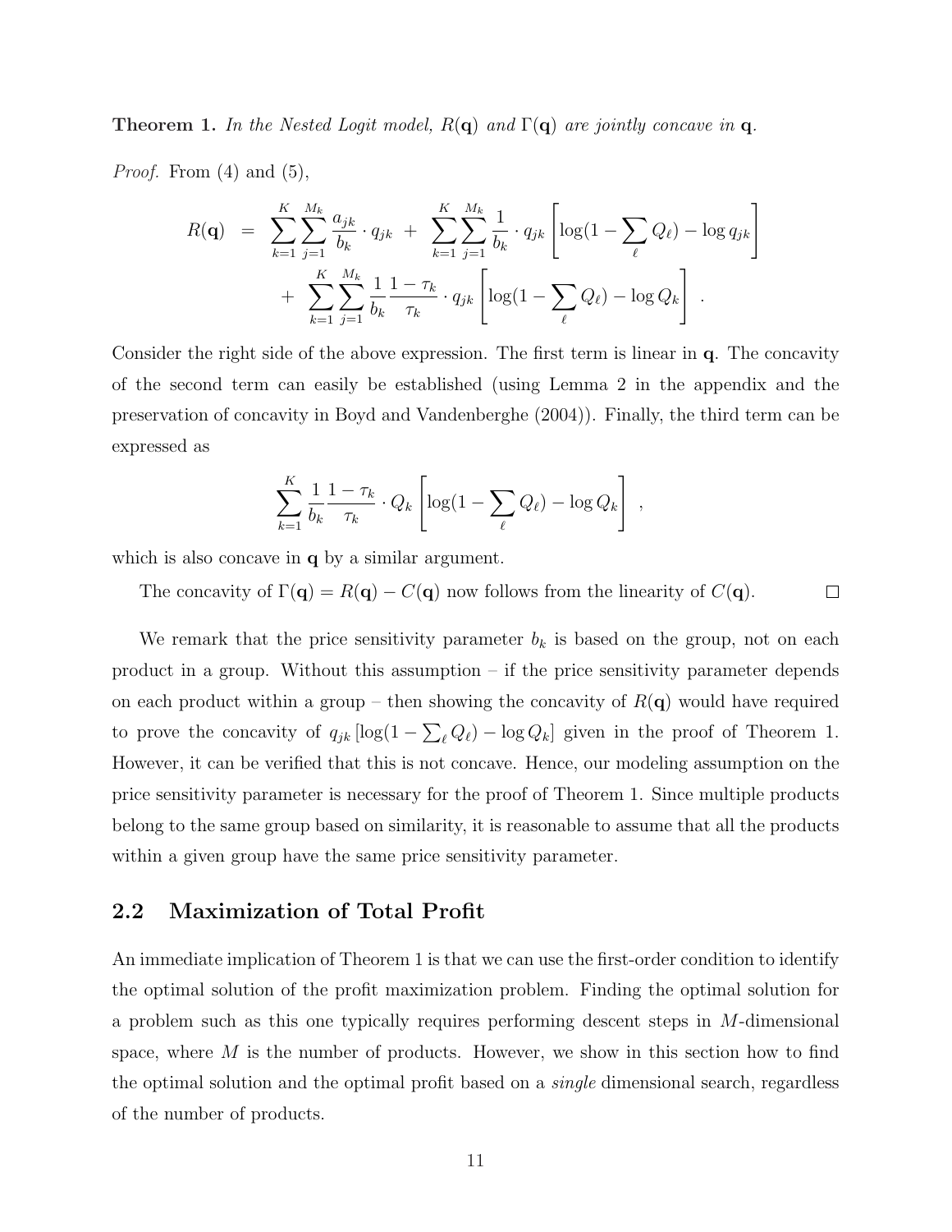**Theorem 1.** *In the Nested Logit model, $R(\mathbf{q})$ and $\Gamma(\mathbf{q})$ are jointly concave in $\mathbf{q}$.*

*Proof.* From (4) and (5),

$$
\begin{aligned}
R(\mathbf{q}) &= \sum_{k=1}^{K}\sum_{j=1}^{M_k} \frac{a_{jk}}{b_k} \cdot q_{jk} + \sum_{k=1}^{K}\sum_{j=1}^{M_k} \frac{1}{b_k} \cdot q_{jk} \left[ \log(1 - \sum_{\ell} Q_\ell) - \log q_{jk} \right] \\
&\quad + \sum_{k=1}^{K}\sum_{j=1}^{M_k} \frac{1}{b_k} \frac{1-\tau_k}{\tau_k} \cdot q_{jk} \left[ \log(1 - \sum_{\ell} Q_\ell) - \log Q_k \right] .
\end{aligned}
$$

Consider the right side of the above expression. The first term is linear in $\mathbf{q}$. The concavity of the second term can easily be established (using Lemma 2 in the appendix and the preservation of concavity in Boyd and Vandenberghe (2004)). Finally, the third term can be expressed as

$$
\sum_{k=1}^{K} \frac{1}{b_k} \frac{1-\tau_k}{\tau_k} \cdot Q_k \left[ \log(1 - \sum_{\ell} Q_\ell) - \log Q_k \right] ,
$$

which is also concave in $\mathbf{q}$ by a similar argument.

The concavity of $\Gamma(\mathbf{q}) = R(\mathbf{q}) - C(\mathbf{q})$ now follows from the linearity of $C(\mathbf{q})$. ∎

We remark that the price sensitivity parameter $b_k$ is based on the group, not on each product in a group. Without this assumption – if the price sensitivity parameter depends on each product within a group – then showing the concavity of $R(\mathbf{q})$ would have required to prove the concavity of $q_{jk} [\log(1 - \sum_\ell Q_\ell) - \log Q_k]$ given in the proof of Theorem 1. However, it can be verified that this is not concave. Hence, our modeling assumption on the price sensitivity parameter is necessary for the proof of Theorem 1. Since multiple products belong to the same group based on similarity, it is reasonable to assume that all the products within a given group have the same price sensitivity parameter.

## 2.2 Maximization of Total Profit

An immediate implication of Theorem 1 is that we can use the first-order condition to identify the optimal solution of the profit maximization problem. Finding the optimal solution for a problem such as this one typically requires performing descent steps in $M$-dimensional space, where $M$ is the number of products. However, we show in this section how to find the optimal solution and the optimal profit based on a *single* dimensional search, regardless of the number of products.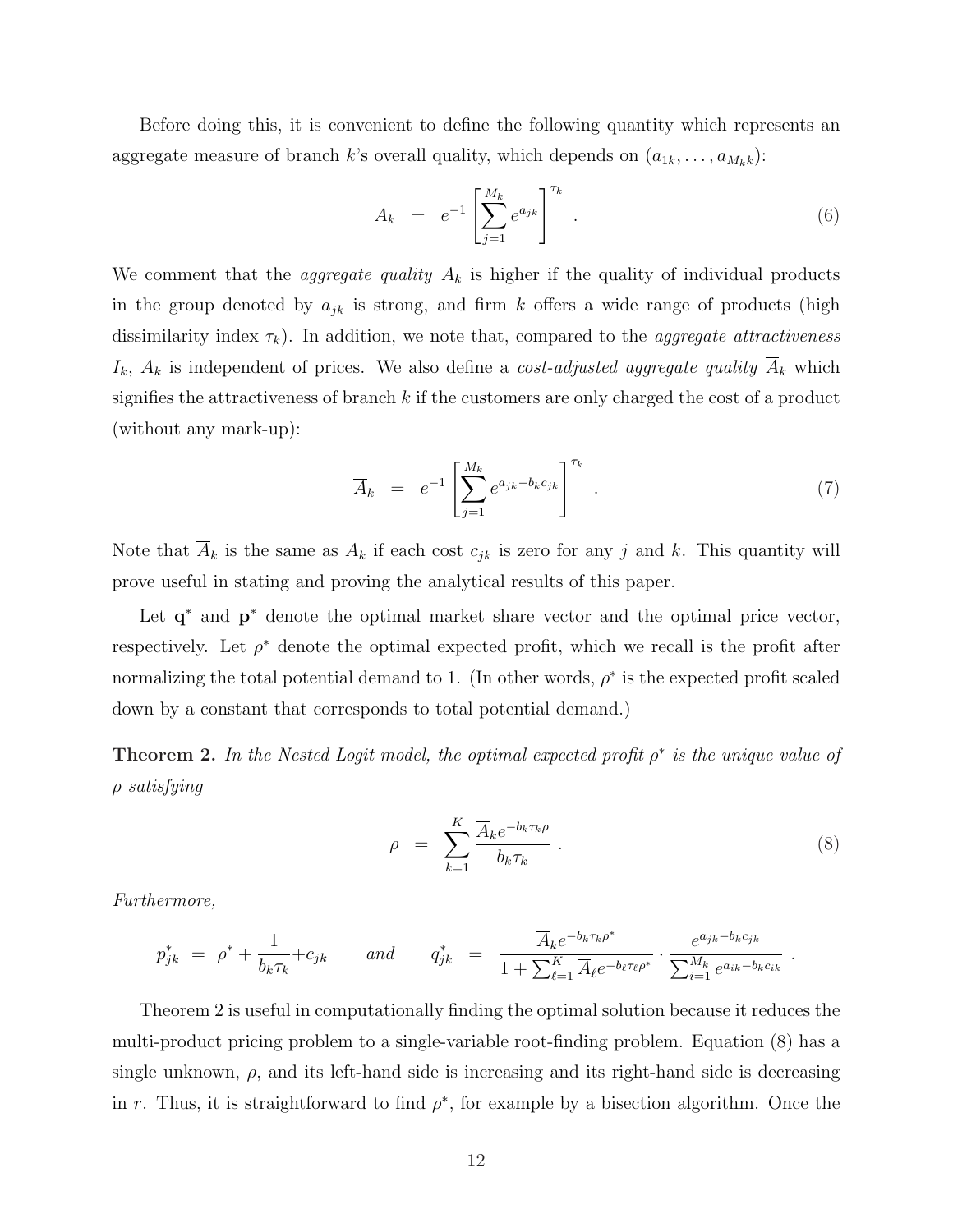Before doing this, it is convenient to define the following quantity which represents an aggregate measure of branch $k$'s overall quality, which depends on $(a_{1k}, \ldots, a_{M_k k})$:

$$A_k \;=\; e^{-1}\left[\sum_{j=1}^{M_k} e^{a_{jk}}\right]^{\tau_k} . \tag{6}$$

We comment that the *aggregate quality* $A_k$ is higher if the quality of individual products in the group denoted by $a_{jk}$ is strong, and firm $k$ offers a wide range of products (high dissimilarity index $\tau_k$). In addition, we note that, compared to the *aggregate attractiveness* $I_k$, $A_k$ is independent of prices. We also define a *cost-adjusted aggregate quality* $\overline{A}_k$ which signifies the attractiveness of branch $k$ if the customers are only charged the cost of a product (without any mark-up):

$$\overline{A}_k \;=\; e^{-1}\left[\sum_{j=1}^{M_k} e^{a_{jk}-b_k c_{jk}}\right]^{\tau_k} . \tag{7}$$

Note that $\overline{A}_k$ is the same as $A_k$ if each cost $c_{jk}$ is zero for any $j$ and $k$. This quantity will prove useful in stating and proving the analytical results of this paper.

Let $\mathbf{q}^*$ and $\mathbf{p}^*$ denote the optimal market share vector and the optimal price vector, respectively. Let $\rho^*$ denote the optimal expected profit, which we recall is the profit after normalizing the total potential demand to 1. (In other words, $\rho^*$ is the expected profit scaled down by a constant that corresponds to total potential demand.)

**Theorem 2.** *In the Nested Logit model, the optimal expected profit $\rho^*$ is the unique value of $\rho$ satisfying*

$$\rho \;=\; \sum_{k=1}^{K} \frac{\overline{A}_k e^{-b_k \tau_k \rho}}{b_k \tau_k} . \tag{8}$$

*Furthermore,*

$$p^*_{jk} \;=\; \rho^* + \frac{1}{b_k \tau_k} + c_{jk} \qquad \text{and} \qquad q^*_{jk} \;=\; \frac{\overline{A}_k e^{-b_k \tau_k \rho^*}}{1+\sum_{\ell=1}^{K} \overline{A}_\ell e^{-b_\ell \tau_\ell \rho^*}} \cdot \frac{e^{a_{jk}-b_k c_{jk}}}{\sum_{i=1}^{M_k} e^{a_{ik}-b_k c_{ik}}} .$$

Theorem 2 is useful in computationally finding the optimal solution because it reduces the multi-product pricing problem to a single-variable root-finding problem. Equation (8) has a single unknown, $\rho$, and its left-hand side is increasing and its right-hand side is decreasing in $r$. Thus, it is straightforward to find $\rho^*$, for example by a bisection algorithm. Once the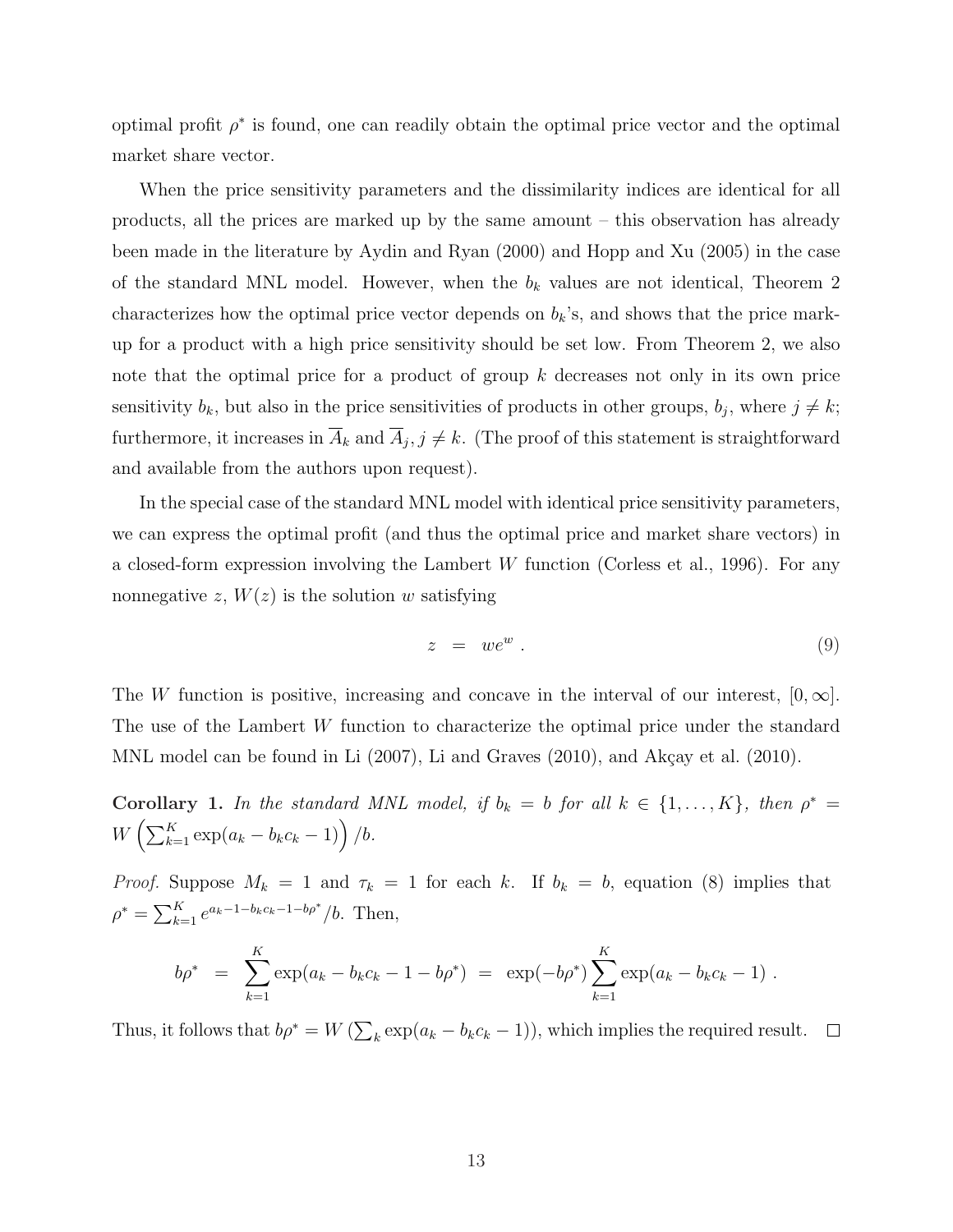optimal profit $\rho^*$ is found, one can readily obtain the optimal price vector and the optimal market share vector.

When the price sensitivity parameters and the dissimilarity indices are identical for all products, all the prices are marked up by the same amount – this observation has already been made in the literature by Aydin and Ryan (2000) and Hopp and Xu (2005) in the case of the standard MNL model. However, when the $b_k$ values are not identical, Theorem 2 characterizes how the optimal price vector depends on $b_k$'s, and shows that the price mark-up for a product with a high price sensitivity should be set low. From Theorem 2, we also note that the optimal price for a product of group $k$ decreases not only in its own price sensitivity $b_k$, but also in the price sensitivities of products in other groups, $b_j$, where $j \neq k$; furthermore, it increases in $\overline{A}_k$ and $\overline{A}_j$, $j \neq k$. (The proof of this statement is straightforward and available from the authors upon request).

In the special case of the standard MNL model with identical price sensitivity parameters, we can express the optimal profit (and thus the optimal price and market share vectors) in a closed-form expression involving the Lambert $W$ function (Corless et al., 1996). For any nonnegative $z$, $W(z)$ is the solution $w$ satisfying

$$z \;=\; we^w \; . \tag{9}$$

The $W$ function is positive, increasing and concave in the interval of our interest, $[0, \infty]$. The use of the Lambert $W$ function to characterize the optimal price under the standard MNL model can be found in Li (2007), Li and Graves (2010), and Akçay et al. (2010).

**Corollary 1.** *In the standard MNL model, if $b_k = b$ for all $k \in \{1, \ldots, K\}$, then $\rho^* = W\left(\sum_{k=1}^{K} \exp(a_k - b_k c_k - 1)\right)/b$.*

*Proof.* Suppose $M_k = 1$ and $\tau_k = 1$ for each $k$. If $b_k = b$, equation (8) implies that $\rho^* = \sum_{k=1}^{K} e^{a_k - 1 - b_k c_k - 1 - b\rho^*}/b$. Then,

$$b\rho^* \;=\; \sum_{k=1}^{K} \exp(a_k - b_k c_k - 1 - b\rho^*) \;=\; \exp(-b\rho^*) \sum_{k=1}^{K} \exp(a_k - b_k c_k - 1) \; .$$

Thus, it follows that $b\rho^* = W\left(\sum_k \exp(a_k - b_k c_k - 1)\right)$, which implies the required result. $\square$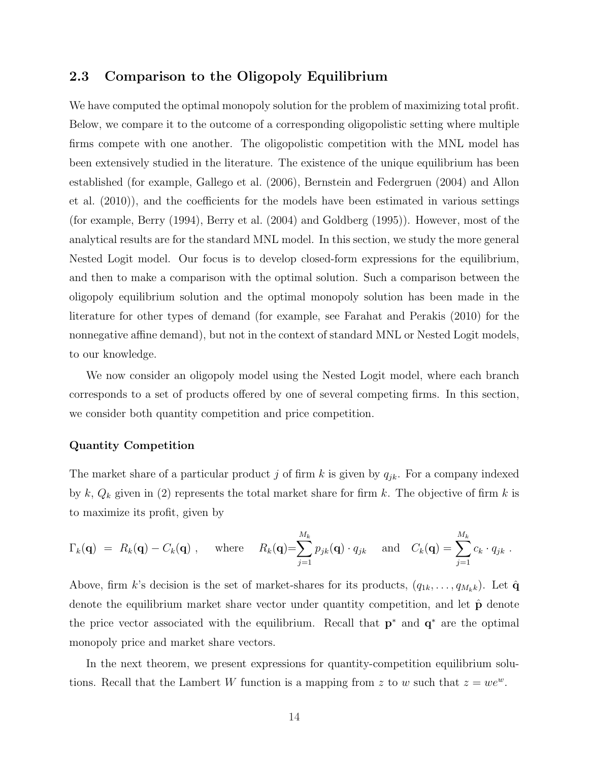## 2.3 Comparison to the Oligopoly Equilibrium

We have computed the optimal monopoly solution for the problem of maximizing total profit. Below, we compare it to the outcome of a corresponding oligopolistic setting where multiple firms compete with one another. The oligopolistic competition with the MNL model has been extensively studied in the literature. The existence of the unique equilibrium has been established (for example, Gallego et al. (2006), Bernstein and Federgruen (2004) and Allon et al. (2010)), and the coefficients for the models have been estimated in various settings (for example, Berry (1994), Berry et al. (2004) and Goldberg (1995)). However, most of the analytical results are for the standard MNL model. In this section, we study the more general Nested Logit model. Our focus is to develop closed-form expressions for the equilibrium, and then to make a comparison with the optimal solution. Such a comparison between the oligopoly equilibrium solution and the optimal monopoly solution has been made in the literature for other types of demand (for example, see Farahat and Perakis (2010) for the nonnegative affine demand), but not in the context of standard MNL or Nested Logit models, to our knowledge.

We now consider an oligopoly model using the Nested Logit model, where each branch corresponds to a set of products offered by one of several competing firms. In this section, we consider both quantity competition and price competition.

**Quantity Competition**

The market share of a particular product $j$ of firm $k$ is given by $q_{jk}$. For a company indexed by $k$, $Q_k$ given in (2) represents the total market share for firm $k$. The objective of firm $k$ is to maximize its profit, given by

$$\Gamma_k(\mathbf{q}) \;=\; R_k(\mathbf{q}) - C_k(\mathbf{q}) \;, \qquad \text{where} \qquad R_k(\mathbf{q}) = \sum_{j=1}^{M_k} p_{jk}(\mathbf{q}) \cdot q_{jk} \qquad \text{and} \qquad C_k(\mathbf{q}) = \sum_{j=1}^{M_k} c_k \cdot q_{jk} \;.$$

Above, firm $k$'s decision is the set of market-shares for its products, $(q_{1k}, \ldots, q_{M_k k})$. Let $\hat{\mathbf{q}}$ denote the equilibrium market share vector under quantity competition, and let $\hat{\mathbf{p}}$ denote the price vector associated with the equilibrium. Recall that $\mathbf{p}^*$ and $\mathbf{q}^*$ are the optimal monopoly price and market share vectors.

In the next theorem, we present expressions for quantity-competition equilibrium solutions. Recall that the Lambert $W$ function is a mapping from $z$ to $w$ such that $z = we^w$.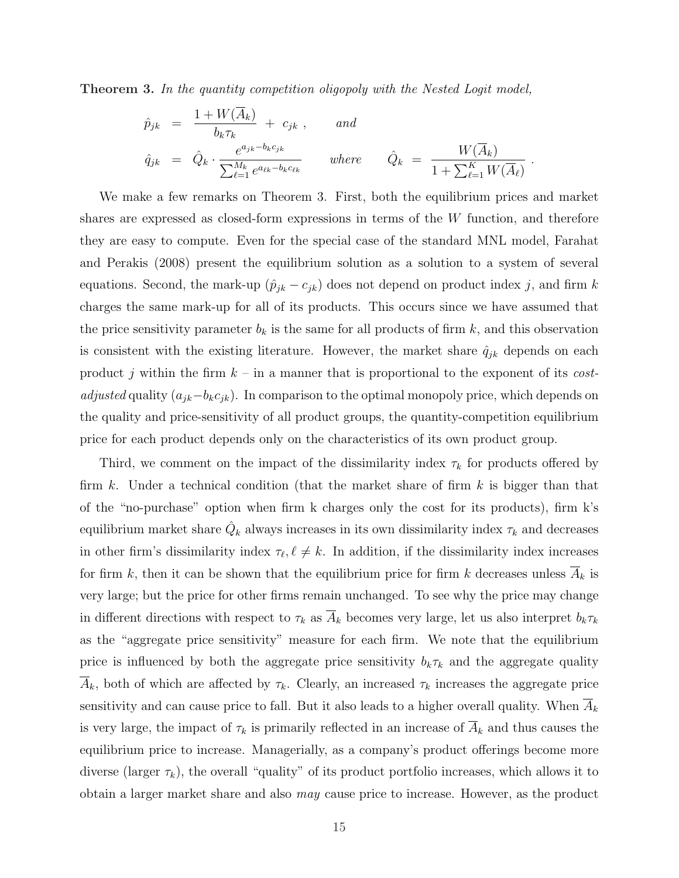**Theorem 3.** *In the quantity competition oligopoly with the Nested Logit model,*

$$\hat{p}_{jk} = \frac{1 + W(\overline{A}_k)}{b_k \tau_k} + c_{jk}, \qquad \text{and}$$

$$\hat{q}_{jk} = \hat{Q}_k \cdot \frac{e^{a_{jk} - b_k c_{jk}}}{\sum_{\ell=1}^{M_k} e^{a_{\ell k} - b_k c_{\ell k}}} \qquad \text{where} \qquad \hat{Q}_k = \frac{W(\overline{A}_k)}{1 + \sum_{\ell=1}^{K} W(\overline{A}_\ell)}.$$

We make a few remarks on Theorem 3. First, both the equilibrium prices and market shares are expressed as closed-form expressions in terms of the $W$ function, and therefore they are easy to compute. Even for the special case of the standard MNL model, Farahat and Perakis (2008) present the equilibrium solution as a solution to a system of several equations. Second, the mark-up $(\hat{p}_{jk} - c_{jk})$ does not depend on product index $j$, and firm $k$ charges the same mark-up for all of its products. This occurs since we have assumed that the price sensitivity parameter $b_k$ is the same for all products of firm $k$, and this observation is consistent with the existing literature. However, the market share $\hat{q}_{jk}$ depends on each product $j$ within the firm $k$ – in a manner that is proportional to the exponent of its *cost-adjusted* quality $(a_{jk} - b_k c_{jk})$. In comparison to the optimal monopoly price, which depends on the quality and price-sensitivity of all product groups, the quantity-competition equilibrium price for each product depends only on the characteristics of its own product group.

Third, we comment on the impact of the dissimilarity index $\tau_k$ for products offered by firm $k$. Under a technical condition (that the market share of firm $k$ is bigger than that of the "no-purchase" option when firm k charges only the cost for its products), firm k's equilibrium market share $\hat{Q}_k$ always increases in its own dissimilarity index $\tau_k$ and decreases in other firm's dissimilarity index $\tau_\ell, \ell \neq k$. In addition, if the dissimilarity index increases for firm $k$, then it can be shown that the equilibrium price for firm $k$ decreases unless $\overline{A}_k$ is very large; but the price for other firms remain unchanged. To see why the price may change in different directions with respect to $\tau_k$ as $\overline{A}_k$ becomes very large, let us also interpret $b_k \tau_k$ as the "aggregate price sensitivity" measure for each firm. We note that the equilibrium price is influenced by both the aggregate price sensitivity $b_k \tau_k$ and the aggregate quality $\overline{A}_k$, both of which are affected by $\tau_k$. Clearly, an increased $\tau_k$ increases the aggregate price sensitivity and can cause price to fall. But it also leads to a higher overall quality. When $\overline{A}_k$ is very large, the impact of $\tau_k$ is primarily reflected in an increase of $\overline{A}_k$ and thus causes the equilibrium price to increase. Managerially, as a company's product offerings become more diverse (larger $\tau_k$), the overall "quality" of its product portfolio increases, which allows it to obtain a larger market share and also *may* cause price to increase. However, as the product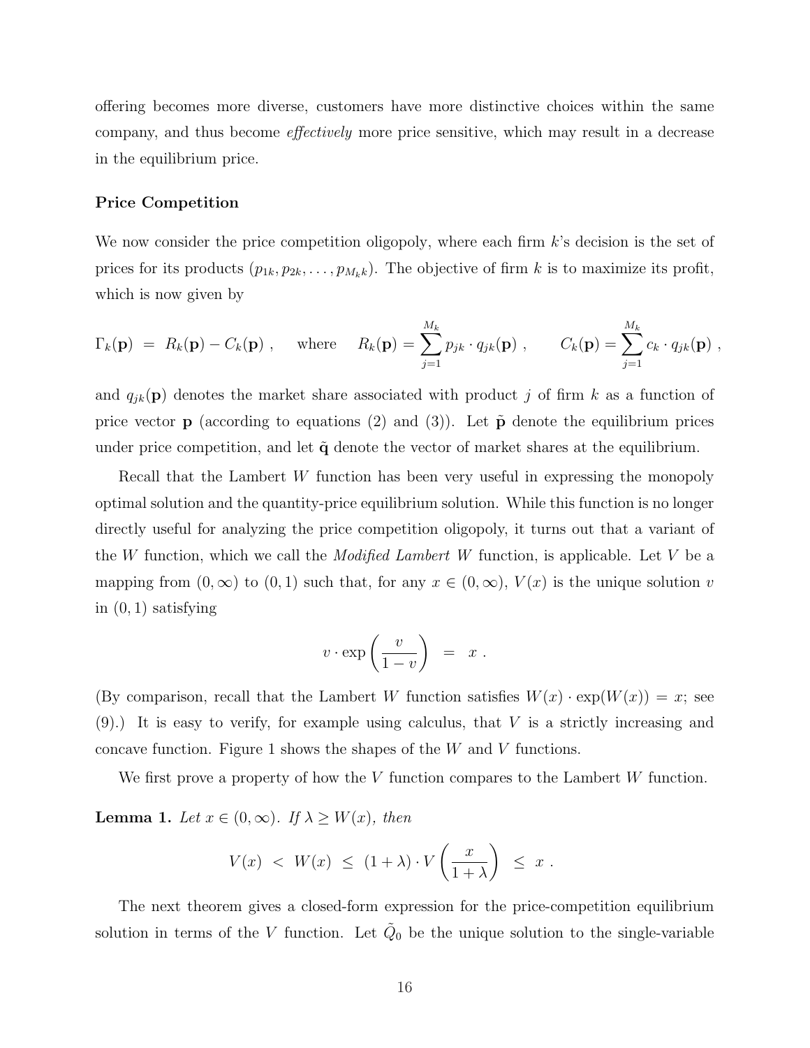offering becomes more diverse, customers have more distinctive choices within the same company, and thus become *effectively* more price sensitive, which may result in a decrease in the equilibrium price.

**Price Competition**

We now consider the price competition oligopoly, where each firm $k$'s decision is the set of prices for its products $(p_{1k}, p_{2k}, \ldots, p_{M_k k})$. The objective of firm $k$ is to maximize its profit, which is now given by

$$\Gamma_k(\mathbf{p}) \ = \ R_k(\mathbf{p}) - C_k(\mathbf{p}) \ , \quad \text{where} \quad R_k(\mathbf{p}) = \sum_{j=1}^{M_k} p_{jk} \cdot q_{jk}(\mathbf{p}) \ , \qquad C_k(\mathbf{p}) = \sum_{j=1}^{M_k} c_k \cdot q_{jk}(\mathbf{p}) \ ,$$

and $q_{jk}(\mathbf{p})$ denotes the market share associated with product $j$ of firm $k$ as a function of price vector $\mathbf{p}$ (according to equations (2) and (3)). Let $\tilde{\mathbf{p}}$ denote the equilibrium prices under price competition, and let $\tilde{\mathbf{q}}$ denote the vector of market shares at the equilibrium.

Recall that the Lambert $W$ function has been very useful in expressing the monopoly optimal solution and the quantity-price equilibrium solution. While this function is no longer directly useful for analyzing the price competition oligopoly, it turns out that a variant of the $W$ function, which we call the *Modified Lambert W* function, is applicable. Let $V$ be a mapping from $(0, \infty)$ to $(0, 1)$ such that, for any $x \in (0, \infty)$, $V(x)$ is the unique solution $v$ in $(0, 1)$ satisfying

$$v \cdot \exp\left(\frac{v}{1-v}\right) \ = \ x \ .$$

(By comparison, recall that the Lambert $W$ function satisfies $W(x) \cdot \exp(W(x)) = x$; see (9).) It is easy to verify, for example using calculus, that $V$ is a strictly increasing and concave function. Figure 1 shows the shapes of the $W$ and $V$ functions.

We first prove a property of how the $V$ function compares to the Lambert $W$ function.

**Lemma 1.** *Let $x \in (0, \infty)$. If $\lambda \geq W(x)$, then*

$$V(x) \ < \ W(x) \ \leq \ (1 + \lambda) \cdot V\left(\frac{x}{1+\lambda}\right) \ \leq \ x \ .$$

The next theorem gives a closed-form expression for the price-competition equilibrium solution in terms of the $V$ function. Let $\tilde{Q}_0$ be the unique solution to the single-variable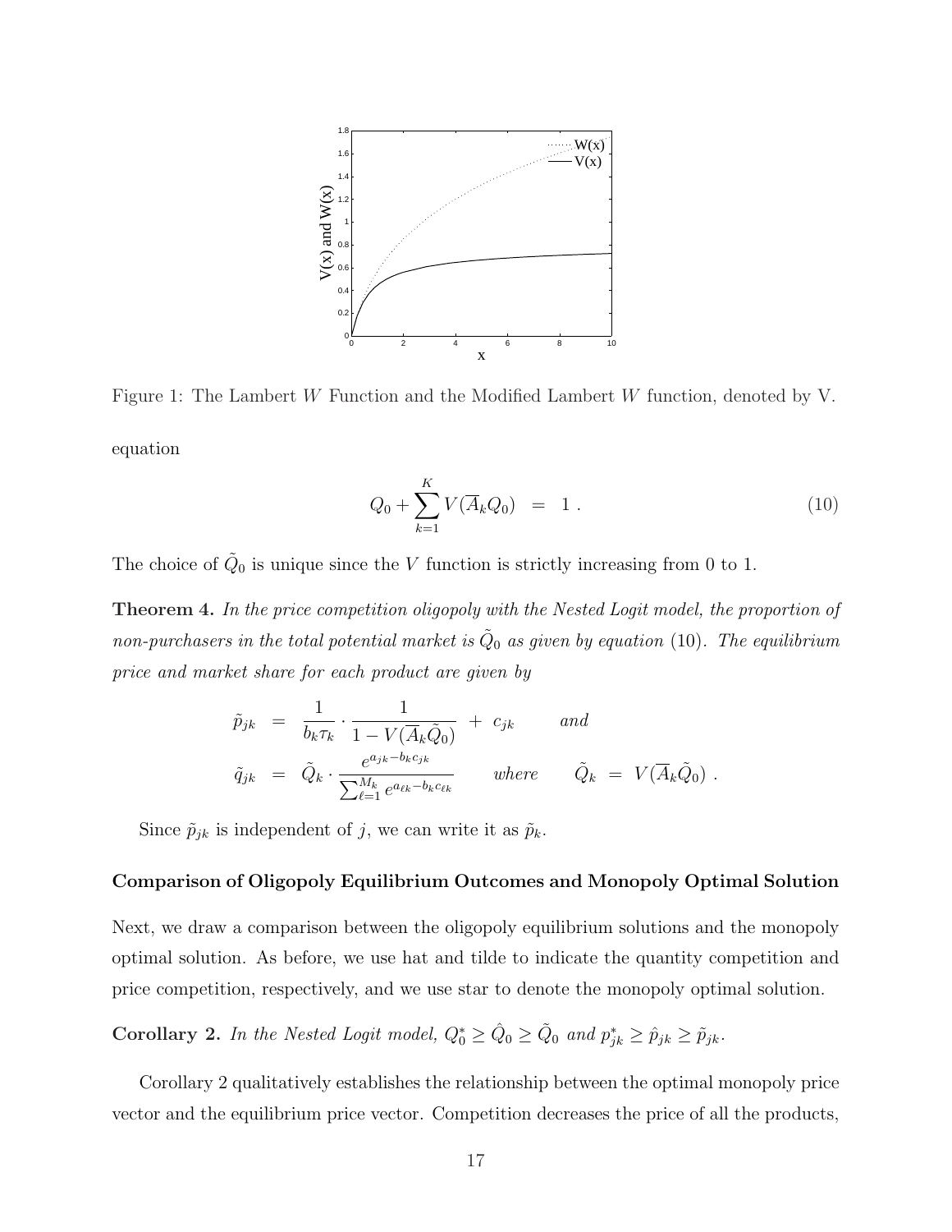Figure 1: The Lambert $W$ Function and the Modified Lambert $W$ function, denoted by V.

equation

$$Q_0 + \sum_{k=1}^{K} V(\overline{A}_k Q_0) \;\; = \;\; 1 \; . \tag{10}$$

The choice of $\tilde{Q}_0$ is unique since the $V$ function is strictly increasing from 0 to 1.

**Theorem 4.** *In the price competition oligopoly with the Nested Logit model, the proportion of non-purchasers in the total potential market is $\tilde{Q}_0$ as given by equation (10). The equilibrium price and market share for each product are given by*

$$\tilde{p}_{jk} \;\; = \;\; \frac{1}{b_k \tau_k} \cdot \frac{1}{1 - V(\overline{A}_k \tilde{Q}_0)} \; + \; c_{jk} \qquad \textit{and}$$

$$\tilde{q}_{jk} \;\; = \;\; \tilde{Q}_k \cdot \frac{e^{a_{jk} - b_k c_{jk}}}{\sum_{\ell=1}^{M_k} e^{a_{\ell k} - b_k c_{\ell k}}} \qquad \textit{where} \qquad \tilde{Q}_k \;\; = \;\; V(\overline{A}_k \tilde{Q}_0) \; .$$

Since $\tilde{p}_{jk}$ is independent of $j$, we can write it as $\tilde{p}_k$.

**Comparison of Oligopoly Equilibrium Outcomes and Monopoly Optimal Solution**

Next, we draw a comparison between the oligopoly equilibrium solutions and the monopoly optimal solution. As before, we use hat and tilde to indicate the quantity competition and price competition, respectively, and we use star to denote the monopoly optimal solution.

**Corollary 2.** *In the Nested Logit model, $Q_0^* \geq \hat{Q}_0 \geq \tilde{Q}_0$ and $p_{jk}^* \geq \hat{p}_{jk} \geq \tilde{p}_{jk}$.*

Corollary 2 qualitatively establishes the relationship between the optimal monopoly price vector and the equilibrium price vector. Competition decreases the price of all the products,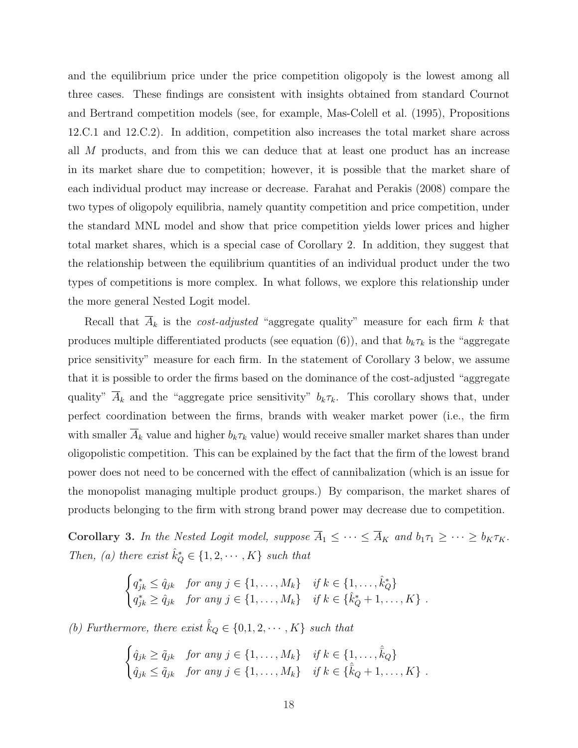and the equilibrium price under the price competition oligopoly is the lowest among all three cases. These findings are consistent with insights obtained from standard Cournot and Bertrand competition models (see, for example, Mas-Colell et al. (1995), Propositions 12.C.1 and 12.C.2). In addition, competition also increases the total market share across all $M$ products, and from this we can deduce that at least one product has an increase in its market share due to competition; however, it is possible that the market share of each individual product may increase or decrease. Farahat and Perakis (2008) compare the two types of oligopoly equilibria, namely quantity competition and price competition, under the standard MNL model and show that price competition yields lower prices and higher total market shares, which is a special case of Corollary 2. In addition, they suggest that the relationship between the equilibrium quantities of an individual product under the two types of competitions is more complex. In what follows, we explore this relationship under the more general Nested Logit model.

Recall that $\overline{A}_k$ is the *cost-adjusted* "aggregate quality" measure for each firm $k$ that produces multiple differentiated products (see equation (6)), and that $b_k\tau_k$ is the "aggregate price sensitivity" measure for each firm. In the statement of Corollary 3 below, we assume that it is possible to order the firms based on the dominance of the cost-adjusted "aggregate quality" $\overline{A}_k$ and the "aggregate price sensitivity" $b_k\tau_k$. This corollary shows that, under perfect coordination between the firms, brands with weaker market power (i.e., the firm with smaller $\overline{A}_k$ value and higher $b_k\tau_k$ value) would receive smaller market shares than under oligopolistic competition. This can be explained by the fact that the firm of the lowest brand power does not need to be concerned with the effect of cannibalization (which is an issue for the monopolist managing multiple product groups.) By comparison, the market shares of products belonging to the firm with strong brand power may decrease due to competition.

**Corollary 3.** *In the Nested Logit model, suppose $\overline{A}_1 \leq \cdots \leq \overline{A}_K$ and $b_1\tau_1 \geq \cdots \geq b_K\tau_K$. Then, (a) there exist $\hat{k}^*_Q \in \{1, 2, \cdots, K\}$ such that*

$$\begin{cases} q^*_{jk} \leq \hat{q}_{jk} & \text{for any } j \in \{1, \ldots, M_k\} \quad \text{if } k \in \{1, \ldots, \hat{k}^*_Q\} \\ q^*_{jk} \geq \hat{q}_{jk} & \text{for any } j \in \{1, \ldots, M_k\} \quad \text{if } k \in \{\hat{k}^*_Q + 1, \ldots, K\} \end{cases} .$$

*(b) Furthermore, there exist $\hat{\tilde{k}}_Q \in \{0, 1, 2, \cdots, K\}$ such that*

$$\begin{cases} \hat{q}_{jk} \geq \tilde{q}_{jk} & \text{for any } j \in \{1, \ldots, M_k\} \quad \text{if } k \in \{1, \ldots, \hat{\tilde{k}}_Q\} \\ \hat{q}_{jk} \leq \tilde{q}_{jk} & \text{for any } j \in \{1, \ldots, M_k\} \quad \text{if } k \in \{\hat{\tilde{k}}_Q + 1, \ldots, K\} \end{cases} .$$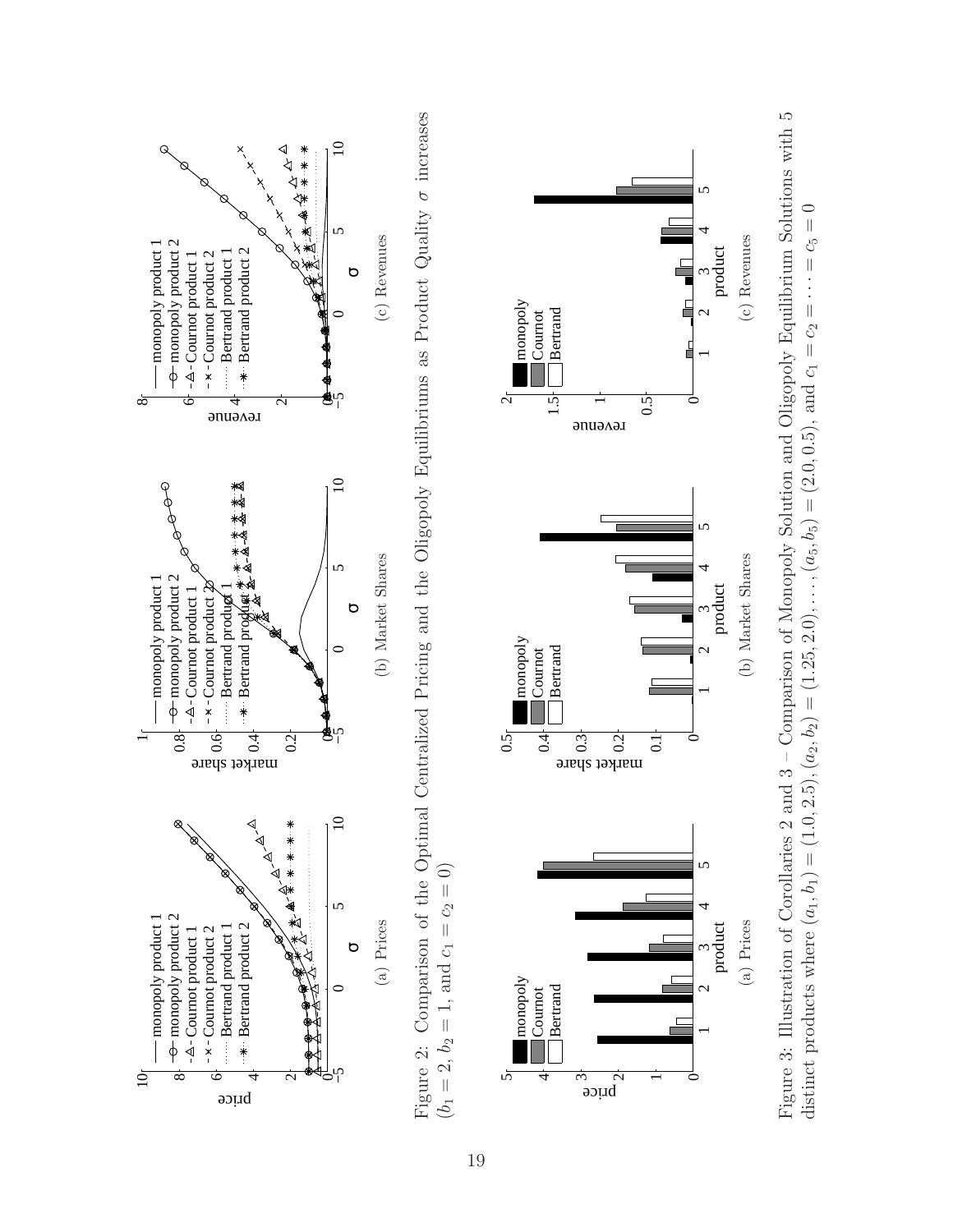Figure 2: Comparison of the Optimal Centralized Pricing and the Oligopoly Equilibriums as Product Quality $\sigma$ increases ($b_1 = 2$, $b_2 = 1$, and $c_1 = c_2 = 0$)

(a) Prices

(b) Market Shares

(c) Revenues

Figure 3: Illustration of Corollaries 2 and 3 – Comparison of Monopoly Solution and Oligopoly Equilibrium Solutions with 5 distinct products where $(a_1, b_1) = (1.0, 2.5), (a_2, b_2) = (1.25, 2.0), \ldots, (a_5, b_5) = (2.0, 0.5)$, and $c_1 = c_2 = \cdots = c_5 = 0$

(a) Prices

(b) Market Shares

(c) Revenues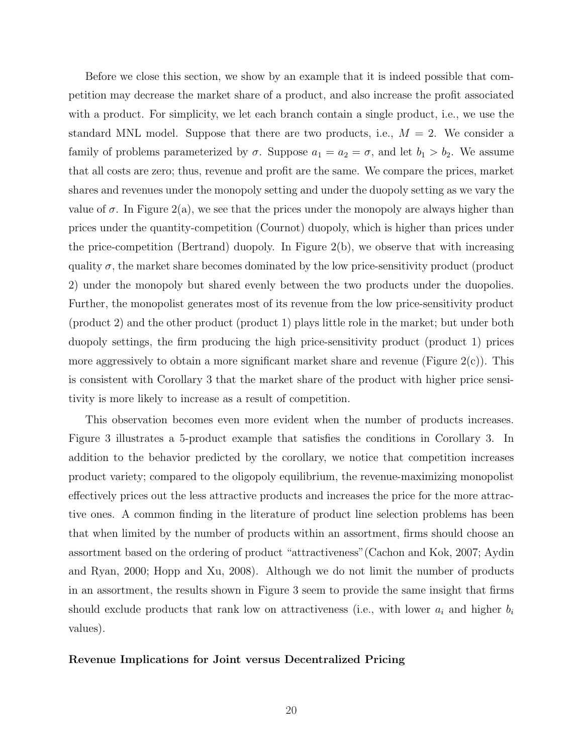Before we close this section, we show by an example that it is indeed possible that competition may decrease the market share of a product, and also increase the profit associated with a product. For simplicity, we let each branch contain a single product, i.e., we use the standard MNL model. Suppose that there are two products, i.e., $M = 2$. We consider a family of problems parameterized by $\sigma$. Suppose $a_1 = a_2 = \sigma$, and let $b_1 > b_2$. We assume that all costs are zero; thus, revenue and profit are the same. We compare the prices, market shares and revenues under the monopoly setting and under the duopoly setting as we vary the value of $\sigma$. In Figure 2(a), we see that the prices under the monopoly are always higher than prices under the quantity-competition (Cournot) duopoly, which is higher than prices under the price-competition (Bertrand) duopoly. In Figure 2(b), we observe that with increasing quality $\sigma$, the market share becomes dominated by the low price-sensitivity product (product 2) under the monopoly but shared evenly between the two products under the duopolies. Further, the monopolist generates most of its revenue from the low price-sensitivity product (product 2) and the other product (product 1) plays little role in the market; but under both duopoly settings, the firm producing the high price-sensitivity product (product 1) prices more aggressively to obtain a more significant market share and revenue (Figure 2(c)). This is consistent with Corollary 3 that the market share of the product with higher price sensitivity is more likely to increase as a result of competition.

This observation becomes even more evident when the number of products increases. Figure 3 illustrates a 5-product example that satisfies the conditions in Corollary 3. In addition to the behavior predicted by the corollary, we notice that competition increases product variety; compared to the oligopoly equilibrium, the revenue-maximizing monopolist effectively prices out the less attractive products and increases the price for the more attractive ones. A common finding in the literature of product line selection problems has been that when limited by the number of products within an assortment, firms should choose an assortment based on the ordering of product "attractiveness"(Cachon and Kok, 2007; Aydin and Ryan, 2000; Hopp and Xu, 2008). Although we do not limit the number of products in an assortment, the results shown in Figure 3 seem to provide the same insight that firms should exclude products that rank low on attractiveness (i.e., with lower $a_i$ and higher $b_i$ values).

**Revenue Implications for Joint versus Decentralized Pricing**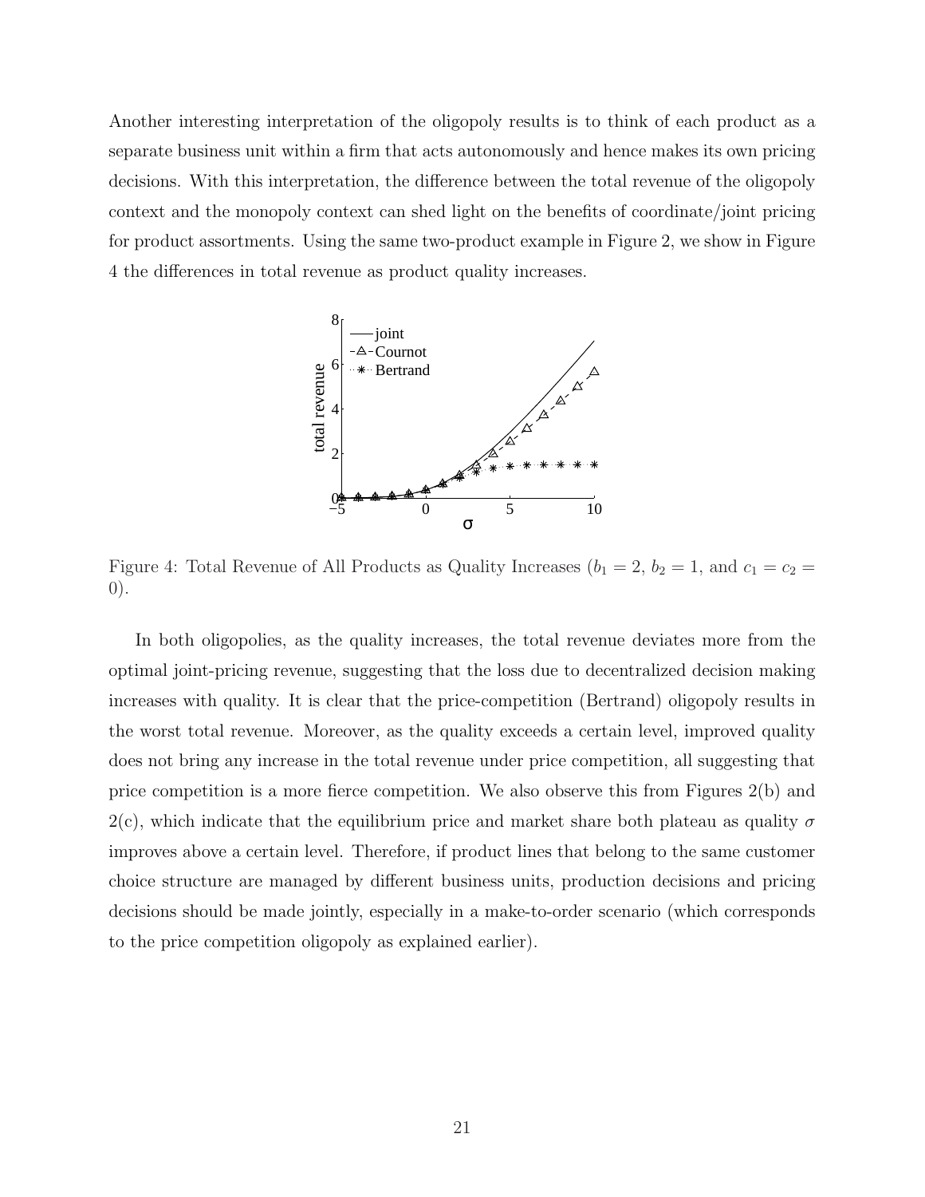Another interesting interpretation of the oligopoly results is to think of each product as a separate business unit within a firm that acts autonomously and hence makes its own pricing decisions. With this interpretation, the difference between the total revenue of the oligopoly context and the monopoly context can shed light on the benefits of coordinate/joint pricing for product assortments. Using the same two-product example in Figure 2, we show in Figure 4 the differences in total revenue as product quality increases.

Figure 4: Total Revenue of All Products as Quality Increases ($b_1 = 2$, $b_2 = 1$, and $c_1 = c_2 = 0$).

In both oligopolies, as the quality increases, the total revenue deviates more from the optimal joint-pricing revenue, suggesting that the loss due to decentralized decision making increases with quality. It is clear that the price-competition (Bertrand) oligopoly results in the worst total revenue. Moreover, as the quality exceeds a certain level, improved quality does not bring any increase in the total revenue under price competition, all suggesting that price competition is a more fierce competition. We also observe this from Figures 2(b) and 2(c), which indicate that the equilibrium price and market share both plateau as quality $\sigma$ improves above a certain level. Therefore, if product lines that belong to the same customer choice structure are managed by different business units, production decisions and pricing decisions should be made jointly, especially in a make-to-order scenario (which corresponds to the price competition oligopoly as explained earlier).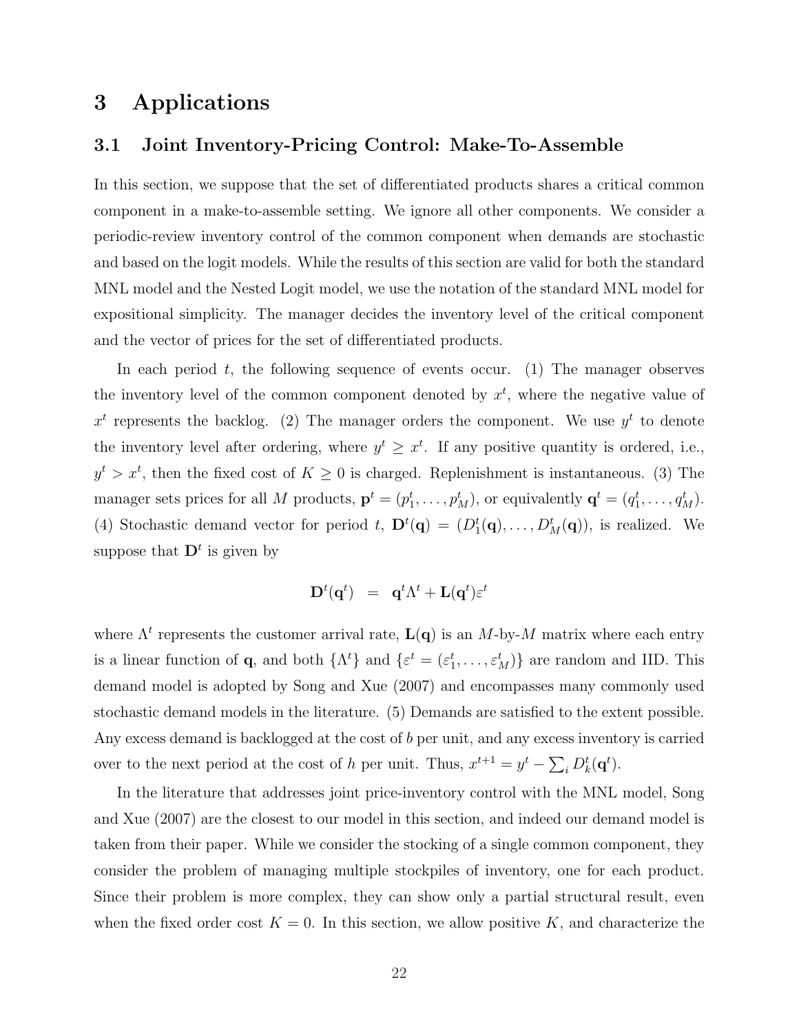# 3 Applications

## 3.1 Joint Inventory-Pricing Control: Make-To-Assemble

In this section, we suppose that the set of differentiated products shares a critical common component in a make-to-assemble setting. We ignore all other components. We consider a periodic-review inventory control of the common component when demands are stochastic and based on the logit models. While the results of this section are valid for both the standard MNL model and the Nested Logit model, we use the notation of the standard MNL model for expositional simplicity. The manager decides the inventory level of the critical component and the vector of prices for the set of differentiated products.

In each period $t$, the following sequence of events occur. (1) The manager observes the inventory level of the common component denoted by $x^t$, where the negative value of $x^t$ represents the backlog. (2) The manager orders the component. We use $y^t$ to denote the inventory level after ordering, where $y^t \geq x^t$. If any positive quantity is ordered, i.e., $y^t > x^t$, then the fixed cost of $K \geq 0$ is charged. Replenishment is instantaneous. (3) The manager sets prices for all $M$ products, $\mathbf{p}^t = (p_1^t, \ldots, p_M^t)$, or equivalently $\mathbf{q}^t = (q_1^t, \ldots, q_M^t)$. (4) Stochastic demand vector for period $t$, $\mathbf{D}^t(\mathbf{q}) = (D_1^t(\mathbf{q}), \ldots, D_M^t(\mathbf{q}))$, is realized. We suppose that $\mathbf{D}^t$ is given by

$$\mathbf{D}^t(\mathbf{q}^t) \;\; = \;\; \mathbf{q}^t \Lambda^t + \mathbf{L}(\mathbf{q}^t)\varepsilon^t$$

where $\Lambda^t$ represents the customer arrival rate, $\mathbf{L}(\mathbf{q})$ is an $M$-by-$M$ matrix where each entry is a linear function of $\mathbf{q}$, and both $\{\Lambda^t\}$ and $\{\varepsilon^t = (\varepsilon_1^t, \ldots, \varepsilon_M^t)\}$ are random and IID. This demand model is adopted by Song and Xue (2007) and encompasses many commonly used stochastic demand models in the literature. (5) Demands are satisfied to the extent possible. Any excess demand is backlogged at the cost of $b$ per unit, and any excess inventory is carried over to the next period at the cost of $h$ per unit. Thus, $x^{t+1} = y^t - \sum_i D_k^t(\mathbf{q}^t)$.

In the literature that addresses joint price-inventory control with the MNL model, Song and Xue (2007) are the closest to our model in this section, and indeed our demand model is taken from their paper. While we consider the stocking of a single common component, they consider the problem of managing multiple stockpiles of inventory, one for each product. Since their problem is more complex, they can show only a partial structural result, even when the fixed order cost $K = 0$. In this section, we allow positive $K$, and characterize the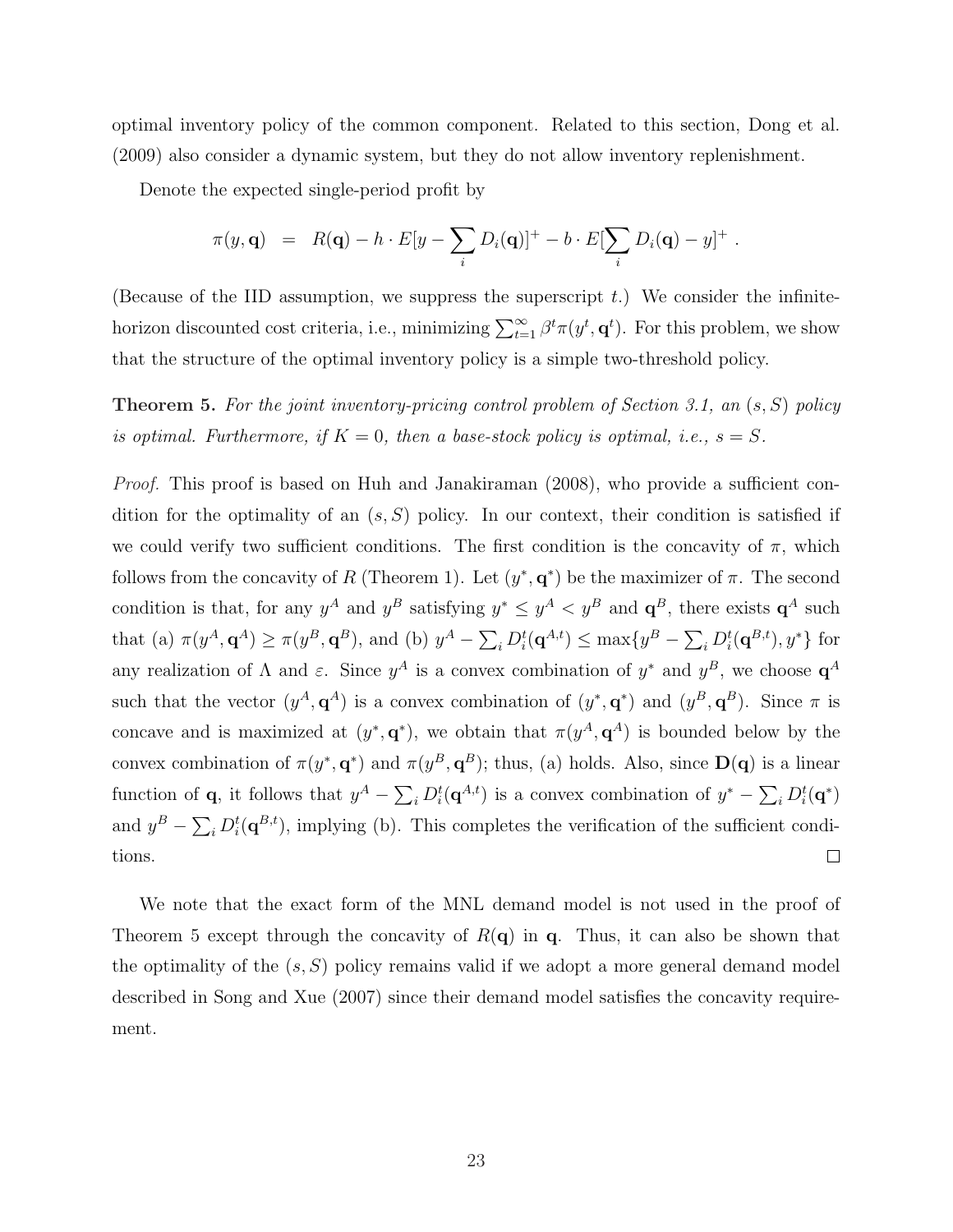optimal inventory policy of the common component. Related to this section, Dong et al. (2009) also consider a dynamic system, but they do not allow inventory replenishment.

Denote the expected single-period profit by

$$\pi(y, \mathbf{q}) \quad = \quad R(\mathbf{q}) - h \cdot E[y - \sum_i D_i(\mathbf{q})]^+ - b \cdot E[\sum_i D_i(\mathbf{q}) - y]^+ \ .$$

(Because of the IID assumption, we suppress the superscript $t$.) We consider the infinite-horizon discounted cost criteria, i.e., minimizing $\sum_{t=1}^{\infty} \beta^t \pi(y^t, \mathbf{q}^t)$. For this problem, we show that the structure of the optimal inventory policy is a simple two-threshold policy.

**Theorem 5.** *For the joint inventory-pricing control problem of Section 3.1, an $(s, S)$ policy is optimal. Furthermore, if $K = 0$, then a base-stock policy is optimal, i.e., $s = S$.*

*Proof.* This proof is based on Huh and Janakiraman (2008), who provide a sufficient condition for the optimality of an $(s, S)$ policy. In our context, their condition is satisfied if we could verify two sufficient conditions. The first condition is the concavity of $\pi$, which follows from the concavity of $R$ (Theorem 1). Let $(y^*, \mathbf{q}^*)$ be the maximizer of $\pi$. The second condition is that, for any $y^A$ and $y^B$ satisfying $y^* \leq y^A < y^B$ and $\mathbf{q}^B$, there exists $\mathbf{q}^A$ such that (a) $\pi(y^A, \mathbf{q}^A) \geq \pi(y^B, \mathbf{q}^B)$, and (b) $y^A - \sum_i D_i^t(\mathbf{q}^{A,t}) \leq \max\{y^B - \sum_i D_i^t(\mathbf{q}^{B,t}), y^*\}$ for any realization of $\Lambda$ and $\varepsilon$. Since $y^A$ is a convex combination of $y^*$ and $y^B$, we choose $\mathbf{q}^A$ such that the vector $(y^A, \mathbf{q}^A)$ is a convex combination of $(y^*, \mathbf{q}^*)$ and $(y^B, \mathbf{q}^B)$. Since $\pi$ is concave and is maximized at $(y^*, \mathbf{q}^*)$, we obtain that $\pi(y^A, \mathbf{q}^A)$ is bounded below by the convex combination of $\pi(y^*, \mathbf{q}^*)$ and $\pi(y^B, \mathbf{q}^B)$; thus, (a) holds. Also, since $\mathbf{D}(\mathbf{q})$ is a linear function of $\mathbf{q}$, it follows that $y^A - \sum_i D_i^t(\mathbf{q}^{A,t})$ is a convex combination of $y^* - \sum_i D_i^t(\mathbf{q}^*)$ and $y^B - \sum_i D_i^t(\mathbf{q}^{B,t})$, implying (b). This completes the verification of the sufficient conditions. $\square$

We note that the exact form of the MNL demand model is not used in the proof of Theorem 5 except through the concavity of $R(\mathbf{q})$ in $\mathbf{q}$. Thus, it can also be shown that the optimality of the $(s, S)$ policy remains valid if we adopt a more general demand model described in Song and Xue (2007) since their demand model satisfies the concavity requirement.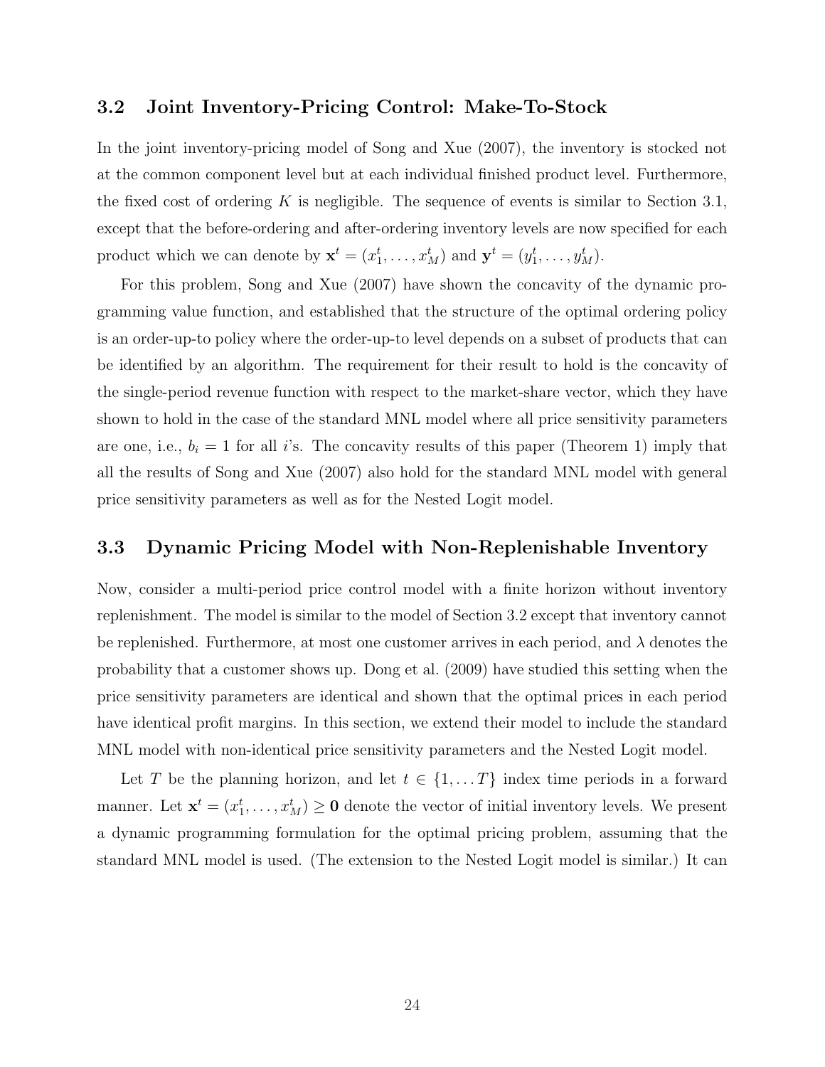### 3.2 Joint Inventory-Pricing Control: Make-To-Stock

In the joint inventory-pricing model of Song and Xue (2007), the inventory is stocked not at the common component level but at each individual finished product level. Furthermore, the fixed cost of ordering $K$ is negligible. The sequence of events is similar to Section 3.1, except that the before-ordering and after-ordering inventory levels are now specified for each product which we can denote by $\mathbf{x}^t = (x_1^t, \ldots, x_M^t)$ and $\mathbf{y}^t = (y_1^t, \ldots, y_M^t)$.

For this problem, Song and Xue (2007) have shown the concavity of the dynamic programming value function, and established that the structure of the optimal ordering policy is an order-up-to policy where the order-up-to level depends on a subset of products that can be identified by an algorithm. The requirement for their result to hold is the concavity of the single-period revenue function with respect to the market-share vector, which they have shown to hold in the case of the standard MNL model where all price sensitivity parameters are one, i.e., $b_i = 1$ for all $i$'s. The concavity results of this paper (Theorem 1) imply that all the results of Song and Xue (2007) also hold for the standard MNL model with general price sensitivity parameters as well as for the Nested Logit model.

### 3.3 Dynamic Pricing Model with Non-Replenishable Inventory

Now, consider a multi-period price control model with a finite horizon without inventory replenishment. The model is similar to the model of Section 3.2 except that inventory cannot be replenished. Furthermore, at most one customer arrives in each period, and $\lambda$ denotes the probability that a customer shows up. Dong et al. (2009) have studied this setting when the price sensitivity parameters are identical and shown that the optimal prices in each period have identical profit margins. In this section, we extend their model to include the standard MNL model with non-identical price sensitivity parameters and the Nested Logit model.

Let $T$ be the planning horizon, and let $t \in \{1, \ldots T\}$ index time periods in a forward manner. Let $\mathbf{x}^t = (x_1^t, \ldots, x_M^t) \geq \mathbf{0}$ denote the vector of initial inventory levels. We present a dynamic programming formulation for the optimal pricing problem, assuming that the standard MNL model is used. (The extension to the Nested Logit model is similar.) It can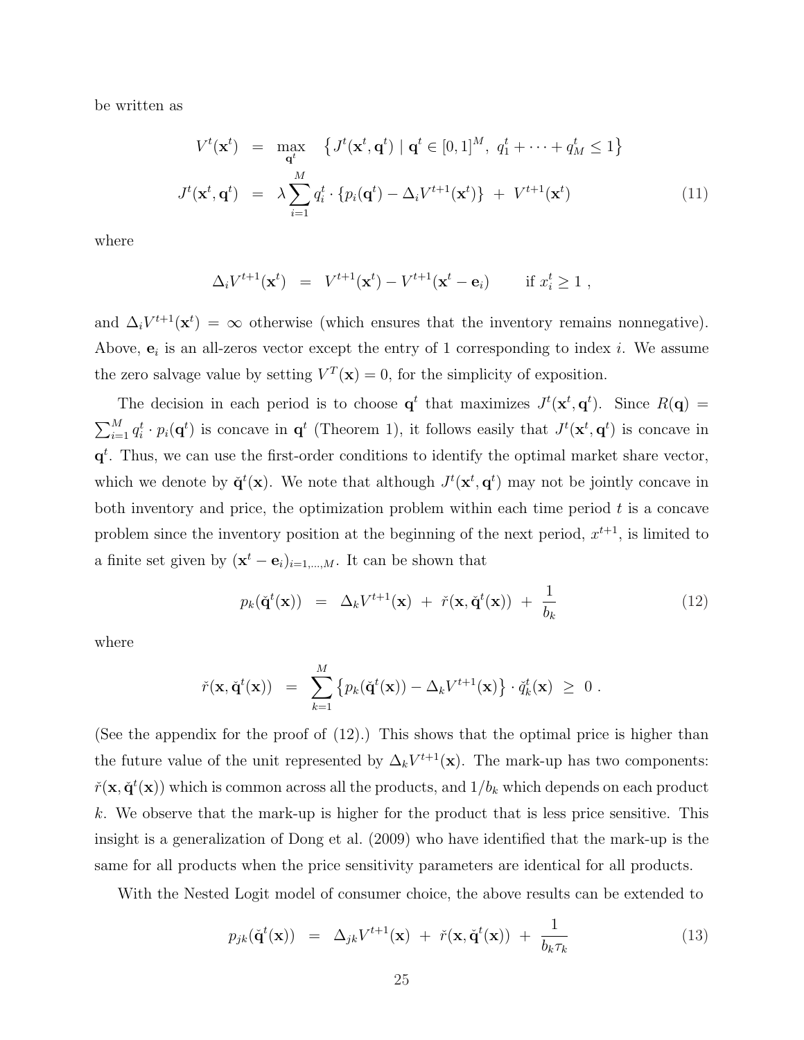be written as

$$
\begin{aligned}
V^t(\mathbf{x}^t) &= \max_{\mathbf{q}^t} \quad \left\{ J^t(\mathbf{x}^t, \mathbf{q}^t) \mid \mathbf{q}^t \in [0,1]^M, \ q_1^t + \cdots + q_M^t \leq 1 \right\} \\
J^t(\mathbf{x}^t, \mathbf{q}^t) &= \lambda \sum_{i=1}^{M} q_i^t \cdot \left\{ p_i(\mathbf{q}^t) - \Delta_i V^{t+1}(\mathbf{x}^t) \right\} \ + \ V^{t+1}(\mathbf{x}^t)
\end{aligned}
\tag{11}
$$

where

$$
\Delta_i V^{t+1}(\mathbf{x}^t) \ = \ V^{t+1}(\mathbf{x}^t) - V^{t+1}(\mathbf{x}^t - \mathbf{e}_i) \qquad \text{if } x_i^t \geq 1 \ ,
$$

and $\Delta_i V^{t+1}(\mathbf{x}^t) = \infty$ otherwise (which ensures that the inventory remains nonnegative). Above, $\mathbf{e}_i$ is an all-zeros vector except the entry of 1 corresponding to index $i$. We assume the zero salvage value by setting $V^T(\mathbf{x}) = 0$, for the simplicity of exposition.

The decision in each period is to choose $\mathbf{q}^t$ that maximizes $J^t(\mathbf{x}^t, \mathbf{q}^t)$. Since $R(\mathbf{q}) = \sum_{i=1}^{M} q_i^t \cdot p_i(\mathbf{q}^t)$ is concave in $\mathbf{q}^t$ (Theorem 1), it follows easily that $J^t(\mathbf{x}^t, \mathbf{q}^t)$ is concave in $\mathbf{q}^t$. Thus, we can use the first-order conditions to identify the optimal market share vector, which we denote by $\check{\mathbf{q}}^t(\mathbf{x})$. We note that although $J^t(\mathbf{x}^t, \mathbf{q}^t)$ may not be jointly concave in both inventory and price, the optimization problem within each time period $t$ is a concave problem since the inventory position at the beginning of the next period, $x^{t+1}$, is limited to a finite set given by $(\mathbf{x}^t - \mathbf{e}_i)_{i=1,\ldots,M}$. It can be shown that

$$
p_k(\check{\mathbf{q}}^t(\mathbf{x})) \ = \ \Delta_k V^{t+1}(\mathbf{x}) \ + \ \check{r}(\mathbf{x}, \check{\mathbf{q}}^t(\mathbf{x})) \ + \ \frac{1}{b_k}
\tag{12}
$$

where

$$
\check{r}(\mathbf{x}, \check{\mathbf{q}}^t(\mathbf{x})) \ = \ \sum_{k=1}^{M} \left\{ p_k(\check{\mathbf{q}}^t(\mathbf{x})) - \Delta_k V^{t+1}(\mathbf{x}) \right\} \cdot \check{q}_k^t(\mathbf{x}) \ \geq \ 0 \ .
$$

(See the appendix for the proof of (12).) This shows that the optimal price is higher than the future value of the unit represented by $\Delta_k V^{t+1}(\mathbf{x})$. The mark-up has two components: $\check{r}(\mathbf{x}, \check{\mathbf{q}}^t(\mathbf{x}))$ which is common across all the products, and $1/b_k$ which depends on each product $k$. We observe that the mark-up is higher for the product that is less price sensitive. This insight is a generalization of Dong et al. (2009) who have identified that the mark-up is the same for all products when the price sensitivity parameters are identical for all products.

With the Nested Logit model of consumer choice, the above results can be extended to

$$
p_{jk}(\check{\mathbf{q}}^t(\mathbf{x})) \ = \ \Delta_{jk} V^{t+1}(\mathbf{x}) \ + \ \check{r}(\mathbf{x}, \check{\mathbf{q}}^t(\mathbf{x})) \ + \ \frac{1}{b_k \tau_k}
\tag{13}
$$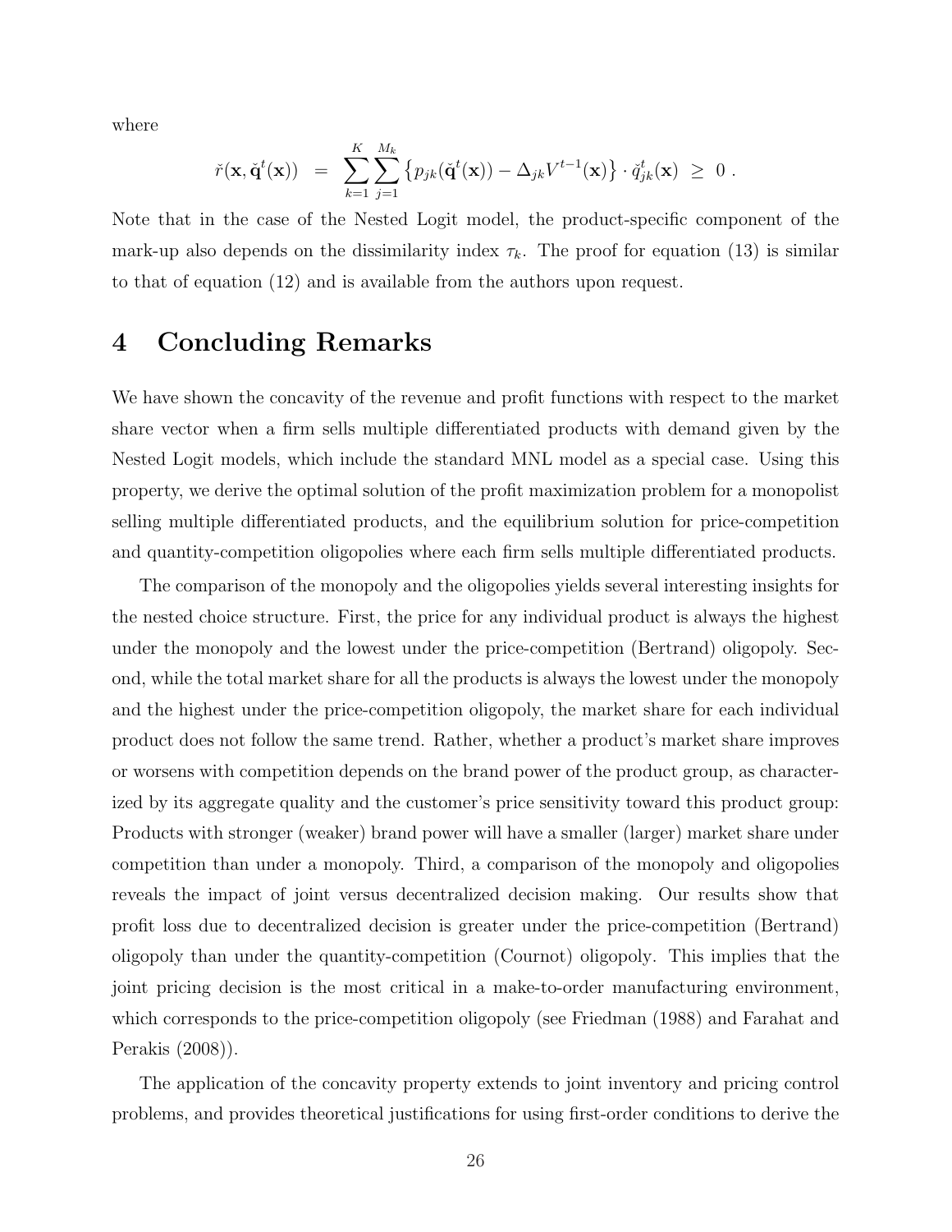where

$$\check{r}(\mathbf{x}, \check{\mathbf{q}}^t(\mathbf{x})) \;\;=\;\; \sum_{k=1}^{K} \sum_{j=1}^{M_k} \left\{ p_{jk}(\check{\mathbf{q}}^t(\mathbf{x})) - \Delta_{jk} V^{t-1}(\mathbf{x}) \right\} \cdot \check{q}_{jk}^t(\mathbf{x}) \;\geq\; 0 \;.$$

Note that in the case of the Nested Logit model, the product-specific component of the mark-up also depends on the dissimilarity index $\tau_k$. The proof for equation (13) is similar to that of equation (12) and is available from the authors upon request.

# 4 Concluding Remarks

We have shown the concavity of the revenue and profit functions with respect to the market share vector when a firm sells multiple differentiated products with demand given by the Nested Logit models, which include the standard MNL model as a special case. Using this property, we derive the optimal solution of the profit maximization problem for a monopolist selling multiple differentiated products, and the equilibrium solution for price-competition and quantity-competition oligopolies where each firm sells multiple differentiated products.

The comparison of the monopoly and the oligopolies yields several interesting insights for the nested choice structure. First, the price for any individual product is always the highest under the monopoly and the lowest under the price-competition (Bertrand) oligopoly. Second, while the total market share for all the products is always the lowest under the monopoly and the highest under the price-competition oligopoly, the market share for each individual product does not follow the same trend. Rather, whether a product's market share improves or worsens with competition depends on the brand power of the product group, as characterized by its aggregate quality and the customer's price sensitivity toward this product group: Products with stronger (weaker) brand power will have a smaller (larger) market share under competition than under a monopoly. Third, a comparison of the monopoly and oligopolies reveals the impact of joint versus decentralized decision making. Our results show that profit loss due to decentralized decision is greater under the price-competition (Bertrand) oligopoly than under the quantity-competition (Cournot) oligopoly. This implies that the joint pricing decision is the most critical in a make-to-order manufacturing environment, which corresponds to the price-competition oligopoly (see Friedman (1988) and Farahat and Perakis (2008)).

The application of the concavity property extends to joint inventory and pricing control problems, and provides theoretical justifications for using first-order conditions to derive the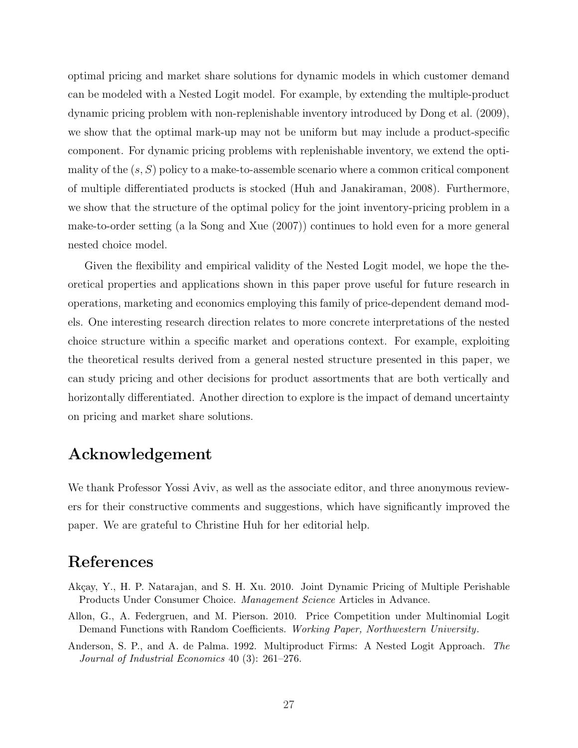optimal pricing and market share solutions for dynamic models in which customer demand can be modeled with a Nested Logit model. For example, by extending the multiple-product dynamic pricing problem with non-replenishable inventory introduced by Dong et al. (2009), we show that the optimal mark-up may not be uniform but may include a product-specific component. For dynamic pricing problems with replenishable inventory, we extend the optimality of the $(s, S)$ policy to a make-to-assemble scenario where a common critical component of multiple differentiated products is stocked (Huh and Janakiraman, 2008). Furthermore, we show that the structure of the optimal policy for the joint inventory-pricing problem in a make-to-order setting (a la Song and Xue (2007)) continues to hold even for a more general nested choice model.

Given the flexibility and empirical validity of the Nested Logit model, we hope the theoretical properties and applications shown in this paper prove useful for future research in operations, marketing and economics employing this family of price-dependent demand models. One interesting research direction relates to more concrete interpretations of the nested choice structure within a specific market and operations context. For example, exploiting the theoretical results derived from a general nested structure presented in this paper, we can study pricing and other decisions for product assortments that are both vertically and horizontally differentiated. Another direction to explore is the impact of demand uncertainty on pricing and market share solutions.

# Acknowledgement

We thank Professor Yossi Aviv, as well as the associate editor, and three anonymous reviewers for their constructive comments and suggestions, which have significantly improved the paper. We are grateful to Christine Huh for her editorial help.

# References

Akçay, Y., H. P. Natarajan, and S. H. Xu. 2010. Joint Dynamic Pricing of Multiple Perishable Products Under Consumer Choice. *Management Science* Articles in Advance.

Allon, G., A. Federgruen, and M. Pierson. 2010. Price Competition under Multinomial Logit Demand Functions with Random Coefficients. *Working Paper, Northwestern University*.

Anderson, S. P., and A. de Palma. 1992. Multiproduct Firms: A Nested Logit Approach. *The Journal of Industrial Economics* 40 (3): 261–276.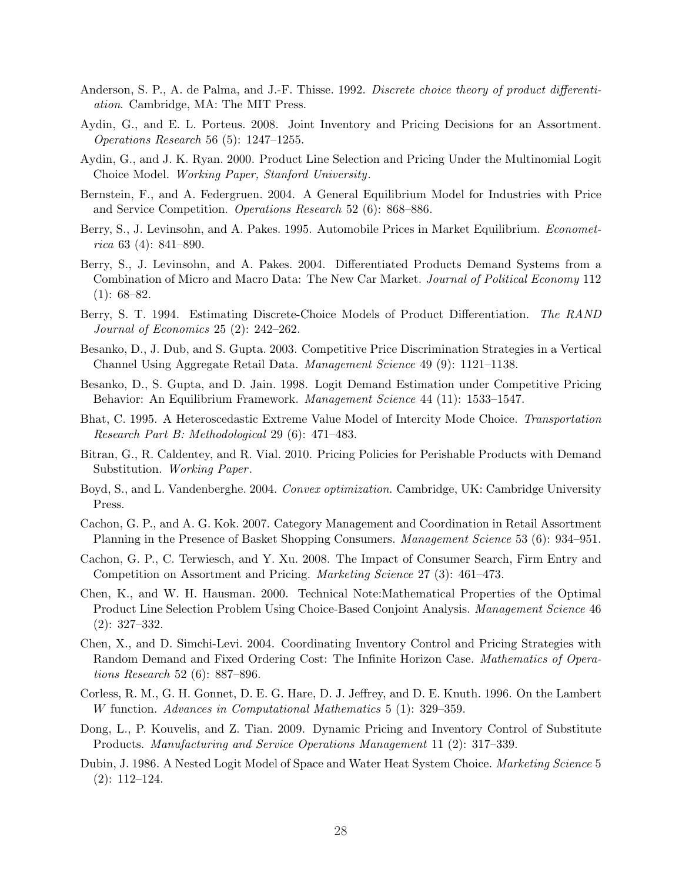Anderson, S. P., A. de Palma, and J.-F. Thisse. 1992. *Discrete choice theory of product differentiation*. Cambridge, MA: The MIT Press.

Aydin, G., and E. L. Porteus. 2008. Joint Inventory and Pricing Decisions for an Assortment. *Operations Research* 56 (5): 1247–1255.

Aydin, G., and J. K. Ryan. 2000. Product Line Selection and Pricing Under the Multinomial Logit Choice Model. *Working Paper, Stanford University*.

Bernstein, F., and A. Federgruen. 2004. A General Equilibrium Model for Industries with Price and Service Competition. *Operations Research* 52 (6): 868–886.

Berry, S., J. Levinsohn, and A. Pakes. 1995. Automobile Prices in Market Equilibrium. *Econometrica* 63 (4): 841–890.

Berry, S., J. Levinsohn, and A. Pakes. 2004. Differentiated Products Demand Systems from a Combination of Micro and Macro Data: The New Car Market. *Journal of Political Economy* 112 (1): 68–82.

Berry, S. T. 1994. Estimating Discrete-Choice Models of Product Differentiation. *The RAND Journal of Economics* 25 (2): 242–262.

Besanko, D., J. Dub, and S. Gupta. 2003. Competitive Price Discrimination Strategies in a Vertical Channel Using Aggregate Retail Data. *Management Science* 49 (9): 1121–1138.

Besanko, D., S. Gupta, and D. Jain. 1998. Logit Demand Estimation under Competitive Pricing Behavior: An Equilibrium Framework. *Management Science* 44 (11): 1533–1547.

Bhat, C. 1995. A Heteroscedastic Extreme Value Model of Intercity Mode Choice. *Transportation Research Part B: Methodological* 29 (6): 471–483.

Bitran, G., R. Caldentey, and R. Vial. 2010. Pricing Policies for Perishable Products with Demand Substitution. *Working Paper*.

Boyd, S., and L. Vandenberghe. 2004. *Convex optimization*. Cambridge, UK: Cambridge University Press.

Cachon, G. P., and A. G. Kok. 2007. Category Management and Coordination in Retail Assortment Planning in the Presence of Basket Shopping Consumers. *Management Science* 53 (6): 934–951.

Cachon, G. P., C. Terwiesch, and Y. Xu. 2008. The Impact of Consumer Search, Firm Entry and Competition on Assortment and Pricing. *Marketing Science* 27 (3): 461–473.

Chen, K., and W. H. Hausman. 2000. Technical Note:Mathematical Properties of the Optimal Product Line Selection Problem Using Choice-Based Conjoint Analysis. *Management Science* 46 (2): 327–332.

Chen, X., and D. Simchi-Levi. 2004. Coordinating Inventory Control and Pricing Strategies with Random Demand and Fixed Ordering Cost: The Infinite Horizon Case. *Mathematics of Operations Research* 52 (6): 887–896.

Corless, R. M., G. H. Gonnet, D. E. G. Hare, D. J. Jeffrey, and D. E. Knuth. 1996. On the Lambert $W$ function. *Advances in Computational Mathematics* 5 (1): 329–359.

Dong, L., P. Kouvelis, and Z. Tian. 2009. Dynamic Pricing and Inventory Control of Substitute Products. *Manufacturing and Service Operations Management* 11 (2): 317–339.

Dubin, J. 1986. A Nested Logit Model of Space and Water Heat System Choice. *Marketing Science* 5 (2): 112–124.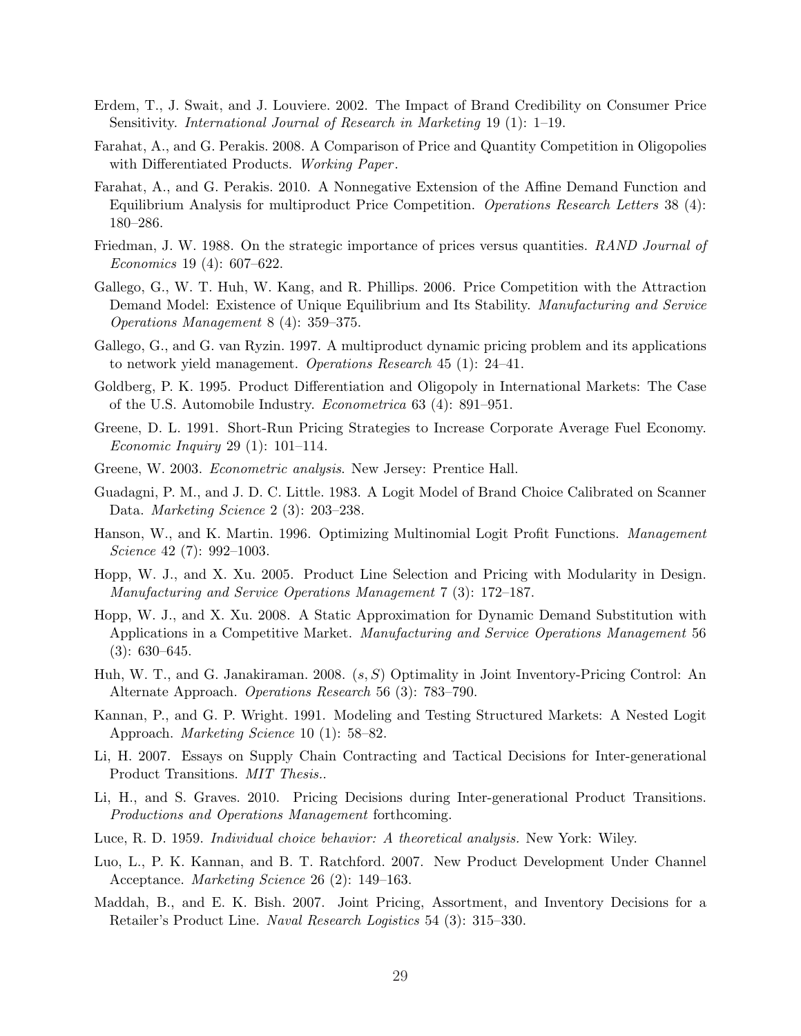Erdem, T., J. Swait, and J. Louviere. 2002. The Impact of Brand Credibility on Consumer Price Sensitivity. *International Journal of Research in Marketing* 19 (1): 1–19.

Farahat, A., and G. Perakis. 2008. A Comparison of Price and Quantity Competition in Oligopolies with Differentiated Products. *Working Paper*.

Farahat, A., and G. Perakis. 2010. A Nonnegative Extension of the Affine Demand Function and Equilibrium Analysis for multiproduct Price Competition. *Operations Research Letters* 38 (4): 180–286.

Friedman, J. W. 1988. On the strategic importance of prices versus quantities. *RAND Journal of Economics* 19 (4): 607–622.

Gallego, G., W. T. Huh, W. Kang, and R. Phillips. 2006. Price Competition with the Attraction Demand Model: Existence of Unique Equilibrium and Its Stability. *Manufacturing and Service Operations Management* 8 (4): 359–375.

Gallego, G., and G. van Ryzin. 1997. A multiproduct dynamic pricing problem and its applications to network yield management. *Operations Research* 45 (1): 24–41.

Goldberg, P. K. 1995. Product Differentiation and Oligopoly in International Markets: The Case of the U.S. Automobile Industry. *Econometrica* 63 (4): 891–951.

Greene, D. L. 1991. Short-Run Pricing Strategies to Increase Corporate Average Fuel Economy. *Economic Inquiry* 29 (1): 101–114.

Greene, W. 2003. *Econometric analysis*. New Jersey: Prentice Hall.

Guadagni, P. M., and J. D. C. Little. 1983. A Logit Model of Brand Choice Calibrated on Scanner Data. *Marketing Science* 2 (3): 203–238.

Hanson, W., and K. Martin. 1996. Optimizing Multinomial Logit Profit Functions. *Management Science* 42 (7): 992–1003.

Hopp, W. J., and X. Xu. 2005. Product Line Selection and Pricing with Modularity in Design. *Manufacturing and Service Operations Management* 7 (3): 172–187.

Hopp, W. J., and X. Xu. 2008. A Static Approximation for Dynamic Demand Substitution with Applications in a Competitive Market. *Manufacturing and Service Operations Management* 56 (3): 630–645.

Huh, W. T., and G. Janakiraman. 2008. $(s, S)$ Optimality in Joint Inventory-Pricing Control: An Alternate Approach. *Operations Research* 56 (3): 783–790.

Kannan, P., and G. P. Wright. 1991. Modeling and Testing Structured Markets: A Nested Logit Approach. *Marketing Science* 10 (1): 58–82.

Li, H. 2007. Essays on Supply Chain Contracting and Tactical Decisions for Inter-generational Product Transitions. *MIT Thesis.*.

Li, H., and S. Graves. 2010. Pricing Decisions during Inter-generational Product Transitions. *Productions and Operations Management* forthcoming.

Luce, R. D. 1959. *Individual choice behavior: A theoretical analysis.* New York: Wiley.

Luo, L., P. K. Kannan, and B. T. Ratchford. 2007. New Product Development Under Channel Acceptance. *Marketing Science* 26 (2): 149–163.

Maddah, B., and E. K. Bish. 2007. Joint Pricing, Assortment, and Inventory Decisions for a Retailer's Product Line. *Naval Research Logistics* 54 (3): 315–330.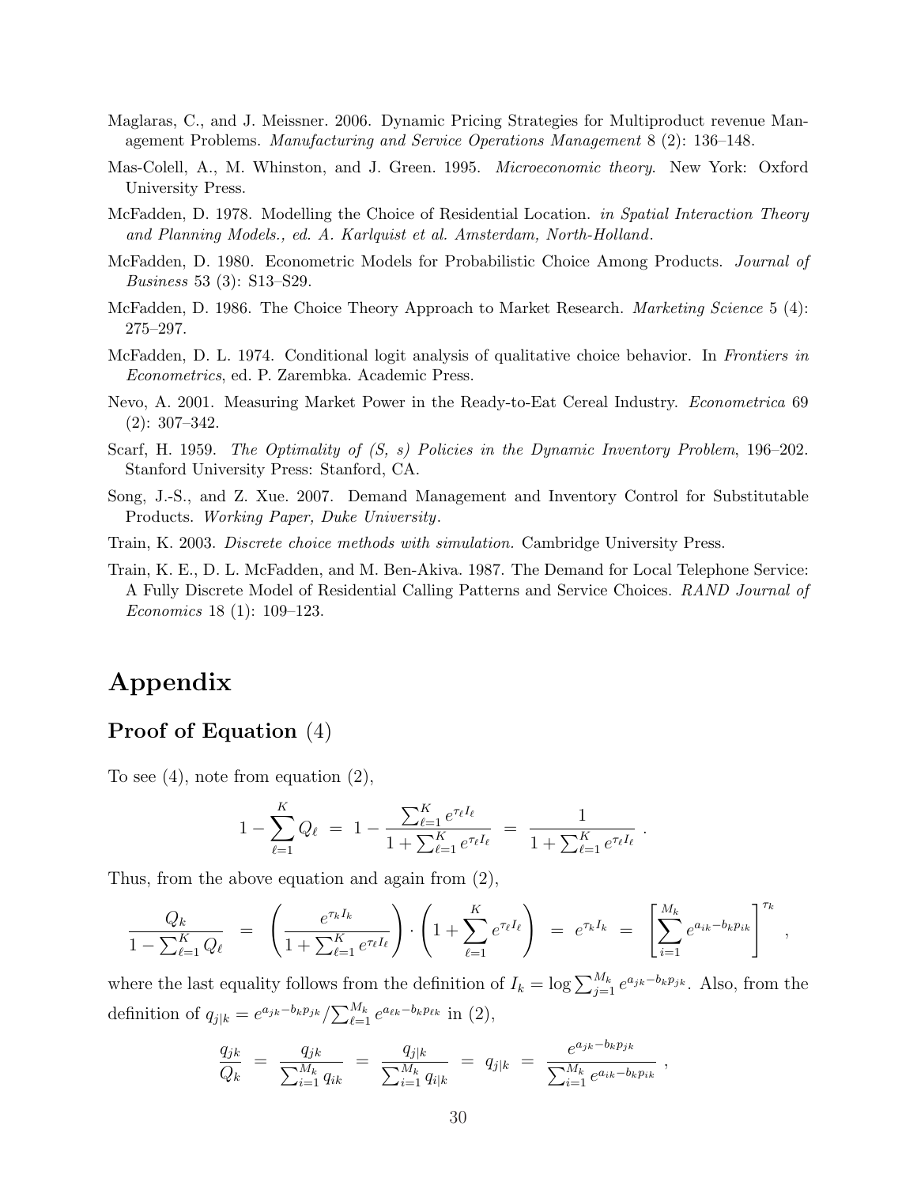Maglaras, C., and J. Meissner. 2006. Dynamic Pricing Strategies for Multiproduct revenue Management Problems. *Manufacturing and Service Operations Management* 8 (2): 136–148.

Mas-Colell, A., M. Whinston, and J. Green. 1995. *Microeconomic theory*. New York: Oxford University Press.

McFadden, D. 1978. Modelling the Choice of Residential Location. *in Spatial Interaction Theory and Planning Models., ed. A. Karlquist et al. Amsterdam, North-Holland*.

McFadden, D. 1980. Econometric Models for Probabilistic Choice Among Products. *Journal of Business* 53 (3): S13–S29.

McFadden, D. 1986. The Choice Theory Approach to Market Research. *Marketing Science* 5 (4): 275–297.

McFadden, D. L. 1974. Conditional logit analysis of qualitative choice behavior. In *Frontiers in Econometrics*, ed. P. Zarembka. Academic Press.

Nevo, A. 2001. Measuring Market Power in the Ready-to-Eat Cereal Industry. *Econometrica* 69 (2): 307–342.

Scarf, H. 1959. *The Optimality of (S, s) Policies in the Dynamic Inventory Problem*, 196–202. Stanford University Press: Stanford, CA.

Song, J.-S., and Z. Xue. 2007. Demand Management and Inventory Control for Substitutable Products. *Working Paper, Duke University*.

Train, K. 2003. *Discrete choice methods with simulation.* Cambridge University Press.

Train, K. E., D. L. McFadden, and M. Ben-Akiva. 1987. The Demand for Local Telephone Service: A Fully Discrete Model of Residential Calling Patterns and Service Choices. *RAND Journal of Economics* 18 (1): 109–123.

# Appendix

## Proof of Equation (4)

To see (4), note from equation (2),

$$1 - \sum_{\ell=1}^{K} Q_\ell \;=\; 1 - \frac{\sum_{\ell=1}^{K} e^{\tau_\ell I_\ell}}{1 + \sum_{\ell=1}^{K} e^{\tau_\ell I_\ell}} \;=\; \frac{1}{1 + \sum_{\ell=1}^{K} e^{\tau_\ell I_\ell}} \,.$$

Thus, from the above equation and again from (2),

$$\frac{Q_k}{1 - \sum_{\ell=1}^{K} Q_\ell} \;=\; \left( \frac{e^{\tau_k I_k}}{1 + \sum_{\ell=1}^{K} e^{\tau_\ell I_\ell}} \right) \cdot \left( 1 + \sum_{\ell=1}^{K} e^{\tau_\ell I_\ell} \right) \;=\; e^{\tau_k I_k} \;=\; \left[ \sum_{i=1}^{M_k} e^{a_{ik} - b_k p_{ik}} \right]^{\tau_k} ,$$

where the last equality follows from the definition of $I_k = \log \sum_{j=1}^{M_k} e^{a_{jk} - b_k p_{jk}}$. Also, from the definition of $q_{j|k} = e^{a_{jk} - b_k p_{jk}} / \sum_{\ell=1}^{M_k} e^{a_{\ell k} - b_k p_{\ell k}}$ in (2),

$$\frac{q_{jk}}{Q_k} \;=\; \frac{q_{jk}}{\sum_{i=1}^{M_k} q_{ik}} \;=\; \frac{q_{j|k}}{\sum_{i=1}^{M_k} q_{i|k}} \;=\; q_{j|k} \;=\; \frac{e^{a_{jk} - b_k p_{jk}}}{\sum_{i=1}^{M_k} e^{a_{ik} - b_k p_{ik}}} \,,$$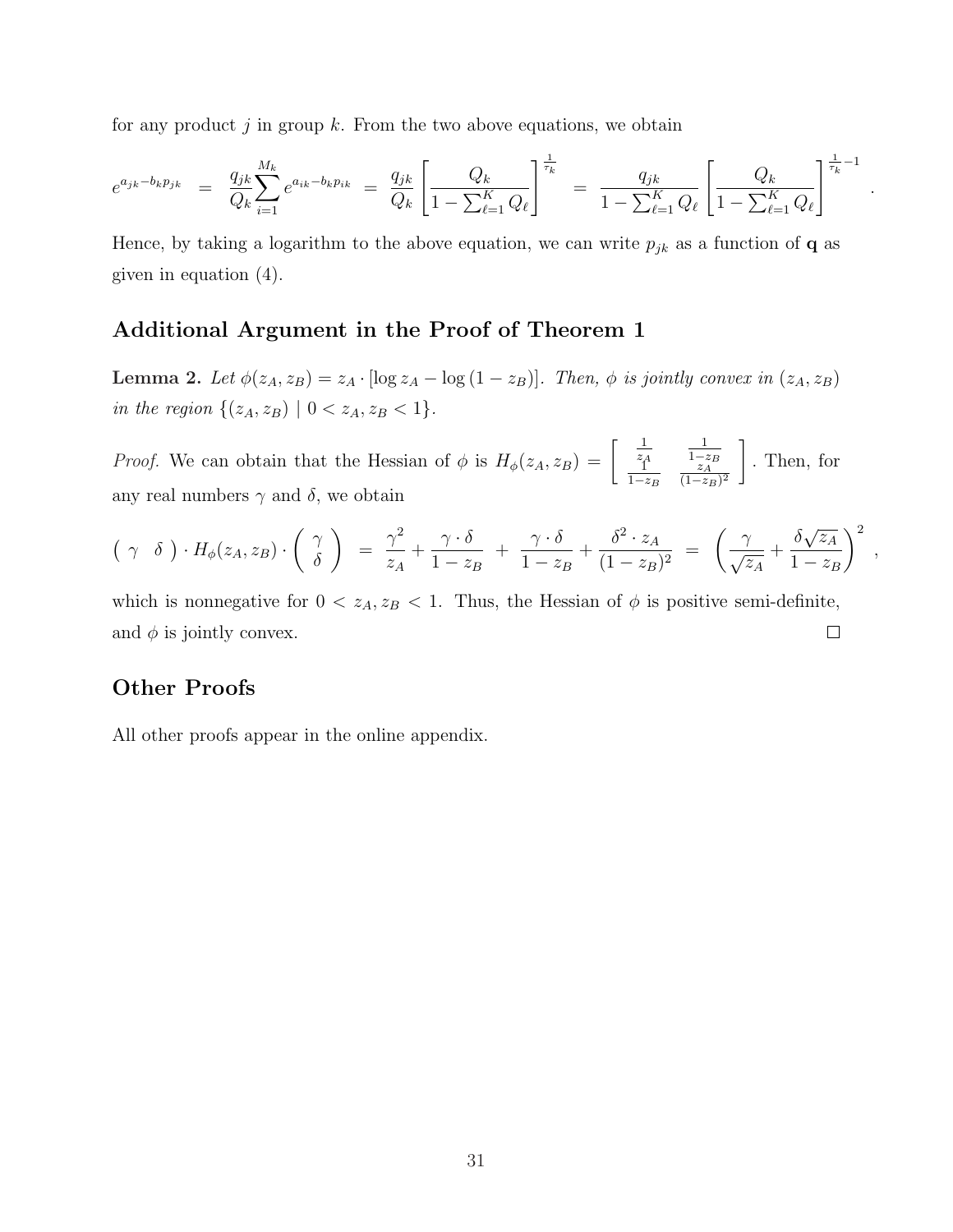for any product $j$ in group $k$. From the two above equations, we obtain

$$e^{a_{jk}-b_k p_{jk}} \;=\; \frac{q_{jk}}{Q_k}\sum_{i=1}^{M_k} e^{a_{ik}-b_k p_{ik}} \;=\; \frac{q_{jk}}{Q_k}\left[\frac{Q_k}{1-\sum_{\ell=1}^{K} Q_\ell}\right]^{\frac{1}{\tau_k}} \;=\; \frac{q_{jk}}{1-\sum_{\ell=1}^{K} Q_\ell}\left[\frac{Q_k}{1-\sum_{\ell=1}^{K} Q_\ell}\right]^{\frac{1}{\tau_k}-1}.$$

Hence, by taking a logarithm to the above equation, we can write $p_{jk}$ as a function of $\mathbf{q}$ as given in equation (4).

## Additional Argument in the Proof of Theorem 1

**Lemma 2.** *Let $\phi(z_A, z_B) = z_A \cdot [\log z_A - \log(1 - z_B)]$. Then, $\phi$ is jointly convex in $(z_A, z_B)$ in the region $\{(z_A, z_B) \mid 0 < z_A, z_B < 1\}$.*

*Proof.* We can obtain that the Hessian of $\phi$ is $H_\phi(z_A, z_B) = \begin{bmatrix} \frac{1}{z_A} & \frac{1}{1-z_B} \\ \frac{1}{1-z_B} & \frac{z_A}{(1-z_B)^2} \end{bmatrix}$. Then, for any real numbers $\gamma$ and $\delta$, we obtain

$$\begin{pmatrix} \gamma & \delta \end{pmatrix} \cdot H_\phi(z_A, z_B) \cdot \begin{pmatrix} \gamma \\ \delta \end{pmatrix} \;=\; \frac{\gamma^2}{z_A} + \frac{\gamma \cdot \delta}{1-z_B} \;+\; \frac{\gamma \cdot \delta}{1-z_B} + \frac{\delta^2 \cdot z_A}{(1-z_B)^2} \;=\; \left(\frac{\gamma}{\sqrt{z_A}} + \frac{\delta \sqrt{z_A}}{1-z_B}\right)^2,$$

which is nonnegative for $0 < z_A, z_B < 1$. Thus, the Hessian of $\phi$ is positive semi-definite, and $\phi$ is jointly convex. □

## Other Proofs

All other proofs appear in the online appendix.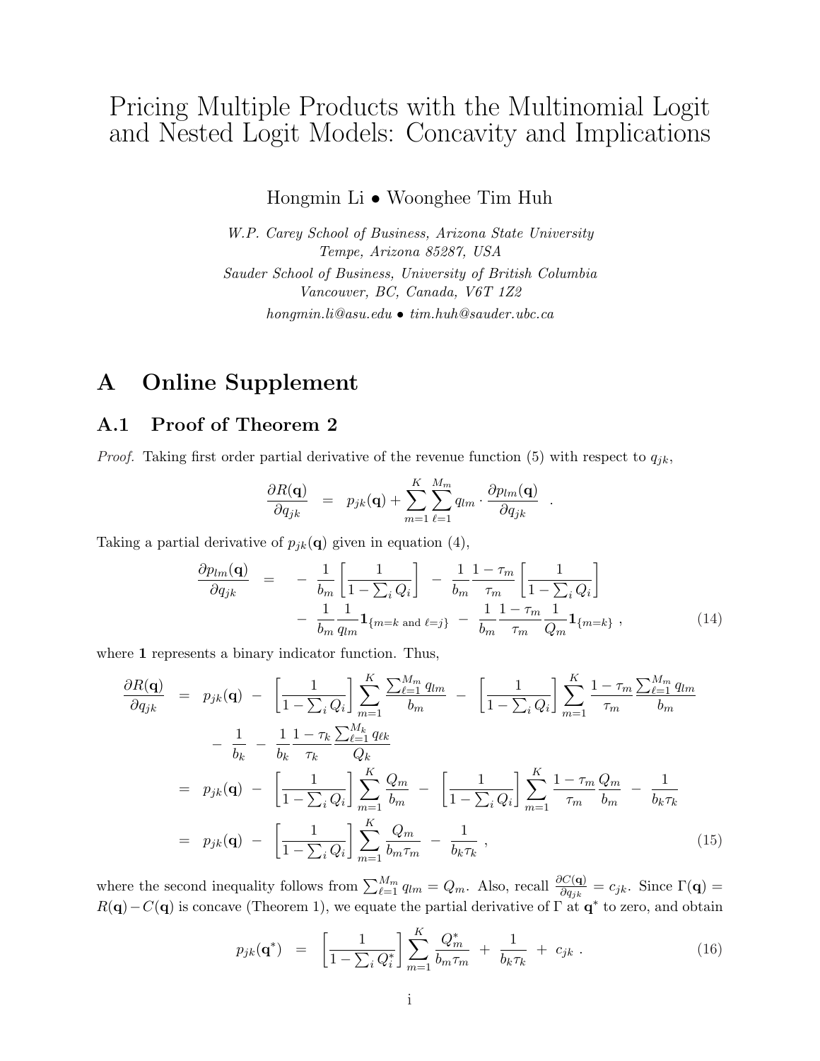# Pricing Multiple Products with the Multinomial Logit and Nested Logit Models: Concavity and Implications

Hongmin Li • Woonghee Tim Huh

*W.P. Carey School of Business, Arizona State University*
*Tempe, Arizona 85287, USA*
*Sauder School of Business, University of British Columbia*
*Vancouver, BC, Canada, V6T 1Z2*
*hongmin.li@asu.edu • tim.huh@sauder.ubc.ca*

# A Online Supplement

## A.1 Proof of Theorem 2

*Proof.* Taking first order partial derivative of the revenue function (5) with respect to $q_{jk}$,

$$\frac{\partial R(\mathbf{q})}{\partial q_{jk}} \;=\; p_{jk}(\mathbf{q}) + \sum_{m=1}^{K}\sum_{\ell=1}^{M_m} q_{lm}\cdot\frac{\partial p_{lm}(\mathbf{q})}{\partial q_{jk}} \;.$$

Taking a partial derivative of $p_{jk}(\mathbf{q})$ given in equation (4),

$$\begin{aligned}\frac{\partial p_{lm}(\mathbf{q})}{\partial q_{jk}} \;=\;& -\frac{1}{b_m}\left[\frac{1}{1-\sum_i Q_i}\right] - \frac{1}{b_m}\frac{1-\tau_m}{\tau_m}\left[\frac{1}{1-\sum_i Q_i}\right] \\ & - \frac{1}{b_m}\frac{1}{q_{lm}}\mathbf{1}_{\{m=k \text{ and } \ell=j\}} - \frac{1}{b_m}\frac{1-\tau_m}{\tau_m}\frac{1}{Q_m}\mathbf{1}_{\{m=k\}}\;, \end{aligned} \tag{14}$$

where $\mathbf{1}$ represents a binary indicator function. Thus,

$$\begin{aligned}\frac{\partial R(\mathbf{q})}{\partial q_{jk}} \;=\;& p_{jk}(\mathbf{q}) - \left[\frac{1}{1-\sum_i Q_i}\right]\sum_{m=1}^{K}\frac{\sum_{\ell=1}^{M_m} q_{lm}}{b_m} - \left[\frac{1}{1-\sum_i Q_i}\right]\sum_{m=1}^{K}\frac{1-\tau_m}{\tau_m}\frac{\sum_{\ell=1}^{M_m} q_{lm}}{b_m} \\ & - \frac{1}{b_k} - \frac{1}{b_k}\frac{1-\tau_k}{\tau_k}\frac{\sum_{\ell=1}^{M_k} q_{\ell k}}{Q_k} \\ =\;& p_{jk}(\mathbf{q}) - \left[\frac{1}{1-\sum_i Q_i}\right]\sum_{m=1}^{K}\frac{Q_m}{b_m} - \left[\frac{1}{1-\sum_i Q_i}\right]\sum_{m=1}^{K}\frac{1-\tau_m}{\tau_m}\frac{Q_m}{b_m} - \frac{1}{b_k\tau_k} \\ =\;& p_{jk}(\mathbf{q}) - \left[\frac{1}{1-\sum_i Q_i}\right]\sum_{m=1}^{K}\frac{Q_m}{b_m\tau_m} - \frac{1}{b_k\tau_k}\;, \end{aligned} \tag{15}$$

where the second inequality follows from $\sum_{\ell=1}^{M_m} q_{lm} = Q_m$. Also, recall $\frac{\partial C(\mathbf{q})}{\partial q_{jk}} = c_{jk}$. Since $\Gamma(\mathbf{q}) = R(\mathbf{q}) - C(\mathbf{q})$ is concave (Theorem 1), we equate the partial derivative of $\Gamma$ at $\mathbf{q}^*$ to zero, and obtain

$$p_{jk}(\mathbf{q}^*) \;=\; \left[\frac{1}{1-\sum_i Q_i^*}\right]\sum_{m=1}^{K}\frac{Q_m^*}{b_m\tau_m} + \frac{1}{b_k\tau_k} + c_{jk}\;. \tag{16}$$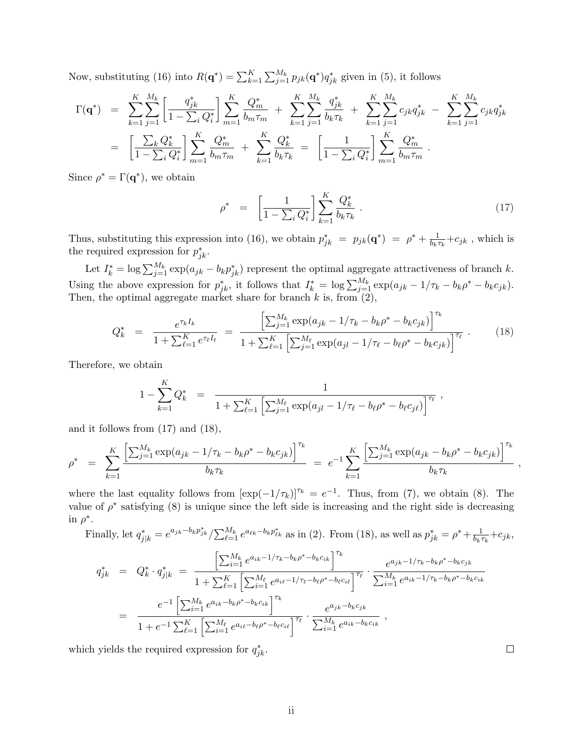Now, substituting (16) into $R(\mathbf{q}^*) = \sum_{k=1}^K \sum_{j=1}^{M_k} p_{jk}(\mathbf{q}^*) q_{jk}^*$ given in (5), it follows

$$
\begin{aligned}
\Gamma(\mathbf{q}^*) &= \sum_{k=1}^{K}\sum_{j=1}^{M_k}\left[\frac{q_{jk}^*}{1-\sum_i Q_i^*}\right]\sum_{m=1}^{K}\frac{Q_m^*}{b_m\tau_m} + \sum_{k=1}^{K}\sum_{j=1}^{M_k}\frac{q_{jk}^*}{b_k\tau_k} + \sum_{k=1}^{K}\sum_{j=1}^{M_k} c_{jk}q_{jk}^* - \sum_{k=1}^{K}\sum_{j=1}^{M_k} c_{jk}q_{jk}^* \\
&= \left[\frac{\sum_k Q_k^*}{1-\sum_i Q_i^*}\right]\sum_{m=1}^{K}\frac{Q_m^*}{b_m\tau_m} + \sum_{k=1}^{K}\frac{Q_k^*}{b_k\tau_k} = \left[\frac{1}{1-\sum_i Q_i^*}\right]\sum_{m=1}^{K}\frac{Q_m^*}{b_m\tau_m} \,.
\end{aligned}
$$

Since $\rho^* = \Gamma(\mathbf{q}^*)$, we obtain

$$
\rho^* = \left[\frac{1}{1-\sum_i Q_i^*}\right]\sum_{k=1}^{K}\frac{Q_k^*}{b_k\tau_k} \,. \tag{17}
$$

Thus, substituting this expression into (16), we obtain $p_{jk}^* = p_{jk}(\mathbf{q}^*) = \rho^* + \frac{1}{b_k\tau_k} + c_{jk}$ , which is the required expression for $p_{jk}^*$.

Let $I_k^* = \log \sum_{j=1}^{M_k} \exp(a_{jk} - b_k p_{jk}^*)$ represent the optimal aggregate attractiveness of branch $k$. Using the above expression for $p_{jk}^*$, it follows that $I_k^* = \log \sum_{j=1}^{M_k} \exp(a_{jk} - 1/\tau_k - b_k\rho^* - b_k c_{jk})$. Then, the optimal aggregate market share for branch $k$ is, from (2),

$$
Q_k^* = \frac{e^{\tau_k I_k}}{1+\sum_{\ell=1}^{K} e^{\tau_\ell I_\ell}} = \frac{\left[\sum_{j=1}^{M_k}\exp(a_{jk} - 1/\tau_k - b_k\rho^* - b_k c_{jk})\right]^{\tau_k}}{1+\sum_{\ell=1}^{K}\left[\sum_{j=1}^{M_\ell}\exp(a_{jl} - 1/\tau_\ell - b_\ell\rho^* - b_k c_{jk})\right]^{\tau_\ell}} \,. \tag{18}
$$

Therefore, we obtain

$$
1 - \sum_{k=1}^{K} Q_k^* = \frac{1}{1+\sum_{\ell=1}^{K}\left[\sum_{j=1}^{M_\ell}\exp(a_{jl} - 1/\tau_\ell - b_\ell\rho^* - b_\ell c_{j\ell})\right]^{\tau_\ell}} \,,
$$

and it follows from (17) and (18),

$$
\rho^* = \sum_{k=1}^{K}\frac{\left[\sum_{j=1}^{M_k}\exp(a_{jk} - 1/\tau_k - b_k\rho^* - b_k c_{jk})\right]^{\tau_k}}{b_k\tau_k} = e^{-1}\sum_{k=1}^{K}\frac{\left[\sum_{j=1}^{M_k}\exp(a_{jk} - b_k\rho^* - b_k c_{jk})\right]^{\tau_k}}{b_k\tau_k} \,,
$$

where the last equality follows from $[\exp(-1/\tau_k)]^{\tau_k} = e^{-1}$. Thus, from (7), we obtain (8). The value of $\rho^*$ satisfying (8) is unique since the left side is increasing and the right side is decreasing in $\rho^*$.

Finally, let $q_{j|k}^* = e^{a_{jk}-b_k p_{jk}^*} / \sum_{\ell=1}^{M_k} e^{a_{\ell k}-b_k p_{\ell k}^*}$ as in (2). From (18), as well as $p_{jk}^* = \rho^* + \frac{1}{b_k\tau_k} + c_{jk}$,

$$
\begin{aligned}
q_{jk}^* &= Q_k^* \cdot q_{j|k}^* = \frac{\left[\sum_{i=1}^{M_k} e^{a_{ik}-1/\tau_k-b_k\rho^*-b_k c_{ik}}\right]^{\tau_k}}{1+\sum_{\ell=1}^{K}\left[\sum_{i=1}^{M_\ell} e^{a_{i\ell}-1/\tau_\ell-b_\ell\rho^*-b_\ell c_{i\ell}}\right]^{\tau_\ell}} \cdot \frac{e^{a_{jk}-1/\tau_k-b_k\rho^*-b_k c_{jk}}}{\sum_{i=1}^{M_k} e^{a_{ik}-1/\tau_k-b_k\rho^*-b_k c_{ik}}} \\
&= \frac{e^{-1}\left[\sum_{i=1}^{M_k} e^{a_{ik}-b_k\rho^*-b_k c_{ik}}\right]^{\tau_k}}{1+e^{-1}\sum_{\ell=1}^{K}\left[\sum_{i=1}^{M_\ell} e^{a_{i\ell}-b_\ell\rho^*-b_\ell c_{i\ell}}\right]^{\tau_\ell}} \cdot \frac{e^{a_{jk}-b_k c_{jk}}}{\sum_{i=1}^{M_k} e^{a_{ik}-b_k c_{ik}}} \,,
\end{aligned}
$$

which yields the required expression for $q_{jk}^*$. □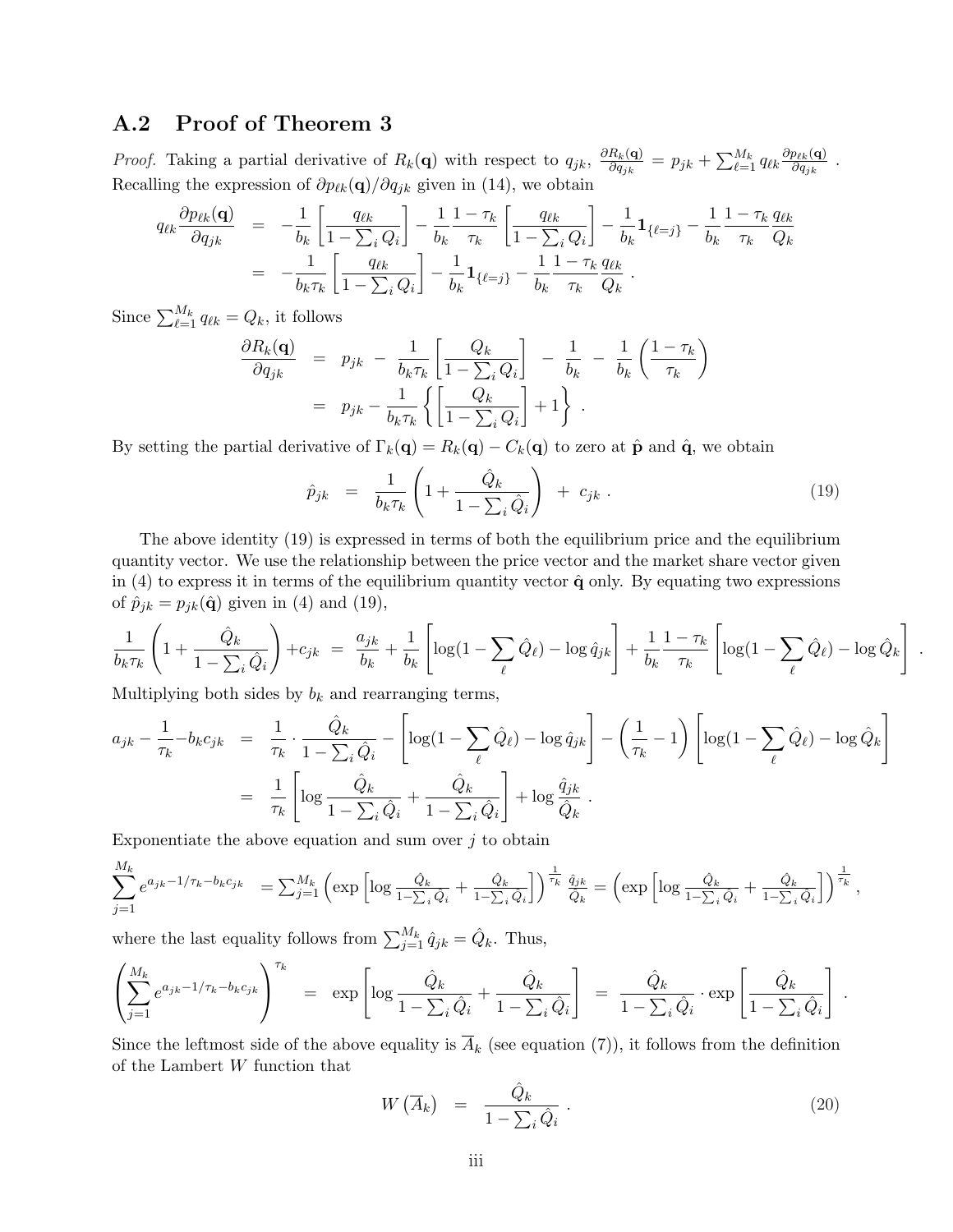## A.2 Proof of Theorem 3

*Proof.* Taking a partial derivative of $R_k(\mathbf{q})$ with respect to $q_{jk}$, $\frac{\partial R_k(\mathbf{q})}{\partial q_{jk}} = p_{jk} + \sum_{\ell=1}^{M_k} q_{\ell k} \frac{\partial p_{\ell k}(\mathbf{q})}{\partial q_{jk}}$. Recalling the expression of $\partial p_{\ell k}(\mathbf{q})/\partial q_{jk}$ given in (14), we obtain

$$
\begin{aligned}
q_{\ell k} \frac{\partial p_{\ell k}(\mathbf{q})}{\partial q_{jk}} &= -\frac{1}{b_k}\left[\frac{q_{\ell k}}{1-\sum_i Q_i}\right] - \frac{1}{b_k}\frac{1-\tau_k}{\tau_k}\left[\frac{q_{\ell k}}{1-\sum_i Q_i}\right] - \frac{1}{b_k}\mathbf{1}_{\{\ell=j\}} - \frac{1}{b_k}\frac{1-\tau_k}{\tau_k}\frac{q_{\ell k}}{Q_k} \\
&= -\frac{1}{b_k \tau_k}\left[\frac{q_{\ell k}}{1-\sum_i Q_i}\right] - \frac{1}{b_k}\mathbf{1}_{\{\ell=j\}} - \frac{1}{b_k}\frac{1-\tau_k}{\tau_k}\frac{q_{\ell k}}{Q_k} \,.
\end{aligned}
$$

Since $\sum_{\ell=1}^{M_k} q_{\ell k} = Q_k$, it follows

$$
\begin{aligned}
\frac{\partial R_k(\mathbf{q})}{\partial q_{jk}} &= p_{jk} - \frac{1}{b_k \tau_k}\left[\frac{Q_k}{1-\sum_i Q_i}\right] - \frac{1}{b_k} - \frac{1}{b_k}\left(\frac{1-\tau_k}{\tau_k}\right) \\
&= p_{jk} - \frac{1}{b_k \tau_k}\left\{\left[\frac{Q_k}{1-\sum_i Q_i}\right] + 1\right\} \,.
\end{aligned}
$$

By setting the partial derivative of $\Gamma_k(\mathbf{q}) = R_k(\mathbf{q}) - C_k(\mathbf{q})$ to zero at $\hat{\mathbf{p}}$ and $\hat{\mathbf{q}}$, we obtain

$$
\hat{p}_{jk} = \frac{1}{b_k \tau_k}\left(1 + \frac{\hat{Q}_k}{1-\sum_i \hat{Q}_i}\right) + c_{jk} \,. \tag{19}
$$

The above identity (19) is expressed in terms of both the equilibrium price and the equilibrium quantity vector. We use the relationship between the price vector and the market share vector given in (4) to express it in terms of the equilibrium quantity vector $\hat{\mathbf{q}}$ only. By equating two expressions of $\hat{p}_{jk} = p_{jk}(\hat{\mathbf{q}})$ given in (4) and (19),

$$
\frac{1}{b_k \tau_k}\left(1 + \frac{\hat{Q}_k}{1-\sum_i \hat{Q}_i}\right) + c_{jk} = \frac{a_{jk}}{b_k} + \frac{1}{b_k}\left[\log(1-\sum_\ell \hat{Q}_\ell) - \log \hat{q}_{jk}\right] + \frac{1}{b_k}\frac{1-\tau_k}{\tau_k}\left[\log(1-\sum_\ell \hat{Q}_\ell) - \log \hat{Q}_k\right] .
$$

Multiplying both sides by $b_k$ and rearranging terms,

$$
\begin{aligned}
a_{jk} - \frac{1}{\tau_k} - b_k c_{jk} &= \frac{1}{\tau_k}\cdot\frac{\hat{Q}_k}{1-\sum_i \hat{Q}_i} - \left[\log(1-\sum_\ell \hat{Q}_\ell) - \log \hat{q}_{jk}\right] - \left(\frac{1}{\tau_k} - 1\right)\left[\log(1-\sum_\ell \hat{Q}_\ell) - \log \hat{Q}_k\right] \\
&= \frac{1}{\tau_k}\left[\log\frac{\hat{Q}_k}{1-\sum_i \hat{Q}_i} + \frac{\hat{Q}_k}{1-\sum_i \hat{Q}_i}\right] + \log\frac{\hat{q}_{jk}}{\hat{Q}_k} \,.
\end{aligned}
$$

Exponentiate the above equation and sum over $j$ to obtain

$$
\sum_{j=1}^{M_k} e^{a_{jk} - 1/\tau_k - b_k c_{jk}} = \sum_{j=1}^{M_k}\left(\exp\left[\log\frac{\hat{Q}_k}{1-\sum_i \hat{Q}_i} + \frac{\hat{Q}_k}{1-\sum_i \hat{Q}_i}\right]\right)^{\frac{1}{\tau_k}}\frac{\hat{q}_{jk}}{\hat{Q}_k} = \left(\exp\left[\log\frac{\hat{Q}_k}{1-\sum_i \hat{Q}_i} + \frac{\hat{Q}_k}{1-\sum_i \hat{Q}_i}\right]\right)^{\frac{1}{\tau_k}},
$$

where the last equality follows from $\sum_{j=1}^{M_k} \hat{q}_{jk} = \hat{Q}_k$. Thus,

$$
\left(\sum_{j=1}^{M_k} e^{a_{jk} - 1/\tau_k - b_k c_{jk}}\right)^{\tau_k} = \exp\left[\log\frac{\hat{Q}_k}{1-\sum_i \hat{Q}_i} + \frac{\hat{Q}_k}{1-\sum_i \hat{Q}_i}\right] = \frac{\hat{Q}_k}{1-\sum_i \hat{Q}_i}\cdot\exp\left[\frac{\hat{Q}_k}{1-\sum_i \hat{Q}_i}\right] .
$$

Since the leftmost side of the above equality is $\overline{A}_k$ (see equation (7)), it follows from the definition of the Lambert $W$ function that

$$
W\left(\overline{A}_k\right) = \frac{\hat{Q}_k}{1-\sum_i \hat{Q}_i} \,. \tag{20}
$$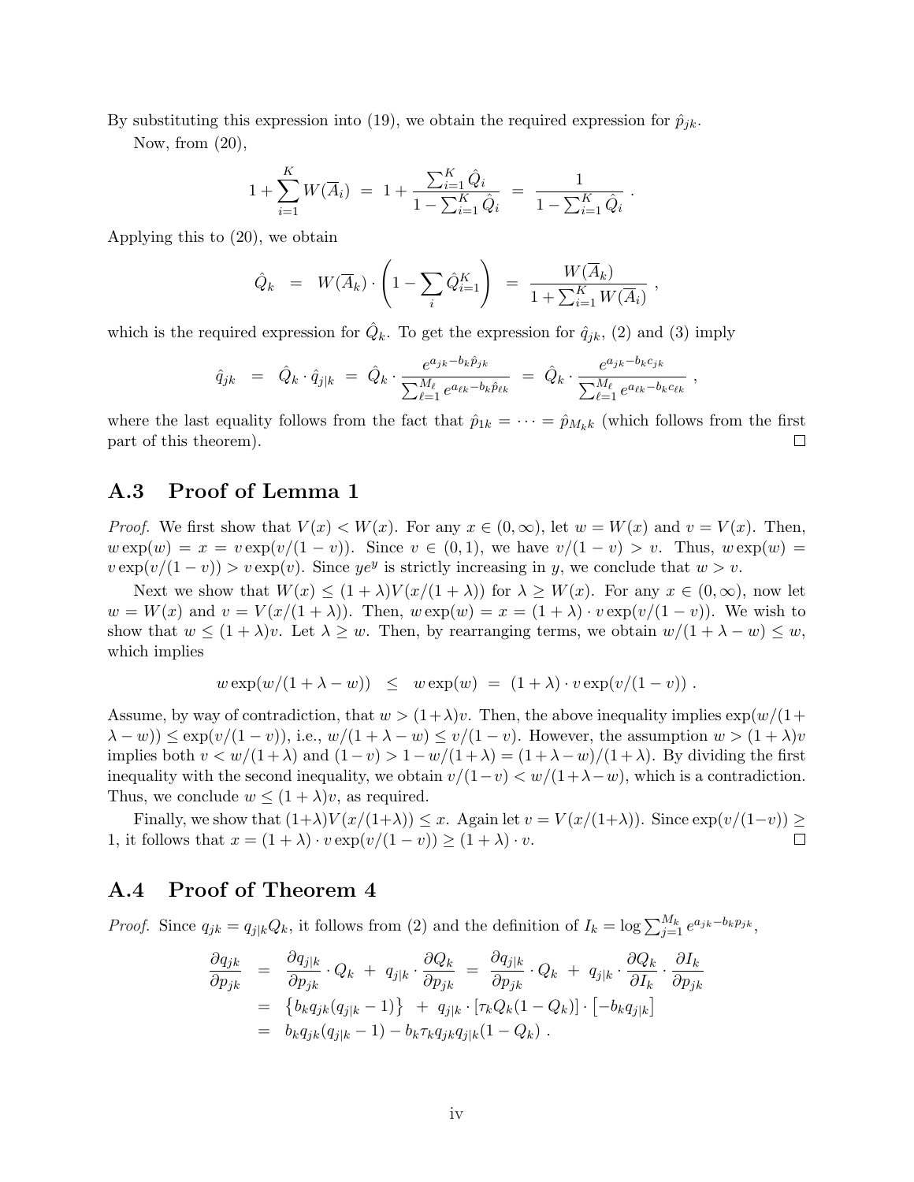By substituting this expression into (19), we obtain the required expression for $\hat{p}_{jk}$.

Now, from (20),

$$1 + \sum_{i=1}^{K} W(\overline{A}_i) \;=\; 1 + \frac{\sum_{i=1}^{K} \hat{Q}_i}{1 - \sum_{i=1}^{K} \hat{Q}_i} \;=\; \frac{1}{1 - \sum_{i=1}^{K} \hat{Q}_i} \;.$$

Applying this to (20), we obtain

$$\hat{Q}_k \;=\; W(\overline{A}_k) \cdot \left( 1 - \sum_i \hat{Q}_{i=1}^{K} \right) \;=\; \frac{W(\overline{A}_k)}{1 + \sum_{i=1}^{K} W(\overline{A}_i)} \;,$$

which is the required expression for $\hat{Q}_k$. To get the expression for $\hat{q}_{jk}$, (2) and (3) imply

$$\hat{q}_{jk} \;=\; \hat{Q}_k \cdot \hat{q}_{j|k} \;=\; \hat{Q}_k \cdot \frac{e^{a_{jk} - b_k \hat{p}_{jk}}}{\sum_{\ell=1}^{M_\ell} e^{a_{\ell k} - b_k \hat{p}_{\ell k}}} \;=\; \hat{Q}_k \cdot \frac{e^{a_{jk} - b_k c_{jk}}}{\sum_{\ell=1}^{M_\ell} e^{a_{\ell k} - b_k c_{\ell k}}} \;,$$

where the last equality follows from the fact that $\hat{p}_{1k} = \cdots = \hat{p}_{M_k k}$ (which follows from the first part of this theorem). □

## A.3 Proof of Lemma 1

*Proof.* We first show that $V(x) < W(x)$. For any $x \in (0, \infty)$, let $w = W(x)$ and $v = V(x)$. Then, $w \exp(w) = x = v \exp(v/(1-v))$. Since $v \in (0,1)$, we have $v/(1-v) > v$. Thus, $w \exp(w) = v \exp(v/(1-v)) > v \exp(v)$. Since $y e^y$ is strictly increasing in $y$, we conclude that $w > v$.

Next we show that $W(x) \leq (1+\lambda) V(x/(1+\lambda))$ for $\lambda \geq W(x)$. For any $x \in (0, \infty)$, now let $w = W(x)$ and $v = V(x/(1+\lambda))$. Then, $w \exp(w) = x = (1+\lambda) \cdot v \exp(v/(1-v))$. We wish to show that $w \leq (1+\lambda) v$. Let $\lambda \geq w$. Then, by rearranging terms, we obtain $w/(1+\lambda-w) \leq w$, which implies

$$w \exp(w/(1+\lambda-w)) \;\;\leq\;\; w \exp(w) \;=\; (1+\lambda) \cdot v \exp(v/(1-v)) \;.$$

Assume, by way of contradiction, that $w > (1+\lambda) v$. Then, the above inequality implies $\exp(w/(1+\lambda-w)) \leq \exp(v/(1-v))$, i.e., $w/(1+\lambda-w) \leq v/(1-v)$. However, the assumption $w > (1+\lambda)v$ implies both $v < w/(1+\lambda)$ and $(1-v) > 1 - w/(1+\lambda) = (1+\lambda-w)/(1+\lambda)$. By dividing the first inequality with the second inequality, we obtain $v/(1-v) < w/(1+\lambda-w)$, which is a contradiction. Thus, we conclude $w \leq (1+\lambda) v$, as required.

Finally, we show that $(1+\lambda) V(x/(1+\lambda)) \leq x$. Again let $v = V(x/(1+\lambda))$. Since $\exp(v/(1-v)) \geq 1$, it follows that $x = (1+\lambda) \cdot v \exp(v/(1-v)) \geq (1+\lambda) \cdot v$. □

## A.4 Proof of Theorem 4

*Proof.* Since $q_{jk} = q_{j|k} Q_k$, it follows from (2) and the definition of $I_k = \log \sum_{j=1}^{M_k} e^{a_{jk} - b_k p_{jk}}$,

$$\begin{aligned}
\frac{\partial q_{jk}}{\partial p_{jk}} \;&=\; \frac{\partial q_{j|k}}{\partial p_{jk}} \cdot Q_k \;+\; q_{j|k} \cdot \frac{\partial Q_k}{\partial p_{jk}} \;=\; \frac{\partial q_{j|k}}{\partial p_{jk}} \cdot Q_k \;+\; q_{j|k} \cdot \frac{\partial Q_k}{\partial I_k} \cdot \frac{\partial I_k}{\partial p_{jk}} \\
&=\; \left\{ b_k q_{jk} (q_{j|k} - 1) \right\} \;+\; q_{j|k} \cdot \left[ \tau_k Q_k (1 - Q_k) \right] \cdot \left[ -b_k q_{j|k} \right] \\
&=\; b_k q_{jk} (q_{j|k} - 1) - b_k \tau_k q_{jk} q_{j|k} (1 - Q_k) \;.
\end{aligned}$$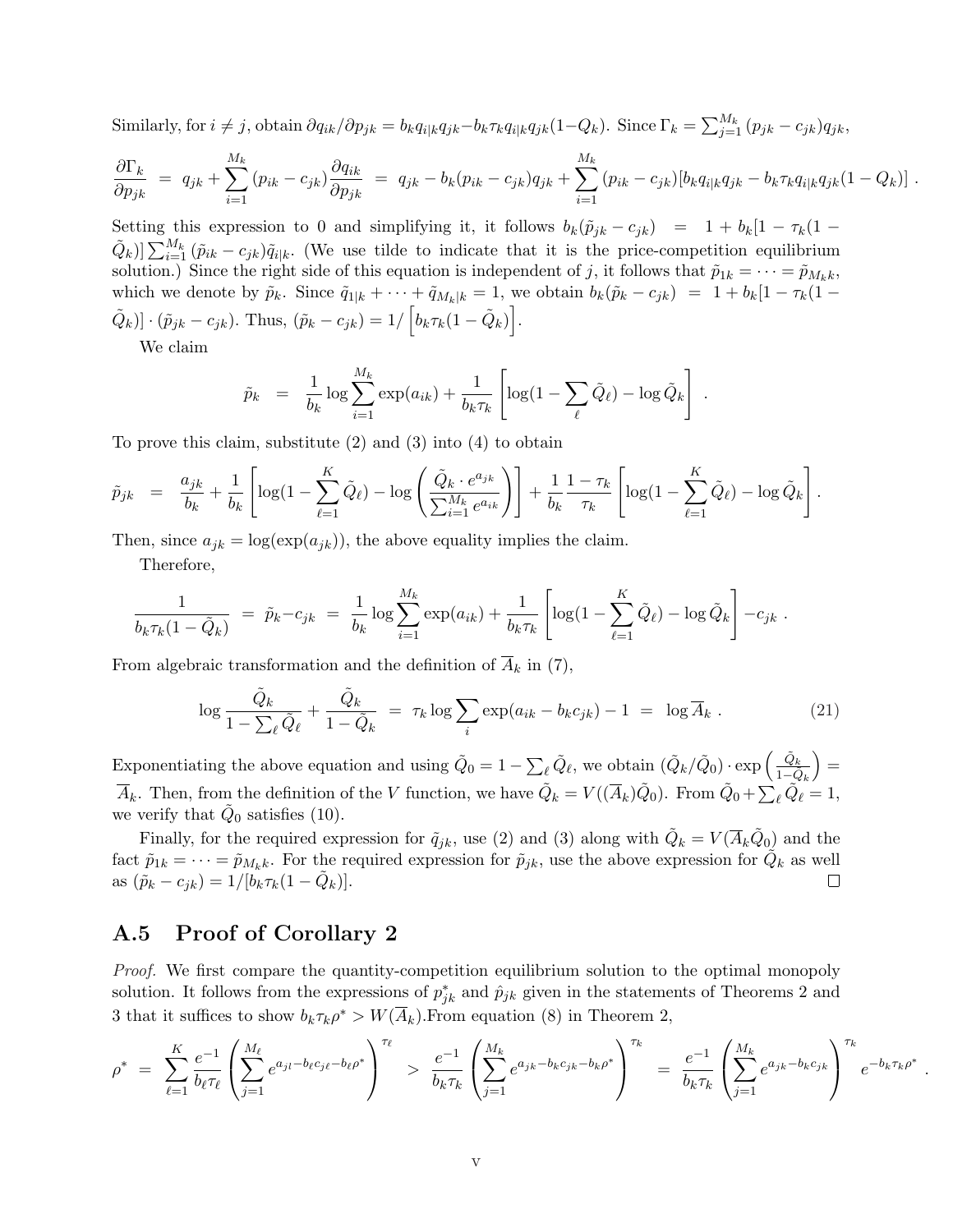Similarly, for $i \neq j$, obtain $\partial q_{ik}/\partial p_{jk} = b_k q_{i|k} q_{jk} - b_k \tau_k q_{i|k} q_{jk}(1-Q_k)$. Since $\Gamma_k = \sum_{j=1}^{M_k}(p_{jk} - c_{jk})q_{jk}$,

$$\frac{\partial \Gamma_k}{\partial p_{jk}} \;=\; q_{jk} + \sum_{i=1}^{M_k}(p_{ik}-c_{jk})\frac{\partial q_{ik}}{\partial p_{jk}} \;=\; q_{jk} - b_k(p_{jk}-c_{jk})q_{jk} + \sum_{i=1}^{M_k}(p_{ik}-c_{jk})[b_k q_{i|k} q_{jk} - b_k\tau_k q_{i|k} q_{jk}(1-Q_k)]\;.$$

Setting this expression to 0 and simplifying it, it follows $b_k(\tilde{p}_{jk} - c_{jk}) \;=\; 1 + b_k[1-\tau_k(1-\tilde{Q}_k)]\sum_{i=1}^{M_k}(\tilde{p}_{ik}-c_{jk})\tilde{q}_{i|k}$. (We use tilde to indicate that it is the price-competition equilibrium solution.) Since the right side of this equation is independent of $j$, it follows that $\tilde{p}_{1k} = \cdots = \tilde{p}_{M_k k}$, which we denote by $\tilde{p}_k$. Since $\tilde{q}_{1|k} + \cdots + \tilde{q}_{M_k|k} = 1$, we obtain $b_k(\tilde{p}_k - c_{jk}) \;=\; 1 + b_k[1-\tau_k(1-\tilde{Q}_k)]\cdot(\tilde{p}_{jk} - c_{jk})$. Thus, $(\tilde{p}_k - c_{jk}) = 1/\left[b_k\tau_k(1-\tilde{Q}_k)\right]$.

We claim

$$\tilde{p}_k \;=\; \frac{1}{b_k}\log\sum_{i=1}^{M_k}\exp(a_{ik}) + \frac{1}{b_k\tau_k}\left[\log(1-\sum_{\ell}\tilde{Q}_\ell) - \log\tilde{Q}_k\right]\;.$$

To prove this claim, substitute (2) and (3) into (4) to obtain

$$\tilde{p}_{jk} \;=\; \frac{a_{jk}}{b_k} + \frac{1}{b_k}\left[\log(1-\sum_{\ell=1}^{K}\tilde{Q}_\ell) - \log\left(\frac{\tilde{Q}_k\cdot e^{a_{jk}}}{\sum_{i=1}^{M_k}e^{a_{ik}}}\right)\right] + \frac{1}{b_k}\frac{1-\tau_k}{\tau_k}\left[\log(1-\sum_{\ell=1}^{K}\tilde{Q}_\ell) - \log\tilde{Q}_k\right].$$

Then, since $a_{jk} = \log(\exp(a_{jk}))$, the above equality implies the claim.

Therefore,

$$\frac{1}{b_k\tau_k(1-\tilde{Q}_k)} \;=\; \tilde{p}_k - c_{jk} \;=\; \frac{1}{b_k}\log\sum_{i=1}^{M_k}\exp(a_{ik}) + \frac{1}{b_k\tau_k}\left[\log(1-\sum_{\ell=1}^{K}\tilde{Q}_\ell) - \log\tilde{Q}_k\right] - c_{jk}\;.$$

From algebraic transformation and the definition of $\overline{A}_k$ in (7),

$$\log\frac{\tilde{Q}_k}{1-\sum_\ell\tilde{Q}_\ell} + \frac{\tilde{Q}_k}{1-\tilde{Q}_k} \;=\; \tau_k\log\sum_i\exp(a_{ik}-b_kc_{jk}) - 1 \;=\; \log\overline{A}_k\;. \tag{21}$$

Exponentiating the above equation and using $\tilde{Q}_0 = 1-\sum_\ell\tilde{Q}_\ell$, we obtain $(\tilde{Q}_k/\tilde{Q}_0)\cdot\exp\left(\frac{\tilde{Q}_k}{1-\tilde{Q}_k}\right) = \overline{A}_k$. Then, from the definition of the $V$ function, we have $\tilde{Q}_k = V((\overline{A}_k)\tilde{Q}_0)$. From $\tilde{Q}_0 + \sum_\ell\tilde{Q}_\ell = 1$, we verify that $\tilde{Q}_0$ satisfies (10).

Finally, for the required expression for $\tilde{q}_{jk}$, use (2) and (3) along with $\tilde{Q}_k = V(\overline{A}_k\tilde{Q}_0)$ and the fact $\tilde{p}_{1k} = \cdots = \tilde{p}_{M_k k}$. For the required expression for $\tilde{p}_{jk}$, use the above expression for $\tilde{Q}_k$ as well as $(\tilde{p}_k - c_{jk}) = 1/[b_k\tau_k(1-\tilde{Q}_k)]$. ☐

## A.5 Proof of Corollary 2

*Proof.* We first compare the quantity-competition equilibrium solution to the optimal monopoly solution. It follows from the expressions of $p^*_{jk}$ and $\hat{p}_{jk}$ given in the statements of Theorems 2 and 3 that it suffices to show $b_k\tau_k\rho^* > W(\overline{A}_k)$.From equation (8) in Theorem 2,

$$\rho^* \;=\; \sum_{\ell=1}^{K}\frac{e^{-1}}{b_\ell\tau_\ell}\left(\sum_{j=1}^{M_\ell}e^{a_{jl}-b_\ell c_{j\ell}-b_\ell\rho^*}\right)^{\tau_\ell} \;>\; \frac{e^{-1}}{b_k\tau_k}\left(\sum_{j=1}^{M_k}e^{a_{jk}-b_kc_{jk}-b_k\rho^*}\right)^{\tau_k} \;=\; \frac{e^{-1}}{b_k\tau_k}\left(\sum_{j=1}^{M_k}e^{a_{jk}-b_kc_{jk}}\right)^{\tau_k}e^{-b_k\tau_k\rho^*}\;.$$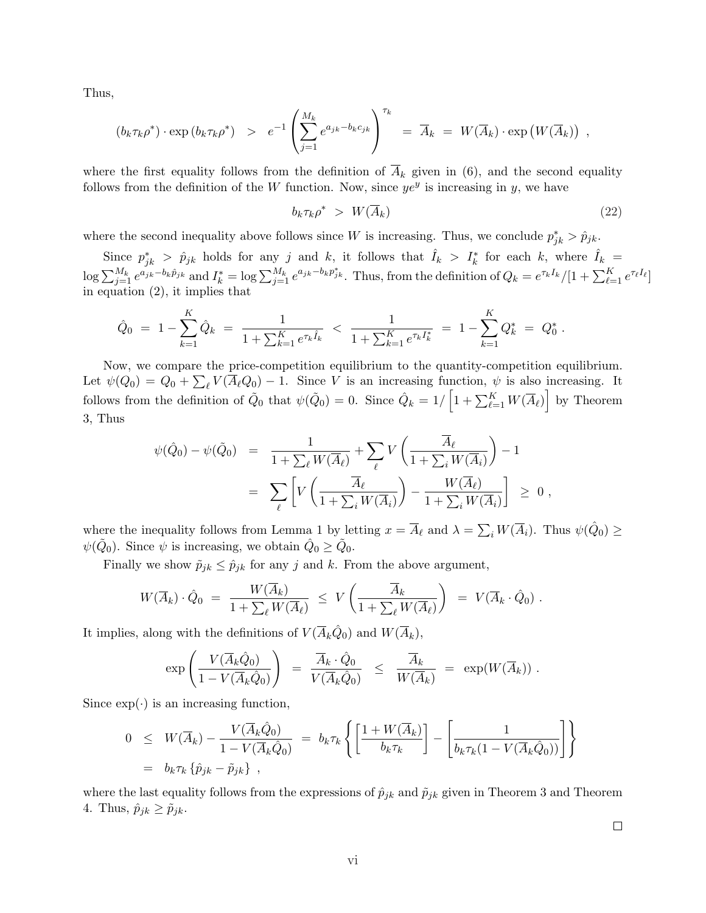Thus,

$$(b_k \tau_k \rho^*) \cdot \exp(b_k \tau_k \rho^*) \;\; > \;\; e^{-1} \left( \sum_{j=1}^{M_k} e^{a_{jk} - b_k c_{jk}} \right)^{\tau_k} \;\; = \;\; \overline{A}_k \;\; = \;\; W(\overline{A}_k) \cdot \exp\big(W(\overline{A}_k)\big) \;\; ,$$

where the first equality follows from the definition of $\overline{A}_k$ given in (6), and the second equality follows from the definition of the $W$ function. Now, since $ye^y$ is increasing in $y$, we have

$$b_k \tau_k \rho^* \;\; > \;\; W(\overline{A}_k) \tag{22}$$

where the second inequality above follows since $W$ is increasing. Thus, we conclude $p^*_{jk} > \hat{p}_{jk}$.

Since $p^*_{jk} > \hat{p}_{jk}$ holds for any $j$ and $k$, it follows that $\hat{I}_k > I^*_k$ for each $k$, where $\hat{I}_k = \log \sum_{j=1}^{M_k} e^{a_{jk} - b_k \hat{p}_{jk}}$ and $I^*_k = \log \sum_{j=1}^{M_k} e^{a_{jk} - b_k p^*_{jk}}$. Thus, from the definition of $Q_k = e^{\tau_k I_k}/[1 + \sum_{\ell=1}^K e^{\tau_\ell I_\ell}]$ in equation (2), it implies that

$$\hat{Q}_0 \;=\; 1 - \sum_{k=1}^K \hat{Q}_k \;=\; \frac{1}{1 + \sum_{k=1}^K e^{\tau_k \hat{I}_k}} \;<\; \frac{1}{1 + \sum_{k=1}^K e^{\tau_k I^*_k}} \;=\; 1 - \sum_{k=1}^K Q^*_k \;=\; Q^*_0 \; .$$

Now, we compare the price-competition equilibrium to the quantity-competition equilibrium. Let $\psi(Q_0) = Q_0 + \sum_\ell V(\overline{A}_\ell Q_0) - 1$. Since $V$ is an increasing function, $\psi$ is also increasing. It follows from the definition of $\tilde{Q}_0$ that $\psi(\tilde{Q}_0) = 0$. Since $\hat{Q}_k = 1/\left[1 + \sum_{\ell=1}^K W(\overline{A}_\ell)\right]$ by Theorem 3, Thus

$$\begin{aligned} \psi(\hat{Q}_0) - \psi(\tilde{Q}_0) \;\; &= \;\; \frac{1}{1 + \sum_\ell W(\overline{A}_\ell)} + \sum_\ell V\left(\frac{\overline{A}_\ell}{1 + \sum_i W(\overline{A}_i)}\right) - 1 \\ &= \;\; \sum_\ell \left[ V\left(\frac{\overline{A}_\ell}{1 + \sum_i W(\overline{A}_i)}\right) - \frac{W(\overline{A}_\ell)}{1 + \sum_i W(\overline{A}_i)} \right] \;\; \geq \;\; 0 \; , \end{aligned}$$

where the inequality follows from Lemma 1 by letting $x = \overline{A}_\ell$ and $\lambda = \sum_i W(\overline{A}_i)$. Thus $\psi(\hat{Q}_0) \geq \psi(\tilde{Q}_0)$. Since $\psi$ is increasing, we obtain $\hat{Q}_0 \geq \tilde{Q}_0$.

Finally we show $\tilde{p}_{jk} \leq \hat{p}_{jk}$ for any $j$ and $k$. From the above argument,

$$W(\overline{A}_k) \cdot \hat{Q}_0 \;\; = \;\; \frac{W(\overline{A}_k)}{1 + \sum_\ell W(\overline{A}_\ell)} \;\; \leq \;\; V\left(\frac{\overline{A}_k}{1 + \sum_\ell W(\overline{A}_\ell)}\right) \;\; = \;\; V(\overline{A}_k \cdot \hat{Q}_0) \; .$$

It implies, along with the definitions of $V(\overline{A}_k \hat{Q}_0)$ and $W(\overline{A}_k)$,

$$\exp\left(\frac{V(\overline{A}_k \hat{Q}_0)}{1 - V(\overline{A}_k \hat{Q}_0)}\right) \;\; = \;\; \frac{\overline{A}_k \cdot \hat{Q}_0}{V(\overline{A}_k \hat{Q}_0)} \;\; \leq \;\; \frac{\overline{A}_k}{W(\overline{A}_k)} \;\; = \;\; \exp(W(\overline{A}_k)) \; .$$

Since $\exp(\cdot)$ is an increasing function,

$$\begin{aligned} 0 \;\; &\leq \;\; W(\overline{A}_k) - \frac{V(\overline{A}_k \hat{Q}_0)}{1 - V(\overline{A}_k \hat{Q}_0)} \;\; = \;\; b_k \tau_k \left\{ \left[\frac{1 + W(\overline{A}_k)}{b_k \tau_k}\right] - \left[\frac{1}{b_k \tau_k (1 - V(\overline{A}_k \hat{Q}_0))}\right] \right\} \\ &= \;\; b_k \tau_k \left\{ \hat{p}_{jk} - \tilde{p}_{jk} \right\} \;\; , \end{aligned}$$

where the last equality follows from the expressions of $\hat{p}_{jk}$ and $\tilde{p}_{jk}$ given in Theorem 3 and Theorem 4. Thus, $\hat{p}_{jk} \geq \tilde{p}_{jk}$.

□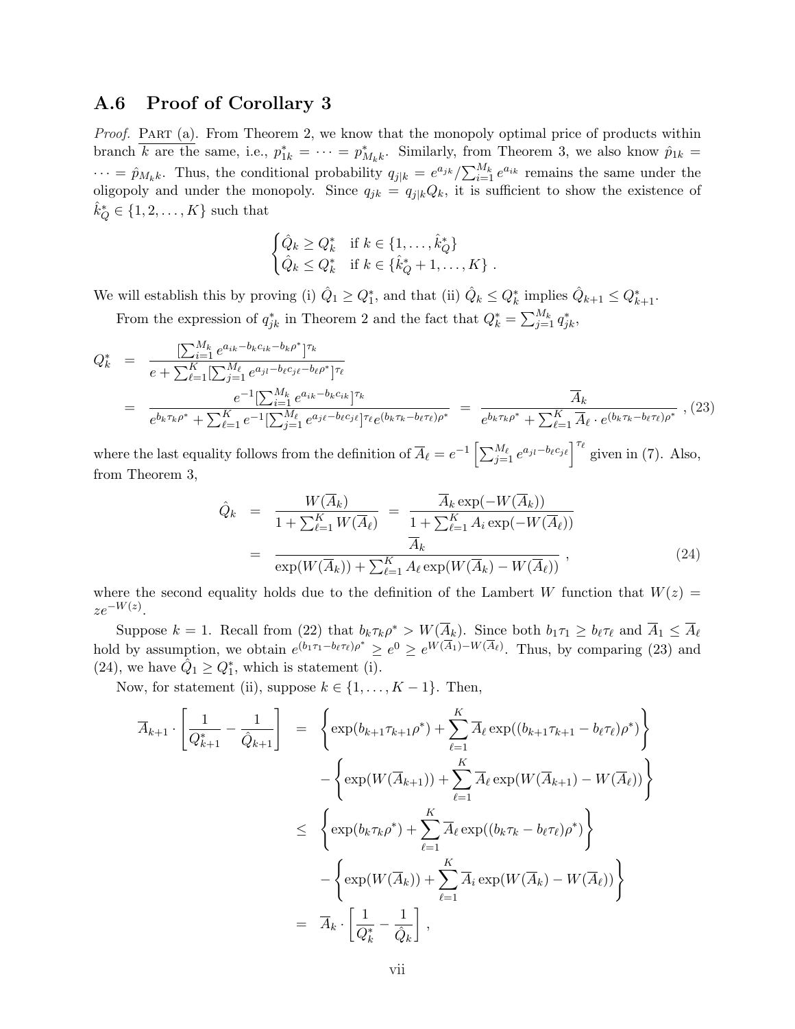## A.6 Proof of Corollary 3

*Proof.* Part (a). From Theorem 2, we know that the monopoly optimal price of products within branch $k$ are the same, i.e., $p^*_{1k} = \cdots = p^*_{M_k k}$. Similarly, from Theorem 3, we also know $\hat{p}_{1k} = \cdots = \hat{p}_{M_k k}$. Thus, the conditional probability $q_{j|k} = e^{a_{jk}} / \sum_{i=1}^{M_k} e^{a_{ik}}$ remains the same under the oligopoly and under the monopoly. Since $q_{jk} = q_{j|k} Q_k$, it is sufficient to show the existence of $\hat{k}^*_Q \in \{1, 2, \ldots, K\}$ such that

$$
\begin{cases}
\hat{Q}_k \geq Q^*_k & \text{if } k \in \{1, \ldots, \hat{k}^*_Q\} \\
\hat{Q}_k \leq Q^*_k & \text{if } k \in \{\hat{k}^*_Q + 1, \ldots, K\}\ .
\end{cases}
$$

We will establish this by proving (i) $\hat{Q}_1 \geq Q^*_1$, and that (ii) $\hat{Q}_k \leq Q^*_k$ implies $\hat{Q}_{k+1} \leq Q^*_{k+1}$.

From the expression of $q^*_{jk}$ in Theorem 2 and the fact that $Q^*_k = \sum_{j=1}^{M_k} q^*_{jk}$,

$$
\begin{aligned}
Q^*_k &= \frac{[\sum_{i=1}^{M_k} e^{a_{ik} - b_k c_{ik} - b_k \rho^*}]^{\tau_k}}{e + \sum_{\ell=1}^{K} [\sum_{j=1}^{M_\ell} e^{a_{j\ell} - b_\ell c_{j\ell} - b_\ell \rho^*}]^{\tau_\ell}} \\
&= \frac{e^{-1} [\sum_{i=1}^{M_k} e^{a_{ik} - b_k c_{ik}}]^{\tau_k}}{e^{b_k \tau_k \rho^*} + \sum_{\ell=1}^{K} e^{-1} [\sum_{j=1}^{M_\ell} e^{a_{j\ell} - b_\ell c_{j\ell}}]^{\tau_\ell} e^{(b_k \tau_k - b_\ell \tau_\ell)\rho^*}} = \frac{\overline{A}_k}{e^{b_k \tau_k \rho^*} + \sum_{\ell=1}^{K} \overline{A}_\ell \cdot e^{(b_k \tau_k - b_\ell \tau_\ell)\rho^*}}\ , \quad (23)
\end{aligned}
$$

where the last equality follows from the definition of $\overline{A}_\ell = e^{-1} \left[ \sum_{j=1}^{M_\ell} e^{a_{jl} - b_\ell c_{j\ell}} \right]^{\tau_\ell}$ given in (7). Also, from Theorem 3,

$$
\begin{aligned}
\hat{Q}_k &= \frac{W(\overline{A}_k)}{1 + \sum_{\ell=1}^{K} W(\overline{A}_\ell)} = \frac{\overline{A}_k \exp(-W(\overline{A}_k))}{1 + \sum_{\ell=1}^{K} A_i \exp(-W(\overline{A}_\ell))} \\
&= \frac{\overline{A}_k}{\exp(W(\overline{A}_k)) + \sum_{\ell=1}^{K} A_\ell \exp(W(\overline{A}_k) - W(\overline{A}_\ell))}\ , \quad (24)
\end{aligned}
$$

where the second equality holds due to the definition of the Lambert $W$ function that $W(z) = z e^{-W(z)}$.

Suppose $k = 1$. Recall from (22) that $b_k \tau_k \rho^* > W(\overline{A}_k)$. Since both $b_1 \tau_1 \geq b_\ell \tau_\ell$ and $\overline{A}_1 \leq \overline{A}_\ell$ hold by assumption, we obtain $e^{(b_1 \tau_1 - b_\ell \tau_\ell)\rho^*} \geq e^0 \geq e^{W(\overline{A}_1) - W(\overline{A}_\ell)}$. Thus, by comparing (23) and (24), we have $\hat{Q}_1 \geq Q^*_1$, which is statement (i).

Now, for statement (ii), suppose $k \in \{1, \ldots, K-1\}$. Then,

$$
\begin{aligned}
\overline{A}_{k+1} \cdot \left[ \frac{1}{Q^*_{k+1}} - \frac{1}{\hat{Q}_{k+1}} \right] &= \left\{ \exp(b_{k+1} \tau_{k+1} \rho^*) + \sum_{\ell=1}^{K} \overline{A}_\ell \exp((b_{k+1} \tau_{k+1} - b_\ell \tau_\ell)\rho^*) \right\} \\
&\quad - \left\{ \exp(W(\overline{A}_{k+1})) + \sum_{\ell=1}^{K} \overline{A}_\ell \exp(W(\overline{A}_{k+1}) - W(\overline{A}_\ell)) \right\} \\
&\leq \left\{ \exp(b_k \tau_k \rho^*) + \sum_{\ell=1}^{K} \overline{A}_\ell \exp((b_k \tau_k - b_\ell \tau_\ell)\rho^*) \right\} \\
&\quad - \left\{ \exp(W(\overline{A}_k)) + \sum_{\ell=1}^{K} \overline{A}_i \exp(W(\overline{A}_k) - W(\overline{A}_\ell)) \right\} \\
&= \overline{A}_k \cdot \left[ \frac{1}{Q^*_k} - \frac{1}{\hat{Q}_k} \right]\ ,
\end{aligned}
$$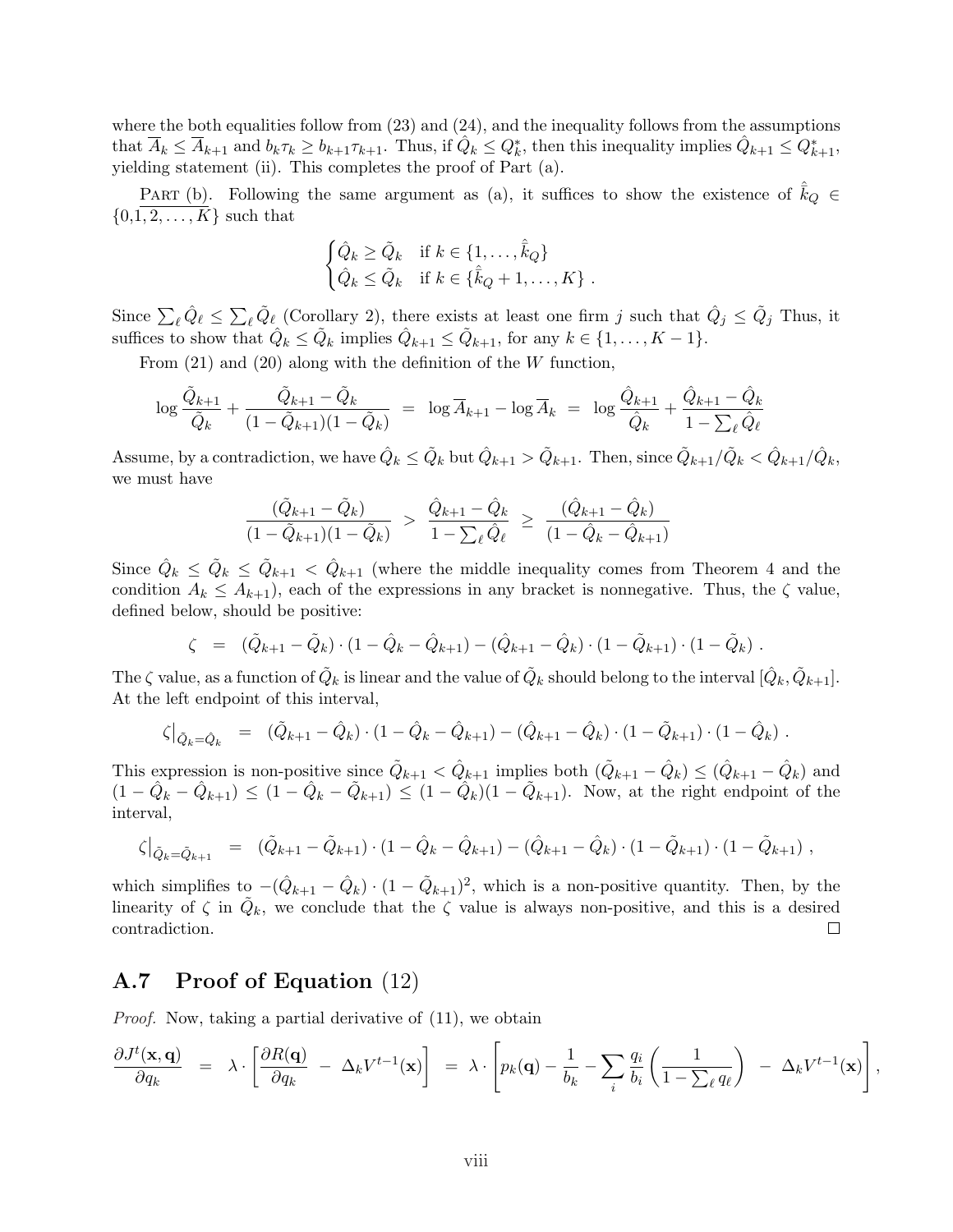where the both equalities follow from (23) and (24), and the inequality follows from the assumptions that $\overline{A}_k \leq \overline{A}_{k+1}$ and $b_k\tau_k \geq b_{k+1}\tau_{k+1}$. Thus, if $\hat{Q}_k \leq Q^*_k$, then this inequality implies $\hat{Q}_{k+1} \leq Q^*_{k+1}$, yielding statement (ii). This completes the proof of Part (a).

Part (b). Following the same argument as (a), it suffices to show the existence of $\hat{\tilde{k}}_Q \in \{0, 1, 2, \ldots, K\}$ such that

$$\begin{cases} \hat{Q}_k \geq \tilde{Q}_k & \text{if } k \in \{1, \ldots, \hat{\tilde{k}}_Q\} \\ \hat{Q}_k \leq \tilde{Q}_k & \text{if } k \in \{\hat{\tilde{k}}_Q + 1, \ldots, K\} \ . \end{cases}$$

Since $\sum_\ell \hat{Q}_\ell \leq \sum_\ell \tilde{Q}_\ell$ (Corollary 2), there exists at least one firm $j$ such that $\hat{Q}_j \leq \tilde{Q}_j$ Thus, it suffices to show that $\hat{Q}_k \leq \tilde{Q}_k$ implies $\hat{Q}_{k+1} \leq \tilde{Q}_{k+1}$, for any $k \in \{1, \ldots, K-1\}$.

From (21) and (20) along with the definition of the $W$ function,

$$\log \frac{\tilde{Q}_{k+1}}{\tilde{Q}_k} + \frac{\tilde{Q}_{k+1} - \tilde{Q}_k}{(1 - \tilde{Q}_{k+1})(1 - \tilde{Q}_k)} \;=\; \log \overline{A}_{k+1} - \log \overline{A}_k \;=\; \log \frac{\hat{Q}_{k+1}}{\hat{Q}_k} + \frac{\hat{Q}_{k+1} - \hat{Q}_k}{1 - \sum_\ell \hat{Q}_\ell}$$

Assume, by a contradiction, we have $\hat{Q}_k \leq \tilde{Q}_k$ but $\hat{Q}_{k+1} > \tilde{Q}_{k+1}$. Then, since $\tilde{Q}_{k+1}/\tilde{Q}_k < \hat{Q}_{k+1}/\hat{Q}_k$, we must have

$$\frac{(\tilde{Q}_{k+1} - \tilde{Q}_k)}{(1 - \tilde{Q}_{k+1})(1 - \tilde{Q}_k)} \;>\; \frac{\hat{Q}_{k+1} - \hat{Q}_k}{1 - \sum_\ell \hat{Q}_\ell} \;\geq\; \frac{(\hat{Q}_{k+1} - \hat{Q}_k)}{(1 - \hat{Q}_k - \hat{Q}_{k+1})}$$

Since $\hat{Q}_k \leq \tilde{Q}_k \leq \tilde{Q}_{k+1} < \hat{Q}_{k+1}$ (where the middle inequality comes from Theorem 4 and the condition $A_k \leq A_{k+1}$), each of the expressions in any bracket is nonnegative. Thus, the $\zeta$ value, defined below, should be positive:

$$\zeta \;=\; (\tilde{Q}_{k+1} - \tilde{Q}_k) \cdot (1 - \hat{Q}_k - \hat{Q}_{k+1}) - (\hat{Q}_{k+1} - \hat{Q}_k) \cdot (1 - \tilde{Q}_{k+1}) \cdot (1 - \tilde{Q}_k) \ .$$

The $\zeta$ value, as a function of $\tilde{Q}_k$ is linear and the value of $\tilde{Q}_k$ should belong to the interval $[\hat{Q}_k, \tilde{Q}_{k+1}]$. At the left endpoint of this interval,

$$\zeta\big|_{\tilde{Q}_k = \hat{Q}_k} \;=\; (\tilde{Q}_{k+1} - \hat{Q}_k) \cdot (1 - \hat{Q}_k - \hat{Q}_{k+1}) - (\hat{Q}_{k+1} - \hat{Q}_k) \cdot (1 - \tilde{Q}_{k+1}) \cdot (1 - \hat{Q}_k) \ .$$

This expression is non-positive since $\tilde{Q}_{k+1} < \hat{Q}_{k+1}$ implies both $(\tilde{Q}_{k+1} - \hat{Q}_k) \leq (\hat{Q}_{k+1} - \hat{Q}_k)$ and $(1 - \hat{Q}_k - \hat{Q}_{k+1}) \leq (1 - \hat{Q}_k - \tilde{Q}_{k+1}) \leq (1 - \hat{Q}_k)(1 - \tilde{Q}_{k+1})$. Now, at the right endpoint of the interval,

$$\zeta\big|_{\tilde{Q}_k = \tilde{Q}_{k+1}} \;=\; (\tilde{Q}_{k+1} - \tilde{Q}_{k+1}) \cdot (1 - \hat{Q}_k - \hat{Q}_{k+1}) - (\hat{Q}_{k+1} - \hat{Q}_k) \cdot (1 - \tilde{Q}_{k+1}) \cdot (1 - \tilde{Q}_{k+1}) \ ,$$

which simplifies to $-(\hat{Q}_{k+1} - \hat{Q}_k) \cdot (1 - \tilde{Q}_{k+1})^2$, which is a non-positive quantity. Then, by the linearity of $\zeta$ in $\tilde{Q}_k$, we conclude that the $\zeta$ value is always non-positive, and this is a desired contradiction. □

## A.7 Proof of Equation (12)

*Proof.* Now, taking a partial derivative of (11), we obtain

$$\frac{\partial J^t(\mathbf{x}, \mathbf{q})}{\partial q_k} \;=\; \lambda \cdot \left[ \frac{\partial R(\mathbf{q})}{\partial q_k} \;-\; \Delta_k V^{t-1}(\mathbf{x}) \right] \;=\; \lambda \cdot \left[ p_k(\mathbf{q}) - \frac{1}{b_k} - \sum_i \frac{q_i}{b_i} \left( \frac{1}{1 - \sum_\ell q_\ell} \right) \;-\; \Delta_k V^{t-1}(\mathbf{x}) \right],$$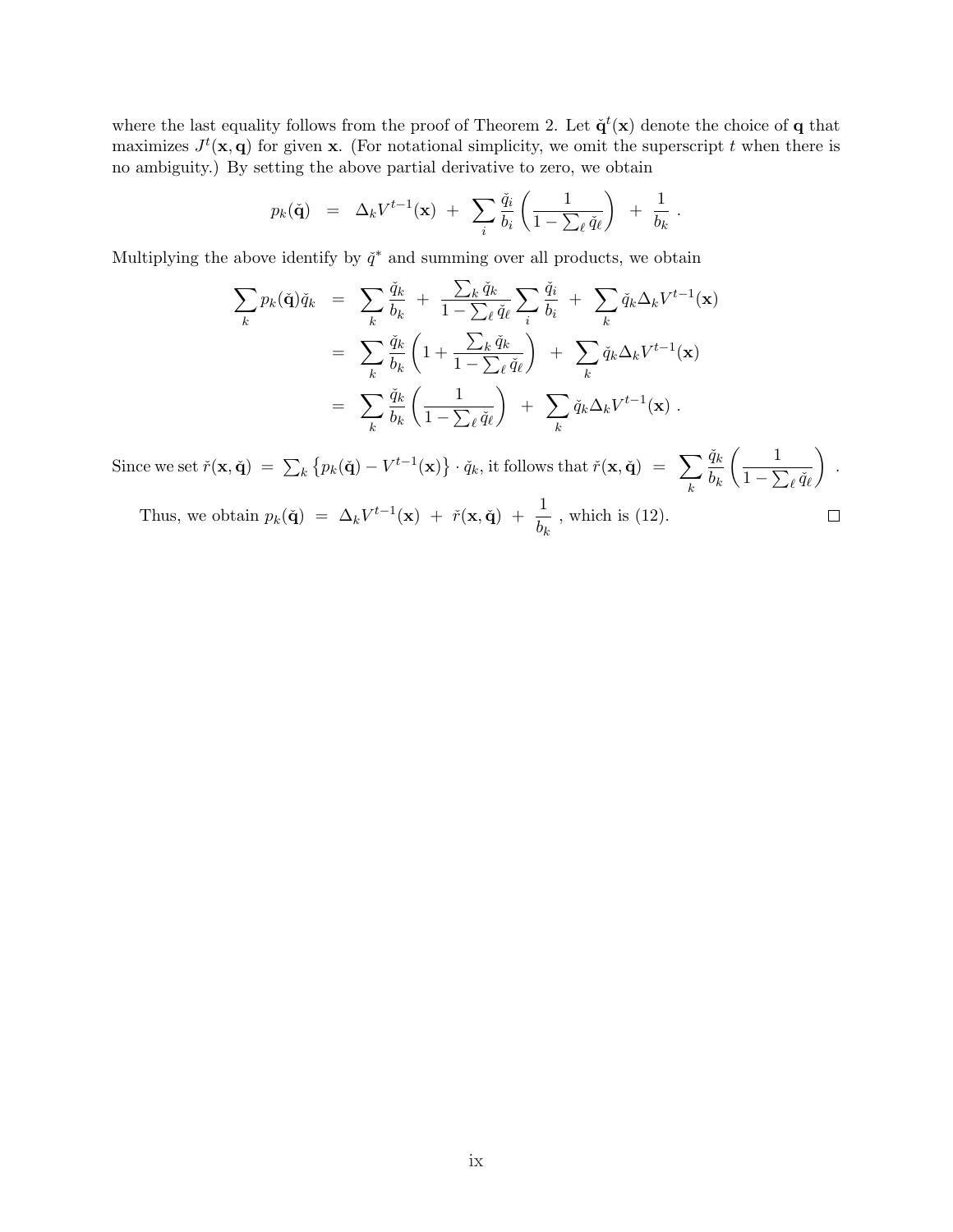where the last equality follows from the proof of Theorem 2. Let $\check{\mathbf{q}}^t(\mathbf{x})$ denote the choice of $\mathbf{q}$ that maximizes $J^t(\mathbf{x}, \mathbf{q})$ for given $\mathbf{x}$. (For notational simplicity, we omit the superscript $t$ when there is no ambiguity.) By setting the above partial derivative to zero, we obtain

$$p_k(\check{\mathbf{q}}) \;=\; \Delta_k V^{t-1}(\mathbf{x}) \;+\; \sum_i \frac{\check{q}_i}{b_i}\left(\frac{1}{1-\sum_\ell \check{q}_\ell}\right) \;+\; \frac{1}{b_k}\,.$$

Multiplying the above identify by $\check{q}^*$ and summing over all products, we obtain

$$\begin{aligned}
\sum_k p_k(\check{\mathbf{q}})\check{q}_k \;&=\; \sum_k \frac{\check{q}_k}{b_k} \;+\; \frac{\sum_k \check{q}_k}{1-\sum_\ell \check{q}_\ell}\sum_i \frac{\check{q}_i}{b_i} \;+\; \sum_k \check{q}_k \Delta_k V^{t-1}(\mathbf{x}) \\
&=\; \sum_k \frac{\check{q}_k}{b_k}\left(1+\frac{\sum_k \check{q}_k}{1-\sum_\ell \check{q}_\ell}\right) \;+\; \sum_k \check{q}_k \Delta_k V^{t-1}(\mathbf{x}) \\
&=\; \sum_k \frac{\check{q}_k}{b_k}\left(\frac{1}{1-\sum_\ell \check{q}_\ell}\right) \;+\; \sum_k \check{q}_k \Delta_k V^{t-1}(\mathbf{x})\,.
\end{aligned}$$

Since we set $\check{r}(\mathbf{x}, \check{\mathbf{q}}) \;=\; \sum_k \left\{p_k(\check{\mathbf{q}}) - V^{t-1}(\mathbf{x})\right\} \cdot \check{q}_k$, it follows that $\check{r}(\mathbf{x}, \check{\mathbf{q}}) \;=\; \displaystyle\sum_k \frac{\check{q}_k}{b_k}\left(\frac{1}{1-\sum_\ell \check{q}_\ell}\right)$.

Thus, we obtain $p_k(\check{\mathbf{q}}) \;=\; \Delta_k V^{t-1}(\mathbf{x}) \;+\; \check{r}(\mathbf{x}, \check{\mathbf{q}}) \;+\; \dfrac{1}{b_k}$, which is (12). □